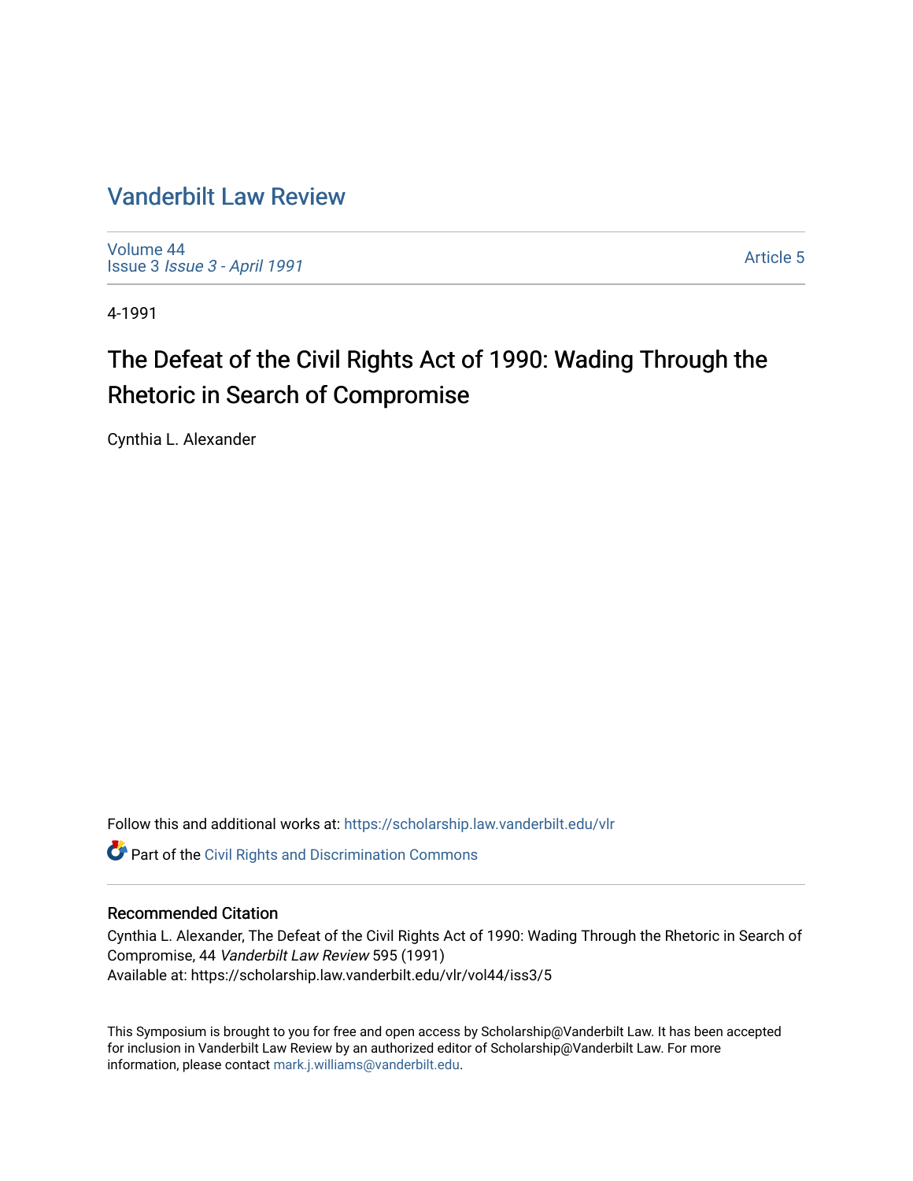# Vanderbilt Law Review

Volume 44
Issue 3 *Issue 3 - April 1991*

Article 5

4-1991

## The Defeat of the Civil Rights Act of 1990: Wading Through the Rhetoric in Search of Compromise

Cynthia L. Alexander

Follow this and additional works at: https://scholarship.law.vanderbilt.edu/vlr

Part of the Civil Rights and Discrimination Commons

### Recommended Citation

Cynthia L. Alexander, The Defeat of the Civil Rights Act of 1990: Wading Through the Rhetoric in Search of Compromise, 44 *Vanderbilt Law Review* 595 (1991)
Available at: https://scholarship.law.vanderbilt.edu/vlr/vol44/iss3/5

This Symposium is brought to you for free and open access by Scholarship@Vanderbilt Law. It has been accepted for inclusion in Vanderbilt Law Review by an authorized editor of Scholarship@Vanderbilt Law. For more information, please contact mark.j.williams@vanderbilt.edu.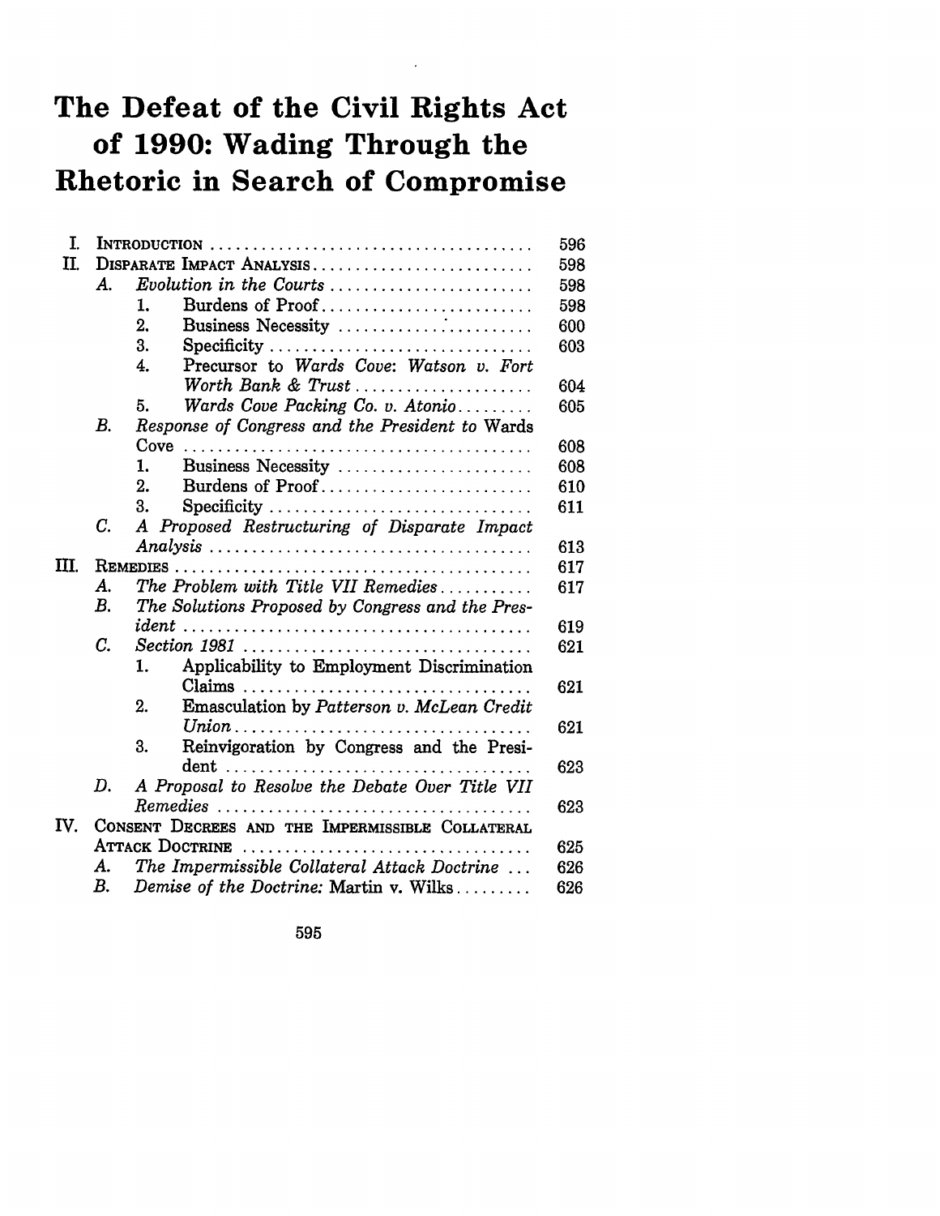# The Defeat of the Civil Rights Act of 1990: Wading Through the Rhetoric in Search of Compromise

| | | | | |
|---|---|---|---|---|
| I. | INTRODUCTION | | | 596 |
| II. | DISPARATE IMPACT ANALYSIS | | | 598 |
| | A. | *Evolution in the Courts* | | 598 |
| | | 1. | Burdens of Proof | 598 |
| | | 2. | Business Necessity | 600 |
| | | 3. | Specificity | 603 |
| | | 4. | Precursor to *Wards Cove*: *Watson v. Fort Worth Bank & Trust* | 604 |
| | | 5. | *Wards Cove Packing Co. v. Atonio* | 605 |
| | B. | *Response of Congress and the President to* Wards Cove | | 608 |
| | | 1. | Business Necessity | 608 |
| | | 2. | Burdens of Proof | 610 |
| | | 3. | Specificity | 611 |
| | C. | *A Proposed Restructuring of Disparate Impact Analysis* | | 613 |
| III. | REMEDIES | | | 617 |
| | A. | *The Problem with Title VII Remedies* | | 617 |
| | B. | *The Solutions Proposed by Congress and the President* | | 619 |
| | C. | *Section 1981* | | 621 |
| | | 1. | Applicability to Employment Discrimination Claims | 621 |
| | | 2. | Emasculation by *Patterson v. McLean Credit Union* | 621 |
| | | 3. | Reinvigoration by Congress and the President | 623 |
| | D. | *A Proposal to Resolve the Debate Over Title VII Remedies* | | 623 |
| IV. | CONSENT DECREES AND THE IMPERMISSIBLE COLLATERAL ATTACK DOCTRINE | | | 625 |
| | A. | *The Impermissible Collateral Attack Doctrine* | | 626 |
| | B. | *Demise of the Doctrine:* Martin v. Wilks | | 626 |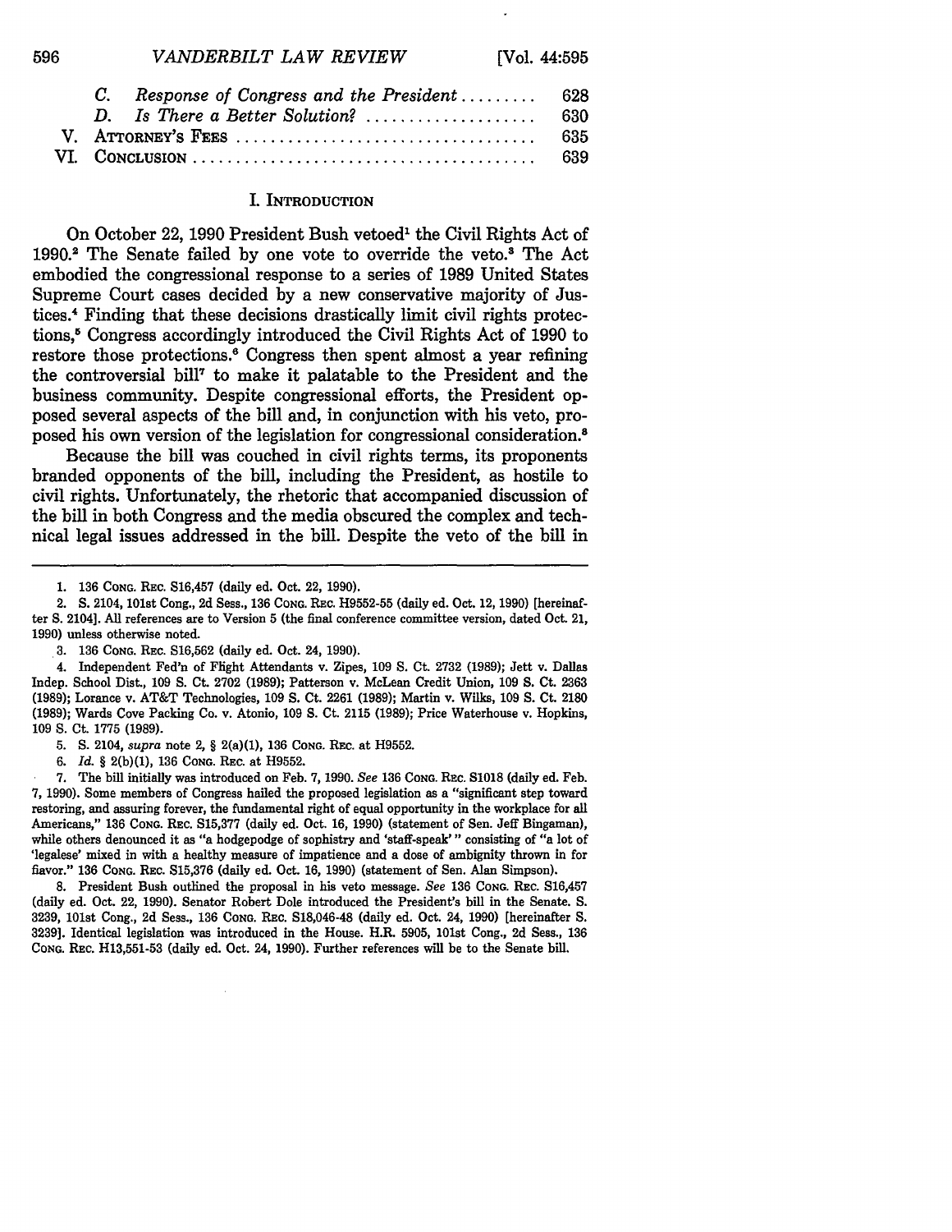| | | |
|---|---|---|
| C. | *Response of Congress and the President* ......... | 628 |
| D. | *Is There a Better Solution?* .................... | 630 |
| V. | ATTORNEY'S FEES .................................... | 635 |
| VI. | CONCLUSION ......................................... | 639 |

## I. INTRODUCTION

On October 22, 1990 President Bush vetoed[1] the Civil Rights Act of 1990.[2] The Senate failed by one vote to override the veto.[3] The Act embodied the congressional response to a series of 1989 United States Supreme Court cases decided by a new conservative majority of Justices.[4] Finding that these decisions drastically limit civil rights protections,[5] Congress accordingly introduced the Civil Rights Act of 1990 to restore those protections.[6] Congress then spent almost a year refining the controversial bill[7] to make it palatable to the President and the business community. Despite congressional efforts, the President opposed several aspects of the bill and, in conjunction with his veto, proposed his own version of the legislation for congressional consideration.[8]

Because the bill was couched in civil rights terms, its proponents branded opponents of the bill, including the President, as hostile to civil rights. Unfortunately, the rhetoric that accompanied discussion of the bill in both Congress and the media obscured the complex and technical legal issues addressed in the bill. Despite the veto of the bill in

---

1. 136 CONG. REC. S16,457 (daily ed. Oct. 22, 1990).

2. S. 2104, 101st Cong., 2d Sess., 136 CONG. REC. H9552-55 (daily ed. Oct. 12, 1990) [hereinafter S. 2104]. All references are to Version 5 (the final conference committee version, dated Oct. 21, 1990) unless otherwise noted.

3. 136 CONG. REC. S16,562 (daily ed. Oct. 24, 1990).

4. Independent Fed'n of Flight Attendants v. Zipes, 109 S. Ct. 2732 (1989); Jett v. Dallas Indep. School Dist., 109 S. Ct. 2702 (1989); Patterson v. McLean Credit Union, 109 S. Ct. 2363 (1989); Lorance v. AT&T Technologies, 109 S. Ct. 2261 (1989); Martin v. Wilks, 109 S. Ct. 2180 (1989); Wards Cove Packing Co. v. Atonio, 109 S. Ct. 2115 (1989); Price Waterhouse v. Hopkins, 109 S. Ct. 1775 (1989).

5. S. 2104, *supra* note 2, § 2(a)(1), 136 CONG. REC. at H9552.

6. *Id.* § 2(b)(1), 136 CONG. REC. at H9552.

7. The bill initially was introduced on Feb. 7, 1990. *See* 136 CONG. REC. S1018 (daily ed. Feb. 7, 1990). Some members of Congress hailed the proposed legislation as a "significant step toward restoring, and assuring forever, the fundamental right of equal opportunity in the workplace for all Americans," 136 CONG. REC. S15,377 (daily ed. Oct. 16, 1990) (statement of Sen. Jeff Bingaman), while others denounced it as "a hodgepodge of sophistry and 'staff-speak'" consisting of "a lot of 'legalese' mixed in with a healthy measure of impatience and a dose of ambiguity thrown in for flavor." 136 CONG. REC. S15,376 (daily ed. Oct. 16, 1990) (statement of Sen. Alan Simpson).

8. President Bush outlined the proposal in his veto message. *See* 136 CONG. REC. S16,457 (daily ed. Oct. 22, 1990). Senator Robert Dole introduced the President's bill in the Senate. S. 3239, 101st Cong., 2d Sess., 136 CONG. REC. S18,046-48 (daily ed. Oct. 24, 1990) [hereinafter S. 3239]. Identical legislation was introduced in the House. H.R. 5905, 101st Cong., 2d Sess., 136 CONG. REC. H13,551-53 (daily ed. Oct. 24, 1990). Further references will be to the Senate bill.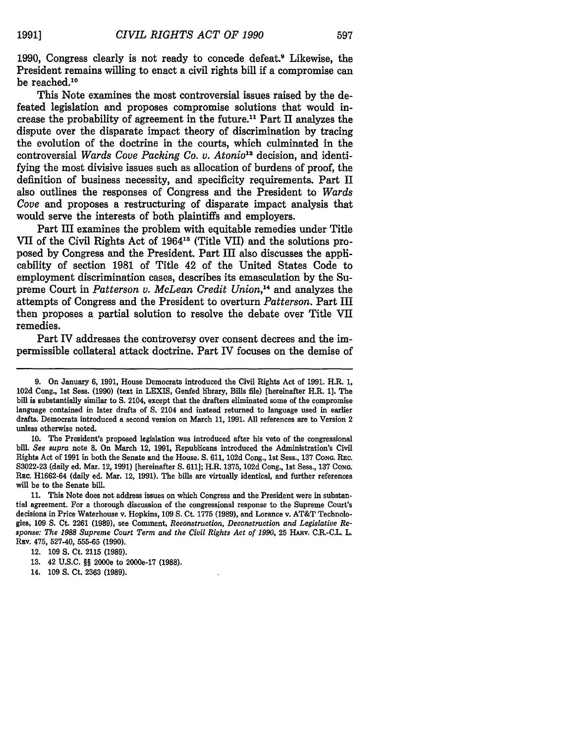1990, Congress clearly is not ready to concede defeat.[9] Likewise, the President remains willing to enact a civil rights bill if a compromise can be reached.[10]

This Note examines the most controversial issues raised by the defeated legislation and proposes compromise solutions that would increase the probability of agreement in the future.[11] Part II analyzes the dispute over the disparate impact theory of discrimination by tracing the evolution of the doctrine in the courts, which culminated in the controversial *Wards Cove Packing Co. v. Atonio*[12] decision, and identifying the most divisive issues such as allocation of burdens of proof, the definition of business necessity, and specificity requirements. Part II also outlines the responses of Congress and the President to *Wards Cove* and proposes a restructuring of disparate impact analysis that would serve the interests of both plaintiffs and employers.

Part III examines the problem with equitable remedies under Title VII of the Civil Rights Act of 1964[13] (Title VII) and the solutions proposed by Congress and the President. Part III also discusses the applicability of section 1981 of Title 42 of the United States Code to employment discrimination cases, describes its emasculation by the Supreme Court in *Patterson v. McLean Credit Union*,[14] and analyzes the attempts of Congress and the President to overturn *Patterson*. Part III then proposes a partial solution to resolve the debate over Title VII remedies.

Part IV addresses the controversy over consent decrees and the impermissible collateral attack doctrine. Part IV focuses on the demise of

---

9. On January 6, 1991, House Democrats introduced the Civil Rights Act of 1991. H.R. 1, 102d Cong., 1st Sess. (1990) (text in LEXIS, Genfed library, Bills file) [hereinafter H.R. 1]. The bill is substantially similar to S. 2104, except that the drafters eliminated some of the compromise language contained in later drafts of S. 2104 and instead returned to language used in earlier drafts. Democrats introduced a second version on March 11, 1991. All references are to Version 2 unless otherwise noted.

10. The President's proposed legislation was introduced after his veto of the congressional bill. *See supra* note 8. On March 12, 1991, Republicans introduced the Administration's Civil Rights Act of 1991 in both the Senate and the House. S. 611, 102d Cong., 1st Sess., 137 CONG. REC. S3022-23 (daily ed. Mar. 12, 1991) [hereinafter S. 611]; H.R. 1375, 102d Cong., 1st Sess., 137 CONG. REC. H1662-64 (daily ed. Mar. 12, 1991). The bills are virtually identical, and further references will be to the Senate bill.

11. This Note does not address issues on which Congress and the President were in substantial agreement. For a thorough discussion of the congressional response to the Supreme Court's decisions in Price Waterhouse v. Hopkins, 109 S. Ct. 1775 (1989), and Lorance v. AT&T Technologies, 109 S. Ct. 2261 (1989), see Comment, *Reconstruction, Deconstruction and Legislative Response: The 1988 Supreme Court Term and the Civil Rights Act of 1990*, 25 HARV. C.R.-C.L. L. REV. 475, 527-40, 555-65 (1990).

12. 109 S. Ct. 2115 (1989).

13. 42 U.S.C. §§ 2000e to 2000e-17 (1988).

14. 109 S. Ct. 2363 (1989).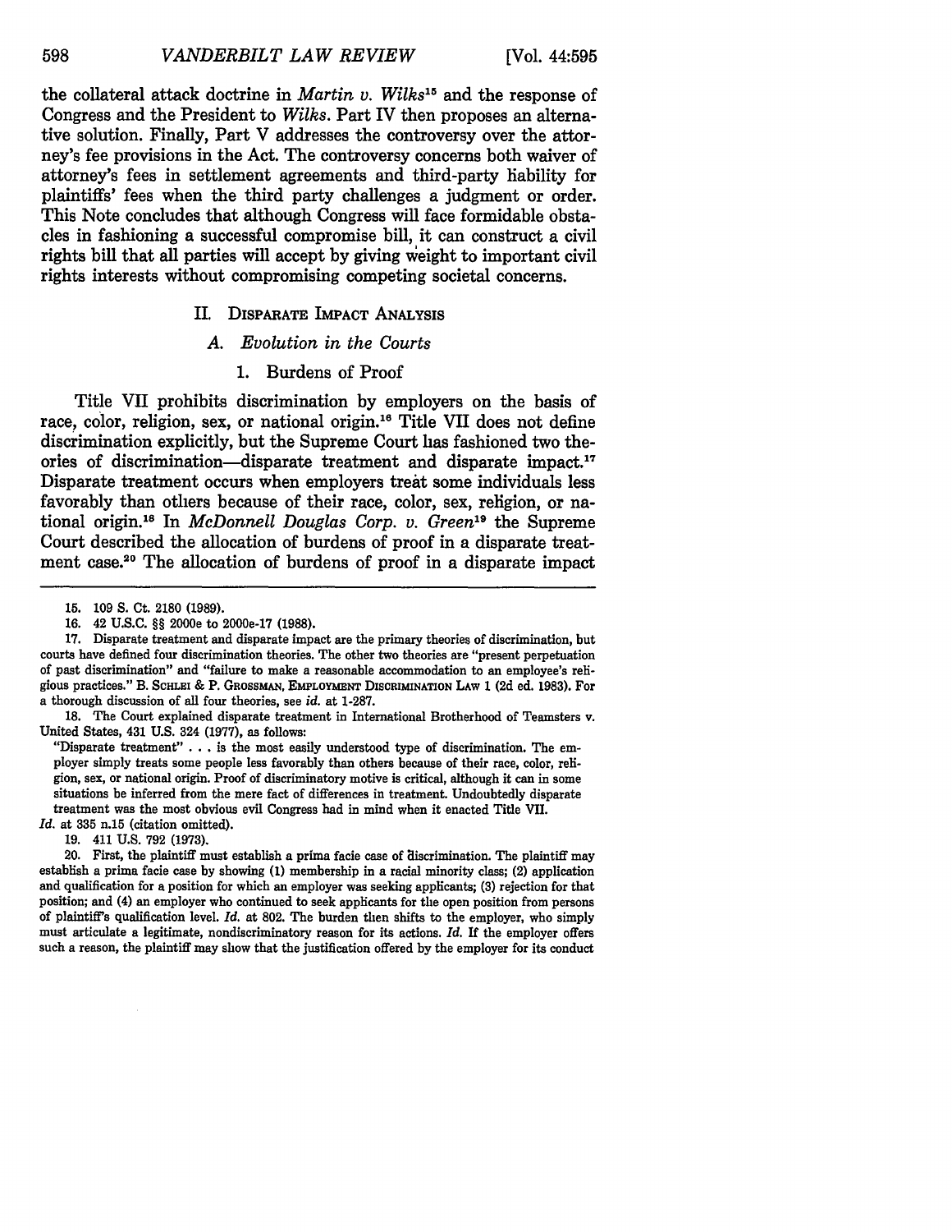the collateral attack doctrine in *Martin v. Wilks*[15] and the response of Congress and the President to *Wilks*. Part IV then proposes an alternative solution. Finally, Part V addresses the controversy over the attorney's fee provisions in the Act. The controversy concerns both waiver of attorney's fees in settlement agreements and third-party liability for plaintiffs' fees when the third party challenges a judgment or order. This Note concludes that although Congress will face formidable obstacles in fashioning a successful compromise bill, it can construct a civil rights bill that all parties will accept by giving weight to important civil rights interests without compromising competing societal concerns.

## II. Disparate Impact Analysis

### A. *Evolution in the Courts*

#### 1. Burdens of Proof

Title VII prohibits discrimination by employers on the basis of race, color, religion, sex, or national origin.[16] Title VII does not define discrimination explicitly, but the Supreme Court has fashioned two theories of discrimination—disparate treatment and disparate impact.[17] Disparate treatment occurs when employers treat some individuals less favorably than others because of their race, color, sex, religion, or national origin.[18] In *McDonnell Douglas Corp. v. Green*[19] the Supreme Court described the allocation of burdens of proof in a disparate treatment case.[20] The allocation of burdens of proof in a disparate impact

---

15. 109 S. Ct. 2180 (1989).

16. 42 U.S.C. §§ 2000e to 2000e-17 (1988).

17. Disparate treatment and disparate impact are the primary theories of discrimination, but courts have defined four discrimination theories. The other two theories are "present perpetuation of past discrimination" and "failure to make a reasonable accommodation to an employee's religious practices." B. Schlei & P. Grossman, Employment Discrimination Law 1 (2d ed. 1983). For a thorough discussion of all four theories, see *id.* at 1-287.

18. The Court explained disparate treatment in International Brotherhood of Teamsters v. United States, 431 U.S. 324 (1977), as follows:

> "Disparate treatment" . . . is the most easily understood type of discrimination. The employer simply treats some people less favorably than others because of their race, color, religion, sex, or national origin. Proof of discriminatory motive is critical, although it can in some situations be inferred from the mere fact of differences in treatment. Undoubtedly disparate treatment was the most obvious evil Congress had in mind when it enacted Title VII.

*Id.* at 335 n.15 (citation omitted).

19. 411 U.S. 792 (1973).

20. First, the plaintiff must establish a prima facie case of discrimination. The plaintiff may establish a prima facie case by showing (1) membership in a racial minority class; (2) application and qualification for a position for which an employer was seeking applicants; (3) rejection for that position; and (4) an employer who continued to seek applicants for the open position from persons of plaintiff's qualification level. *Id.* at 802. The burden then shifts to the employer, who simply must articulate a legitimate, nondiscriminatory reason for its actions. *Id.* If the employer offers such a reason, the plaintiff may show that the justification offered by the employer for its conduct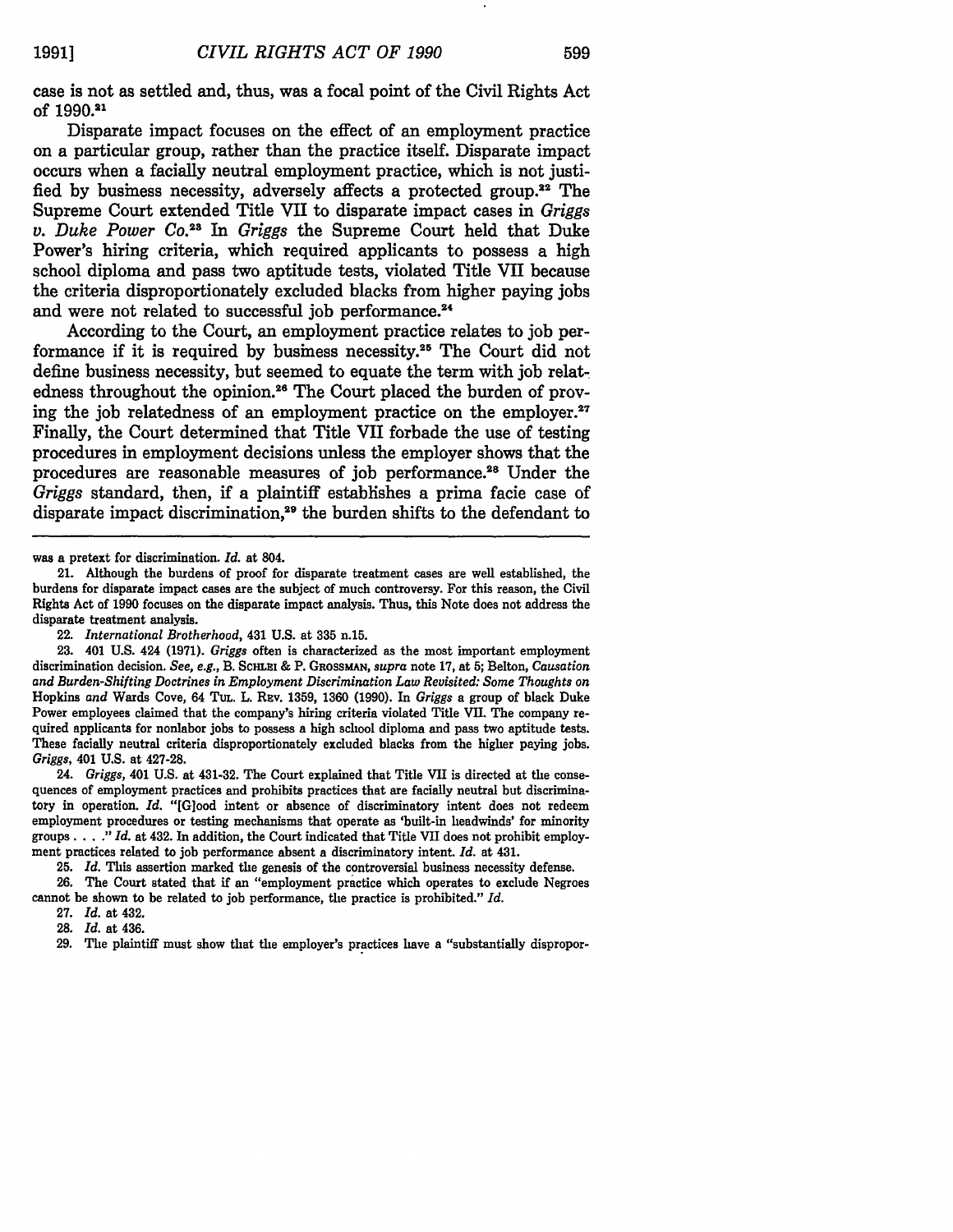case is not as settled and, thus, was a focal point of the Civil Rights Act of 1990.[21]

Disparate impact focuses on the effect of an employment practice on a particular group, rather than the practice itself. Disparate impact occurs when a facially neutral employment practice, which is not justified by business necessity, adversely affects a protected group.[22] The Supreme Court extended Title VII to disparate impact cases in *Griggs v. Duke Power Co.*[23] In *Griggs* the Supreme Court held that Duke Power's hiring criteria, which required applicants to possess a high school diploma and pass two aptitude tests, violated Title VII because the criteria disproportionately excluded blacks from higher paying jobs and were not related to successful job performance.[24]

According to the Court, an employment practice relates to job performance if it is required by business necessity.[25] The Court did not define business necessity, but seemed to equate the term with job relatedness throughout the opinion.[26] The Court placed the burden of proving the job relatedness of an employment practice on the employer.[27] Finally, the Court determined that Title VII forbade the use of testing procedures in employment decisions unless the employer shows that the procedures are reasonable measures of job performance.[28] Under the *Griggs* standard, then, if a plaintiff establishes a prima facie case of disparate impact discrimination,[29] the burden shifts to the defendant to

---

was a pretext for discrimination. *Id.* at 804.

21. Although the burdens of proof for disparate treatment cases are well established, the burdens for disparate impact cases are the subject of much controversy. For this reason, the Civil Rights Act of 1990 focuses on the disparate impact analysis. Thus, this Note does not address the disparate treatment analysis.

22. *International Brotherhood*, 431 U.S. at 335 n.15.

23. 401 U.S. 424 (1971). *Griggs* often is characterized as the most important employment discrimination decision. *See, e.g.*, B. SCHLEI & P. GROSSMAN, *supra* note 17, at 5; Belton, *Causation and Burden-Shifting Doctrines in Employment Discrimination Law Revisited: Some Thoughts on* Hopkins *and* Wards Cove, 64 TUL. L. REV. 1359, 1360 (1990). In *Griggs* a group of black Duke Power employees claimed that the company's hiring criteria violated Title VII. The company required applicants for nonlabor jobs to possess a high school diploma and pass two aptitude tests. These facially neutral criteria disproportionately excluded blacks from the higher paying jobs. *Griggs*, 401 U.S. at 427-28.

24. *Griggs*, 401 U.S. at 431-32. The Court explained that Title VII is directed at the consequences of employment practices and prohibits practices that are facially neutral but discriminatory in operation. *Id.* "[G]ood intent or absence of discriminatory intent does not redeem employment procedures or testing mechanisms that operate as 'built-in headwinds' for minority groups . . . ." *Id.* at 432. In addition, the Court indicated that Title VII does not prohibit employment practices related to job performance absent a discriminatory intent. *Id.* at 431.

25. *Id.* This assertion marked the genesis of the controversial business necessity defense.

26. The Court stated that if an "employment practice which operates to exclude Negroes cannot be shown to be related to job performance, the practice is prohibited." *Id.*

27. *Id.* at 432.

28. *Id.* at 436.

29. The plaintiff must show that the employer's practices have a "substantially dispropor-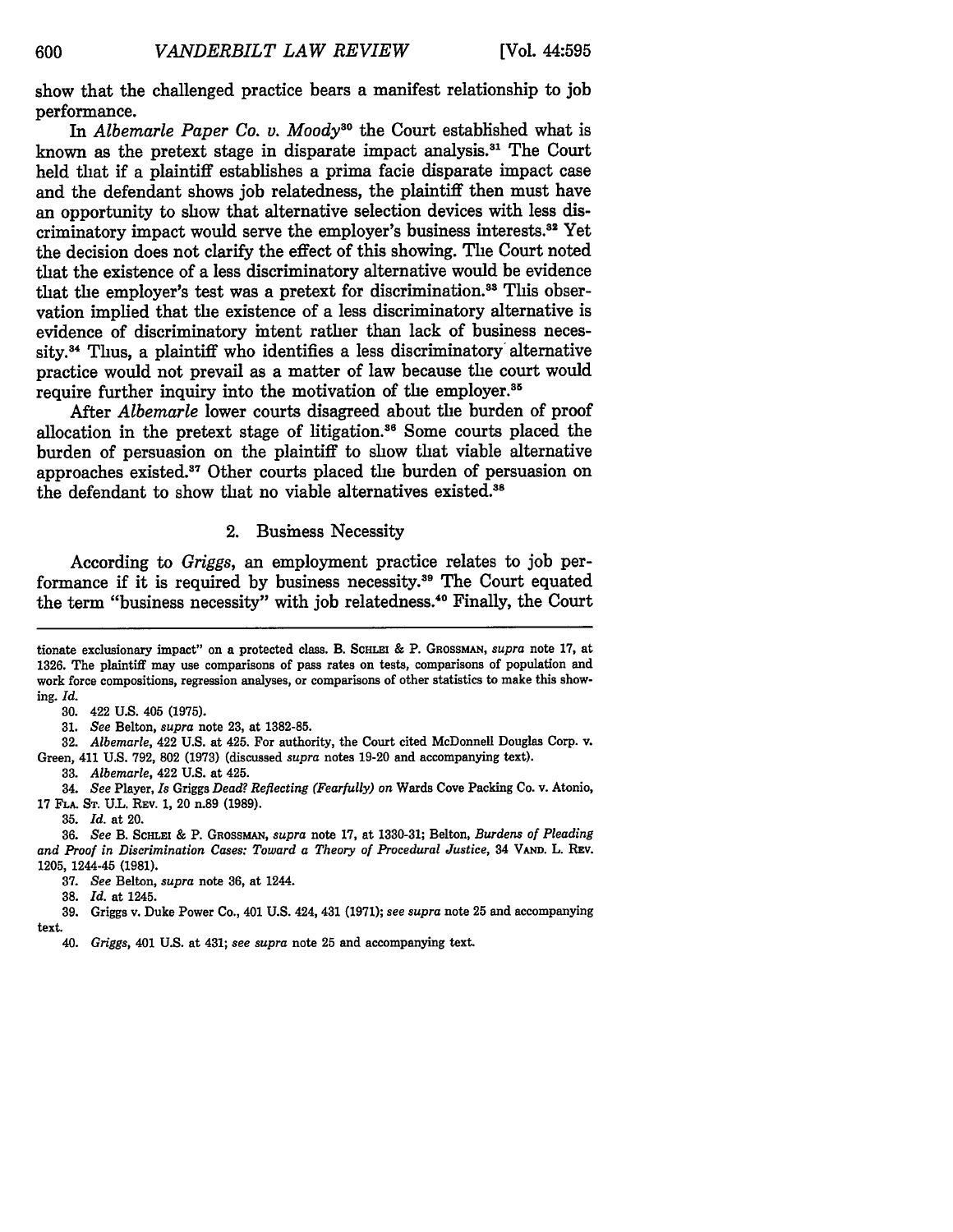show that the challenged practice bears a manifest relationship to job performance.

In *Albemarle Paper Co. v. Moody*[30] the Court established what is known as the pretext stage in disparate impact analysis.[31] The Court held that if a plaintiff establishes a prima facie disparate impact case and the defendant shows job relatedness, the plaintiff then must have an opportunity to show that alternative selection devices with less discriminatory impact would serve the employer's business interests.[32] Yet the decision does not clarify the effect of this showing. The Court noted that the existence of a less discriminatory alternative would be evidence that the employer's test was a pretext for discrimination.[33] This observation implied that the existence of a less discriminatory alternative is evidence of discriminatory intent rather than lack of business necessity.[34] Thus, a plaintiff who identifies a less discriminatory alternative practice would not prevail as a matter of law because the court would require further inquiry into the motivation of the employer.[35]

After *Albemarle* lower courts disagreed about the burden of proof allocation in the pretext stage of litigation.[36] Some courts placed the burden of persuasion on the plaintiff to show that viable alternative approaches existed.[37] Other courts placed the burden of persuasion on the defendant to show that no viable alternatives existed.[38]

### 2. Business Necessity

According to *Griggs*, an employment practice relates to job performance if it is required by business necessity.[39] The Court equated the term "business necessity" with job relatedness.[40] Finally, the Court

---

tionate exclusionary impact" on a protected class. B. SCHLEI & P. GROSSMAN, *supra* note 17, at 1326. The plaintiff may use comparisons of pass rates on tests, comparisons of population and work force compositions, regression analyses, or comparisons of other statistics to make this showing. *Id.*

30. 422 U.S. 405 (1975).

31. *See* Belton, *supra* note 23, at 1382-85.

32. *Albemarle*, 422 U.S. at 425. For authority, the Court cited McDonnell Douglas Corp. v. Green, 411 U.S. 792, 802 (1973) (discussed *supra* notes 19-20 and accompanying text).

33. *Albemarle*, 422 U.S. at 425.

34. *See* Player, *Is* Griggs *Dead? Reflecting (Fearfully) on* Wards Cove Packing Co. v. Atonio, 17 FLA. ST. U.L. REV. 1, 20 n.89 (1989).

35. *Id.* at 20.

36. *See* B. SCHLEI & P. GROSSMAN, *supra* note 17, at 1330-31; Belton, *Burdens of Pleading and Proof in Discrimination Cases: Toward a Theory of Procedural Justice*, 34 VAND. L. REV. 1205, 1244-45 (1981).

37. *See* Belton, *supra* note 36, at 1244.

38. *Id.* at 1245.

39. Griggs v. Duke Power Co., 401 U.S. 424, 431 (1971); *see supra* note 25 and accompanying text.

40. *Griggs*, 401 U.S. at 431; *see supra* note 25 and accompanying text.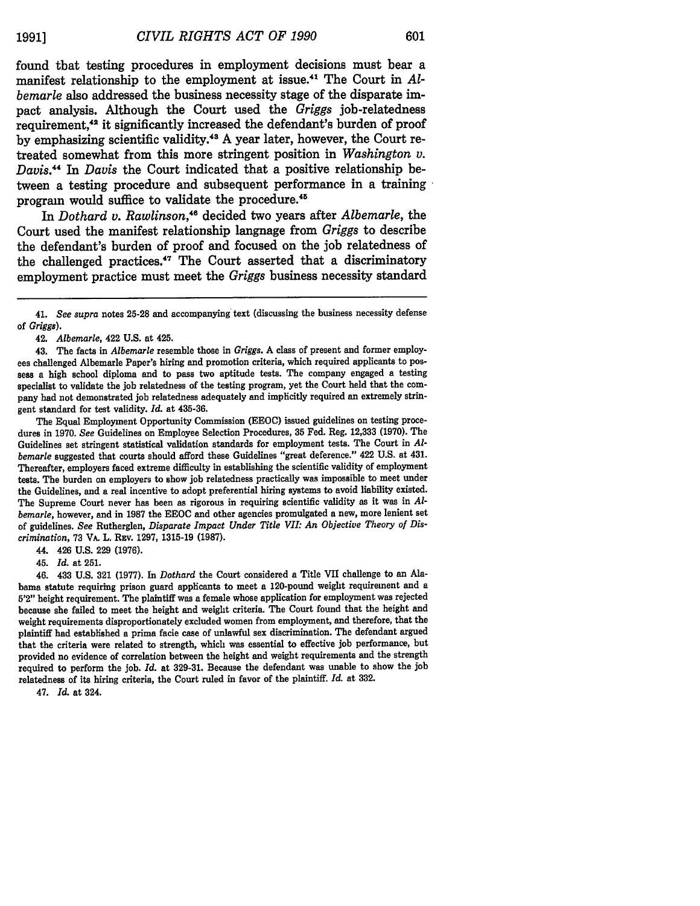found that testing procedures in employment decisions must bear a manifest relationship to the employment at issue.[41] The Court in *Albemarle* also addressed the business necessity stage of the disparate impact analysis. Although the Court used the *Griggs* job-relatedness requirement,[42] it significantly increased the defendant's burden of proof by emphasizing scientific validity.[43] A year later, however, the Court retreated somewhat from this more stringent position in *Washington v. Davis*.[44] In *Davis* the Court indicated that a positive relationship between a testing procedure and subsequent performance in a training program would suffice to validate the procedure.[45]

In *Dothard v. Rawlinson*,[46] decided two years after *Albemarle*, the Court used the manifest relationship language from *Griggs* to describe the defendant's burden of proof and focused on the job relatedness of the challenged practices.[47] The Court asserted that a discriminatory employment practice must meet the *Griggs* business necessity standard

---

41. *See supra* notes 25-28 and accompanying text (discussing the business necessity defense of *Griggs*).

42. *Albemarle*, 422 U.S. at 425.

43. The facts in *Albemarle* resemble those in *Griggs*. A class of present and former employees challenged Albemarle Paper's hiring and promotion criteria, which required applicants to possess a high school diploma and to pass two aptitude tests. The company engaged a testing specialist to validate the job relatedness of the testing program, yet the Court held that the company had not demonstrated job relatedness adequately and implicitly required an extremely stringent standard for test validity. *Id.* at 435-36.

The Equal Employment Opportunity Commission (EEOC) issued guidelines on testing procedures in 1970. *See* Guidelines on Employee Selection Procedures, 35 Fed. Reg. 12,333 (1970). The Guidelines set stringent statistical validation standards for employment tests. The Court in *Albemarle* suggested that courts should afford these Guidelines "great deference." 422 U.S. at 431. Thereafter, employers faced extreme difficulty in establishing the scientific validity of employment tests. The burden on employers to show job relatedness practically was impossible to meet under the Guidelines, and a real incentive to adopt preferential hiring systems to avoid liability existed. The Supreme Court never has been as rigorous in requiring scientific validity as it was in *Albemarle*, however, and in 1987 the EEOC and other agencies promulgated a new, more lenient set of guidelines. *See* Rutherglen, *Disparate Impact Under Title VII: An Objective Theory of Discrimination*, 73 VA. L. REV. 1297, 1315-19 (1987).

44. 426 U.S. 229 (1976).

45. *Id.* at 251.

46. 433 U.S. 321 (1977). In *Dothard* the Court considered a Title VII challenge to an Alabama statute requiring prison guard applicants to meet a 120-pound weight requirement and a 5'2" height requirement. The plaintiff was a female whose application for employment was rejected because she failed to meet the height and weight criteria. The Court found that the height and weight requirements disproportionately excluded women from employment, and therefore, that the plaintiff had established a prima facie case of unlawful sex discrimination. The defendant argued that the criteria were related to strength, which was essential to effective job performance, but provided no evidence of correlation between the height and weight requirements and the strength required to perform the job. *Id.* at 329-31. Because the defendant was unable to show the job relatedness of its hiring criteria, the Court ruled in favor of the plaintiff. *Id.* at 332.

47. *Id.* at 324.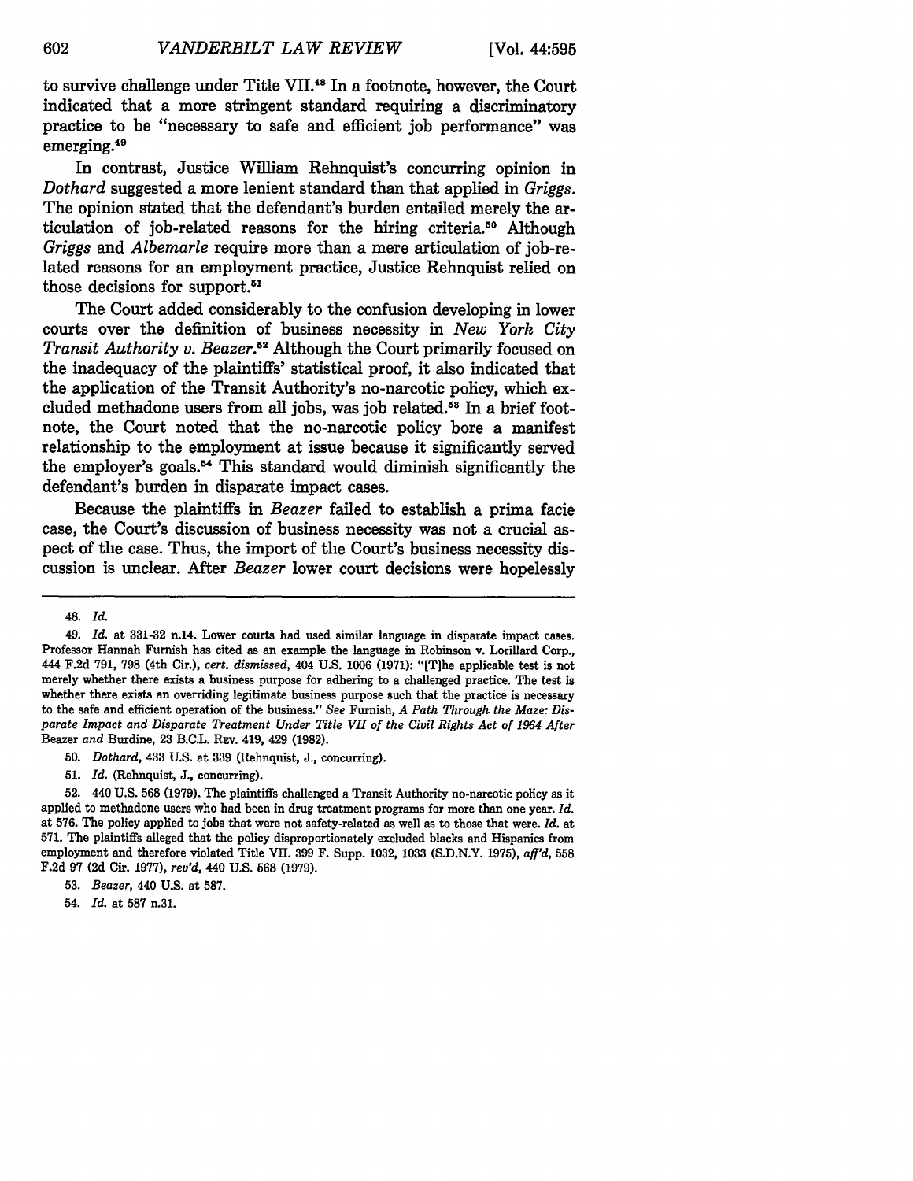to survive challenge under Title VII.[48] In a footnote, however, the Court indicated that a more stringent standard requiring a discriminatory practice to be "necessary to safe and efficient job performance" was emerging.[49]

In contrast, Justice William Rehnquist's concurring opinion in *Dothard* suggested a more lenient standard than that applied in *Griggs*. The opinion stated that the defendant's burden entailed merely the articulation of job-related reasons for the hiring criteria.[50] Although *Griggs* and *Albemarle* require more than a mere articulation of job-related reasons for an employment practice, Justice Rehnquist relied on those decisions for support.[51]

The Court added considerably to the confusion developing in lower courts over the definition of business necessity in *New York City Transit Authority v. Beazer*.[52] Although the Court primarily focused on the inadequacy of the plaintiffs' statistical proof, it also indicated that the application of the Transit Authority's no-narcotic policy, which excluded methadone users from all jobs, was job related.[53] In a brief footnote, the Court noted that the no-narcotic policy bore a manifest relationship to the employment at issue because it significantly served the employer's goals.[54] This standard would diminish significantly the defendant's burden in disparate impact cases.

Because the plaintiffs in *Beazer* failed to establish a prima facie case, the Court's discussion of business necessity was not a crucial aspect of the case. Thus, the import of the Court's business necessity discussion is unclear. After *Beazer* lower court decisions were hopelessly

---

48. *Id.*

49. *Id.* at 331-32 n.14. Lower courts had used similar language in disparate impact cases. Professor Hannah Furnish has cited as an example the language in Robinson v. Lorillard Corp., 444 F.2d 791, 798 (4th Cir.), *cert. dismissed*, 404 U.S. 1006 (1971): "[T]he applicable test is not merely whether there exists a business purpose for adhering to a challenged practice. The test is whether there exists an overriding legitimate business purpose such that the practice is necessary to the safe and efficient operation of the business." *See* Furnish, *A Path Through the Maze: Disparate Impact and Disparate Treatment Under Title VII of the Civil Rights Act of 1964 After* Beazer *and* Burdine, 23 B.C.L. Rev. 419, 429 (1982).

50. *Dothard*, 433 U.S. at 339 (Rehnquist, J., concurring).

51. *Id.* (Rehnquist, J., concurring).

52. 440 U.S. 568 (1979). The plaintiffs challenged a Transit Authority no-narcotic policy as it applied to methadone users who had been in drug treatment programs for more than one year. *Id.* at 576. The policy applied to jobs that were not safety-related as well as to those that were. *Id.* at 571. The plaintiffs alleged that the policy disproportionately excluded blacks and Hispanics from employment and therefore violated Title VII. 399 F. Supp. 1032, 1033 (S.D.N.Y. 1975), *aff'd*, 558 F.2d 97 (2d Cir. 1977), *rev'd*, 440 U.S. 568 (1979).

53. *Beazer*, 440 U.S. at 587.

54. *Id.* at 587 n.31.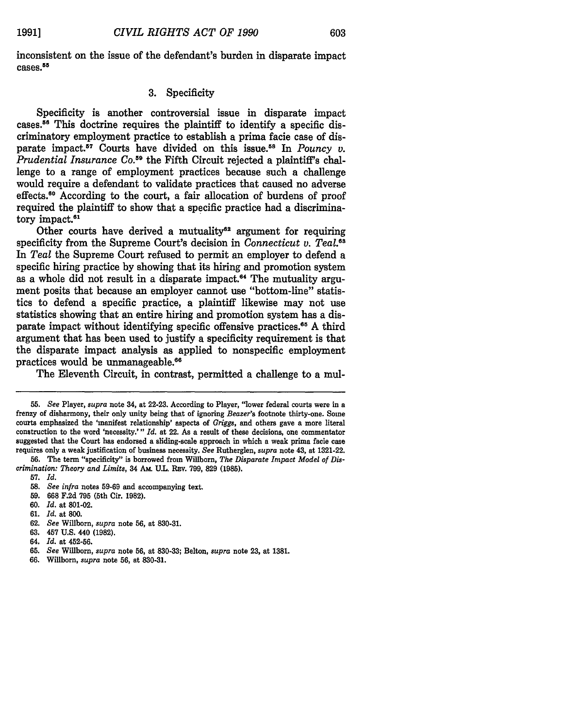inconsistent on the issue of the defendant's burden in disparate impact cases.[55]

### 3. Specificity

Specificity is another controversial issue in disparate impact cases.[56] This doctrine requires the plaintiff to identify a specific discriminatory employment practice to establish a prima facie case of disparate impact.[57] Courts have divided on this issue.[58] In *Pouncy v. Prudential Insurance Co.*[59] the Fifth Circuit rejected a plaintiff's challenge to a range of employment practices because such a challenge would require a defendant to validate practices that caused no adverse effects.[60] According to the court, a fair allocation of burdens of proof required the plaintiff to show that a specific practice had a discriminatory impact.[61]

Other courts have derived a mutuality[62] argument for requiring specificity from the Supreme Court's decision in *Connecticut v. Teal.*[63] In *Teal* the Supreme Court refused to permit an employer to defend a specific hiring practice by showing that its hiring and promotion system as a whole did not result in a disparate impact.[64] The mutuality argument posits that because an employer cannot use "bottom-line" statistics to defend a specific practice, a plaintiff likewise may not use statistics showing that an entire hiring and promotion system has a disparate impact without identifying specific offensive practices.[65] A third argument that has been used to justify a specificity requirement is that the disparate impact analysis as applied to nonspecific employment practices would be unmanageable.[66]

The Eleventh Circuit, in contrast, permitted a challenge to a mul-

---

55. *See* Player, *supra* note 34, at 22-23. According to Player, "lower federal courts were in a frenzy of disharmony, their only unity being that of ignoring *Beazer*'s footnote thirty-one. Some courts emphasized the 'manifest relationship' aspects of *Griggs*, and others gave a more literal construction to the word 'necessity.'" *Id.* at 22. As a result of these decisions, one commentator suggested that the Court has endorsed a sliding-scale approach in which a weak prima facie case requires only a weak justification of business necessity. *See* Rutherglen, *supra* note 43, at 1321-22.

56. The term "specificity" is borrowed from Willborn, *The Disparate Impact Model of Discrimination: Theory and Limits*, 34 AM. U.L. REV. 799, 829 (1985).

57. *Id.*

58. *See infra* notes 59-69 and accompanying text.

59. 668 F.2d 795 (5th Cir. 1982).

60. *Id.* at 801-02.

61. *Id.* at 800.

62. *See* Willborn, *supra* note 56, at 830-31.

63. 457 U.S. 440 (1982).

64. *Id.* at 452-56.

65. *See* Willborn, *supra* note 56, at 830-33; Belton, *supra* note 23, at 1381.

66. Willborn, *supra* note 56, at 830-31.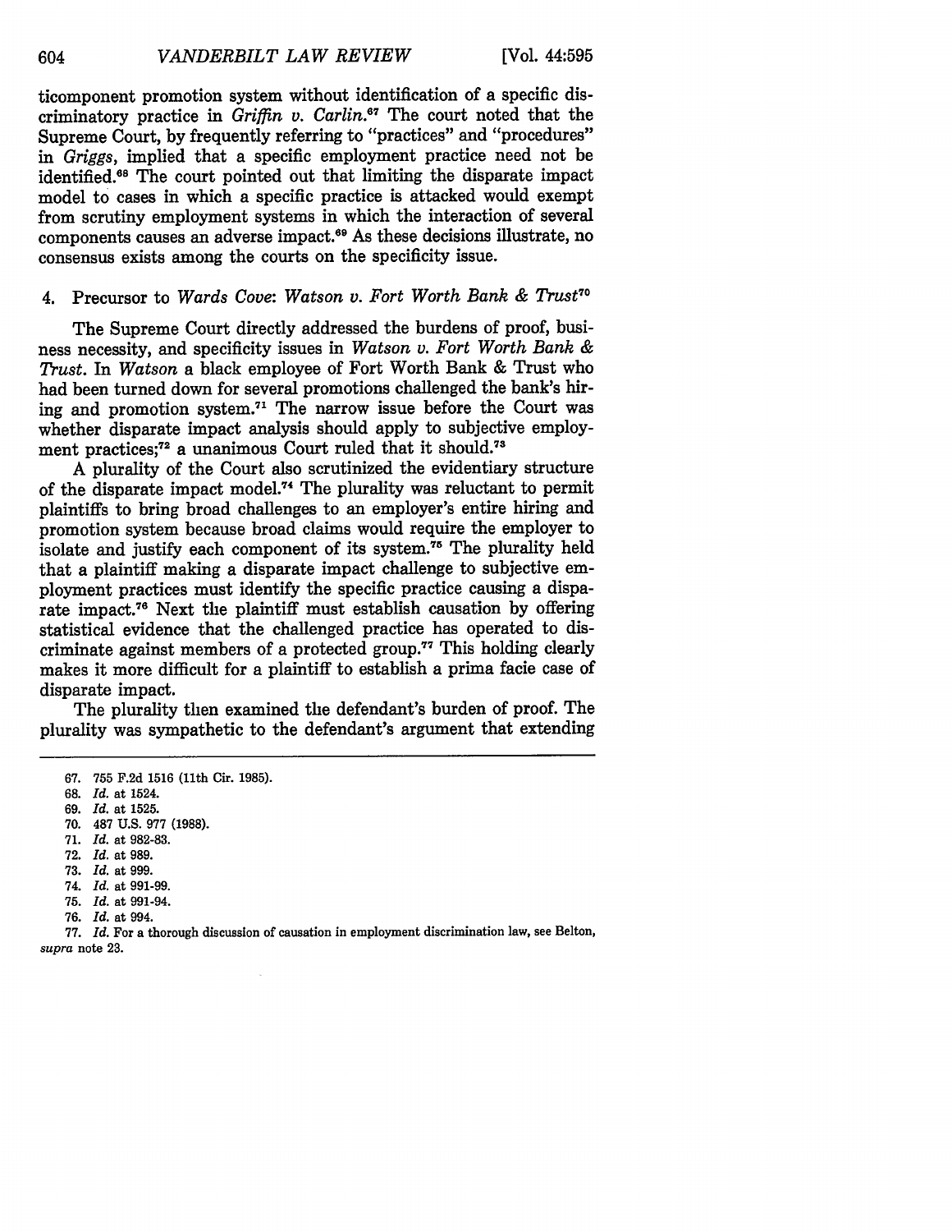ticomponent promotion system without identification of a specific discriminatory practice in *Griffin v. Carlin*.[67] The court noted that the Supreme Court, by frequently referring to "practices" and "procedures" in *Griggs*, implied that a specific employment practice need not be identified.[68] The court pointed out that limiting the disparate impact model to cases in which a specific practice is attacked would exempt from scrutiny employment systems in which the interaction of several components causes an adverse impact.[69] As these decisions illustrate, no consensus exists among the courts on the specificity issue.

4. Precursor to *Wards Cove*: *Watson v. Fort Worth Bank & Trust*[70]

The Supreme Court directly addressed the burdens of proof, business necessity, and specificity issues in *Watson v. Fort Worth Bank & Trust*. In *Watson* a black employee of Fort Worth Bank & Trust who had been turned down for several promotions challenged the bank's hiring and promotion system.[71] The narrow issue before the Court was whether disparate impact analysis should apply to subjective employment practices;[72] a unanimous Court ruled that it should.[73]

A plurality of the Court also scrutinized the evidentiary structure of the disparate impact model.[74] The plurality was reluctant to permit plaintiffs to bring broad challenges to an employer's entire hiring and promotion system because broad claims would require the employer to isolate and justify each component of its system.[75] The plurality held that a plaintiff making a disparate impact challenge to subjective employment practices must identify the specific practice causing a disparate impact.[76] Next the plaintiff must establish causation by offering statistical evidence that the challenged practice has operated to discriminate against members of a protected group.[77] This holding clearly makes it more difficult for a plaintiff to establish a prima facie case of disparate impact.

The plurality then examined the defendant's burden of proof. The plurality was sympathetic to the defendant's argument that extending

67. 755 F.2d 1516 (11th Cir. 1985).
68. *Id.* at 1524.
69. *Id.* at 1525.
70. 487 U.S. 977 (1988).
71. *Id.* at 982-83.
72. *Id.* at 989.
73. *Id.* at 999.
74. *Id.* at 991-99.
75. *Id.* at 991-94.
76. *Id.* at 994.
77. *Id.* For a thorough discussion of causation in employment discrimination law, see Belton, *supra* note 23.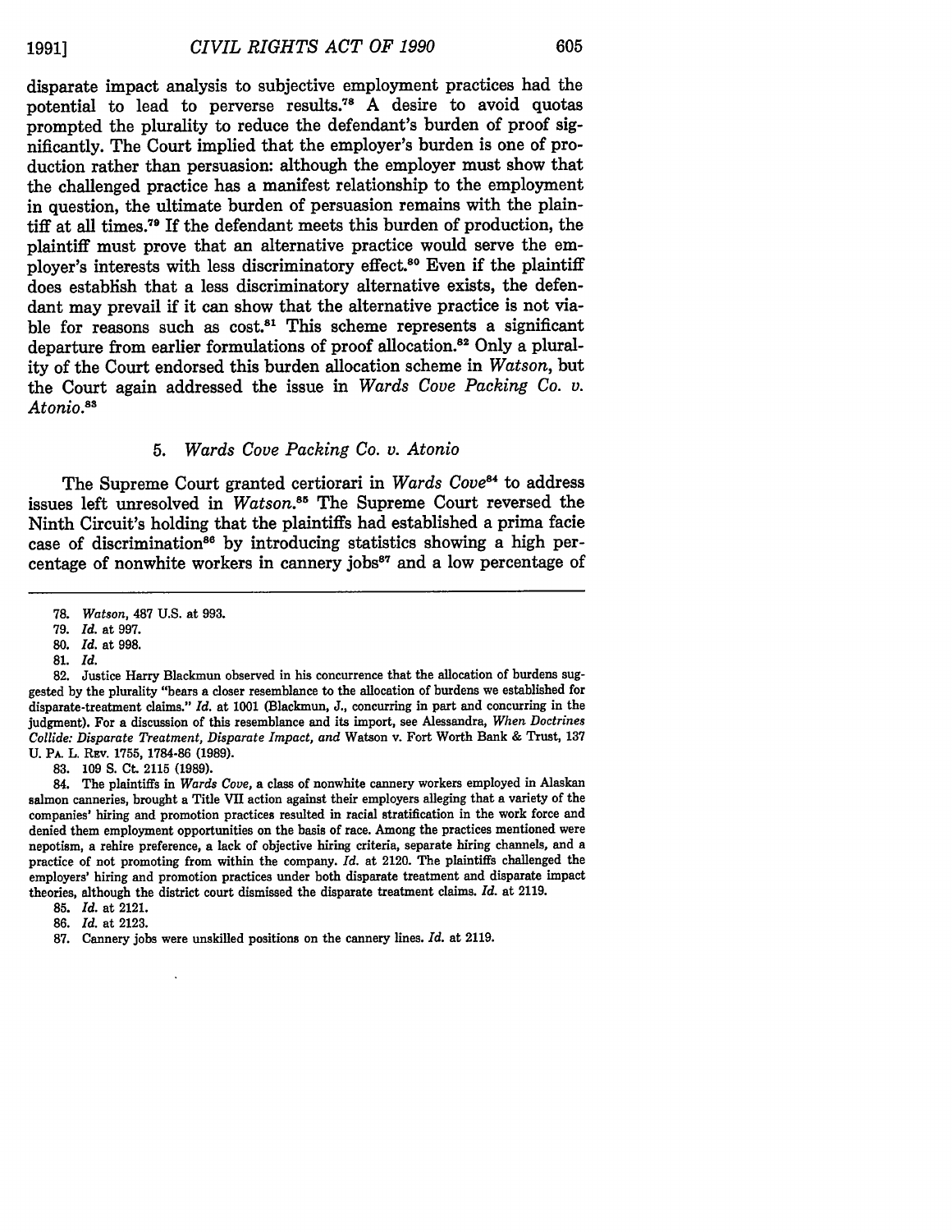disparate impact analysis to subjective employment practices had the potential to lead to perverse results.[78] A desire to avoid quotas prompted the plurality to reduce the defendant's burden of proof significantly. The Court implied that the employer's burden is one of production rather than persuasion: although the employer must show that the challenged practice has a manifest relationship to the employment in question, the ultimate burden of persuasion remains with the plaintiff at all times.[79] If the defendant meets this burden of production, the plaintiff must prove that an alternative practice would serve the employer's interests with less discriminatory effect.[80] Even if the plaintiff does establish that a less discriminatory alternative exists, the defendant may prevail if it can show that the alternative practice is not viable for reasons such as cost.[81] This scheme represents a significant departure from earlier formulations of proof allocation.[82] Only a plurality of the Court endorsed this burden allocation scheme in *Watson*, but the Court again addressed the issue in *Wards Cove Packing Co. v. Atonio*.[83]

### 5. *Wards Cove Packing Co. v. Atonio*

The Supreme Court granted certiorari in *Wards Cove*[84] to address issues left unresolved in *Watson*.[85] The Supreme Court reversed the Ninth Circuit's holding that the plaintiffs had established a prima facie case of discrimination[86] by introducing statistics showing a high percentage of nonwhite workers in cannery jobs[87] and a low percentage of

---

78. *Watson*, 487 U.S. at 993.

79. *Id.* at 997.

80. *Id.* at 998.

81. *Id.*

82. Justice Harry Blackmun observed in his concurrence that the allocation of burdens suggested by the plurality "bears a closer resemblance to the allocation of burdens we established for disparate-treatment claims." *Id.* at 1001 (Blackmun, J., concurring in part and concurring in the judgment). For a discussion of this resemblance and its import, see Alessandra, *When Doctrines Collide: Disparate Treatment, Disparate Impact, and* Watson v. Fort Worth Bank & Trust, 137 U. PA. L. REV. 1755, 1784-86 (1989).

83. 109 S. Ct. 2115 (1989).

84. The plaintiffs in *Wards Cove*, a class of nonwhite cannery workers employed in Alaskan salmon canneries, brought a Title VII action against their employers alleging that a variety of the companies' hiring and promotion practices resulted in racial stratification in the work force and denied them employment opportunities on the basis of race. Among the practices mentioned were nepotism, a rehire preference, a lack of objective hiring criteria, separate hiring channels, and a practice of not promoting from within the company. *Id.* at 2120. The plaintiffs challenged the employers' hiring and promotion practices under both disparate treatment and disparate impact theories, although the district court dismissed the disparate treatment claims. *Id.* at 2119.

85. *Id.* at 2121.

86. *Id.* at 2123.

87. Cannery jobs were unskilled positions on the cannery lines. *Id.* at 2119.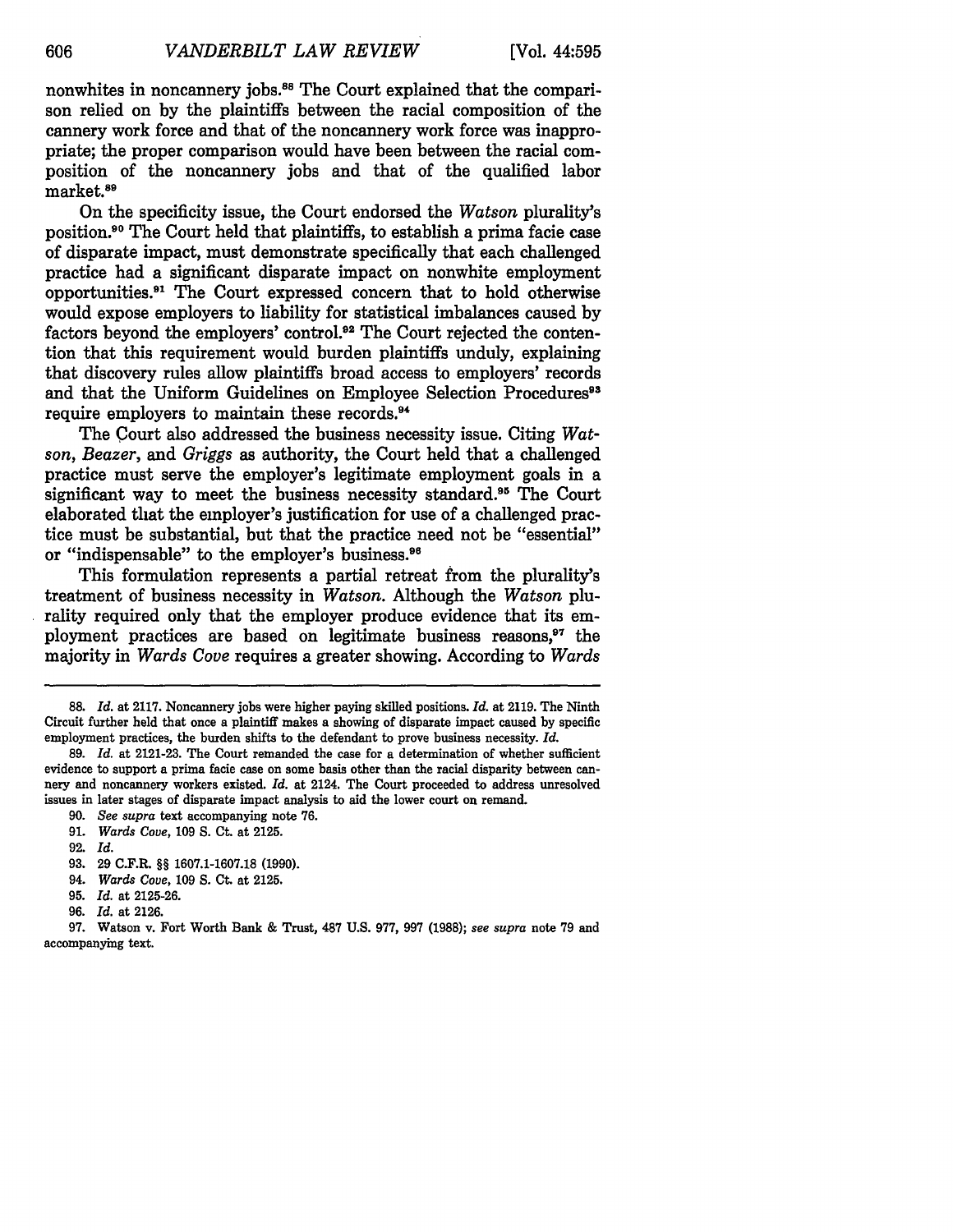nonwhites in noncannery jobs.[88] The Court explained that the comparison relied on by the plaintiffs between the racial composition of the cannery work force and that of the noncannery work force was inappropriate; the proper comparison would have been between the racial composition of the noncannery jobs and that of the qualified labor market.[89]

On the specificity issue, the Court endorsed the *Watson* plurality's position.[90] The Court held that plaintiffs, to establish a prima facie case of disparate impact, must demonstrate specifically that each challenged practice had a significant disparate impact on nonwhite employment opportunities.[91] The Court expressed concern that to hold otherwise would expose employers to liability for statistical imbalances caused by factors beyond the employers' control.[92] The Court rejected the contention that this requirement would burden plaintiffs unduly, explaining that discovery rules allow plaintiffs broad access to employers' records and that the Uniform Guidelines on Employee Selection Procedures[93] require employers to maintain these records.[94]

The Court also addressed the business necessity issue. Citing *Watson*, *Beazer*, and *Griggs* as authority, the Court held that a challenged practice must serve the employer's legitimate employment goals in a significant way to meet the business necessity standard.[95] The Court elaborated that the employer's justification for use of a challenged practice must be substantial, but that the practice need not be "essential" or "indispensable" to the employer's business.[96]

This formulation represents a partial retreat from the plurality's treatment of business necessity in *Watson*. Although the *Watson* plurality required only that the employer produce evidence that its employment practices are based on legitimate business reasons,[97] the majority in *Wards Cove* requires a greater showing. According to *Wards*

---

88. *Id.* at 2117. Noncannery jobs were higher paying skilled positions. *Id.* at 2119. The Ninth Circuit further held that once a plaintiff makes a showing of disparate impact caused by specific employment practices, the burden shifts to the defendant to prove business necessity. *Id.*

89. *Id.* at 2121-23. The Court remanded the case for a determination of whether sufficient evidence to support a prima facie case on some basis other than the racial disparity between cannery and noncannery workers existed. *Id.* at 2124. The Court proceeded to address unresolved issues in later stages of disparate impact analysis to aid the lower court on remand.

90. *See supra* text accompanying note 76.

91. *Wards Cove*, 109 S. Ct. at 2125.

92. *Id.*

93. 29 C.F.R. §§ 1607.1-1607.18 (1990).

94. *Wards Cove*, 109 S. Ct. at 2125.

95. *Id.* at 2125-26.

96. *Id.* at 2126.

97. Watson v. Fort Worth Bank & Trust, 487 U.S. 977, 997 (1988); *see supra* note 79 and accompanying text.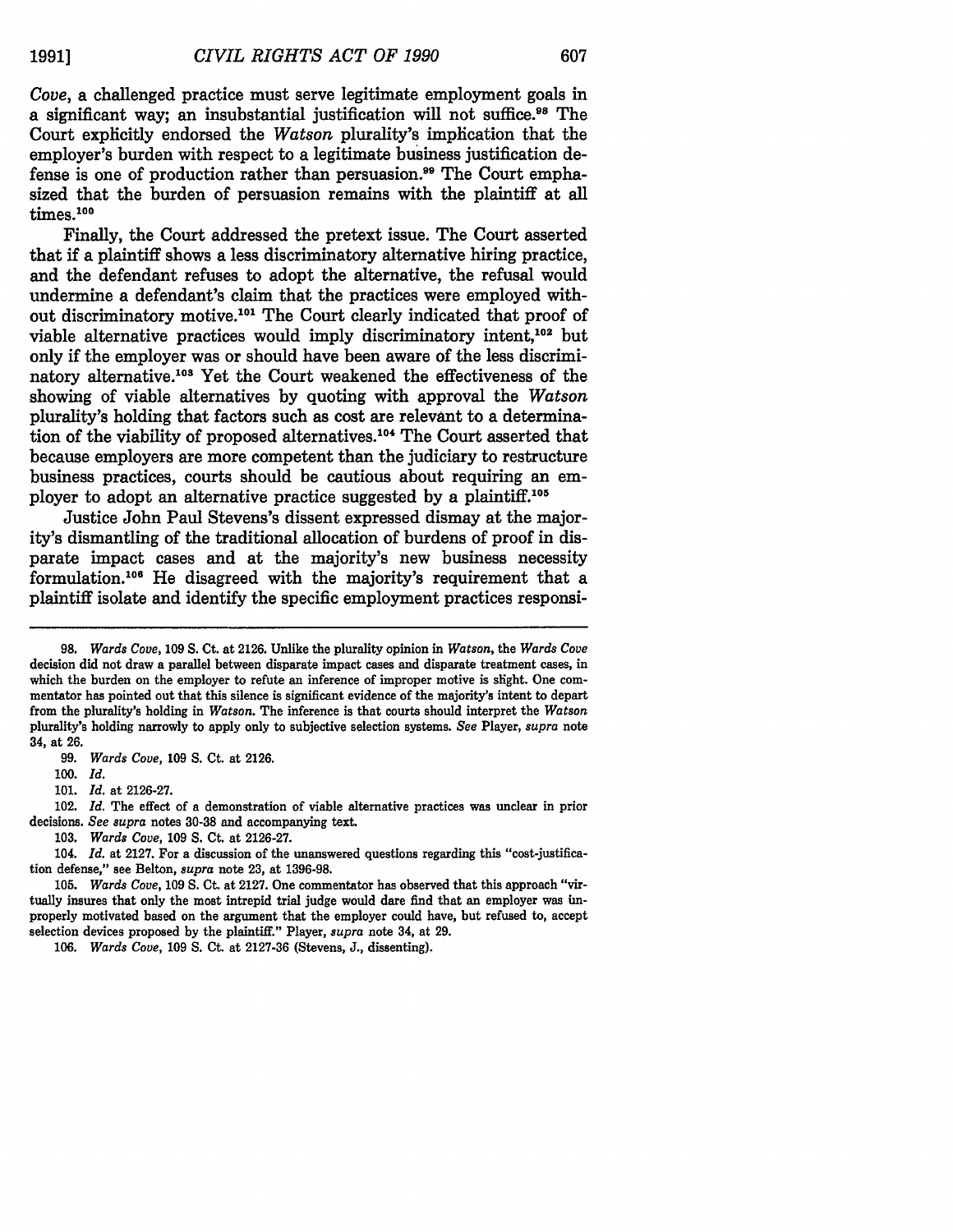*Cove*, a challenged practice must serve legitimate employment goals in a significant way; an insubstantial justification will not suffice.[98] The Court explicitly endorsed the *Watson* plurality's implication that the employer's burden with respect to a legitimate business justification defense is one of production rather than persuasion.[99] The Court emphasized that the burden of persuasion remains with the plaintiff at all times.[100]

Finally, the Court addressed the pretext issue. The Court asserted that if a plaintiff shows a less discriminatory alternative hiring practice, and the defendant refuses to adopt the alternative, the refusal would undermine a defendant's claim that the practices were employed without discriminatory motive.[101] The Court clearly indicated that proof of viable alternative practices would imply discriminatory intent,[102] but only if the employer was or should have been aware of the less discriminatory alternative.[103] Yet the Court weakened the effectiveness of the showing of viable alternatives by quoting with approval the *Watson* plurality's holding that factors such as cost are relevant to a determination of the viability of proposed alternatives.[104] The Court asserted that because employers are more competent than the judiciary to restructure business practices, courts should be cautious about requiring an employer to adopt an alternative practice suggested by a plaintiff.[105]

Justice John Paul Stevens's dissent expressed dismay at the majority's dismantling of the traditional allocation of burdens of proof in disparate impact cases and at the majority's new business necessity formulation.[106] He disagreed with the majority's requirement that a plaintiff isolate and identify the specific employment practices responsi-

---

98. *Wards Cove*, 109 S. Ct. at 2126. Unlike the plurality opinion in *Watson*, the *Wards Cove* decision did not draw a parallel between disparate impact cases and disparate treatment cases, in which the burden on the employer to refute an inference of improper motive is slight. One commentator has pointed out that this silence is significant evidence of the majority's intent to depart from the plurality's holding in *Watson*. The inference is that courts should interpret the *Watson* plurality's holding narrowly to apply only to subjective selection systems. *See* Player, *supra* note 34, at 26.

99. *Wards Cove*, 109 S. Ct. at 2126.

100. *Id.*

101. *Id.* at 2126-27.

102. *Id.* The effect of a demonstration of viable alternative practices was unclear in prior decisions. *See supra* notes 30-38 and accompanying text.

103. *Wards Cove*, 109 S. Ct. at 2126-27.

104. *Id.* at 2127. For a discussion of the unanswered questions regarding this "cost-justification defense," see Belton, *supra* note 23, at 1396-98.

105. *Wards Cove*, 109 S. Ct. at 2127. One commentator has observed that this approach "virtually insures that only the most intrepid trial judge would dare find that an employer was improperly motivated based on the argument that the employer could have, but refused to, accept selection devices proposed by the plaintiff." Player, *supra* note 34, at 29.

106. *Wards Cove*, 109 S. Ct. at 2127-36 (Stevens, J., dissenting).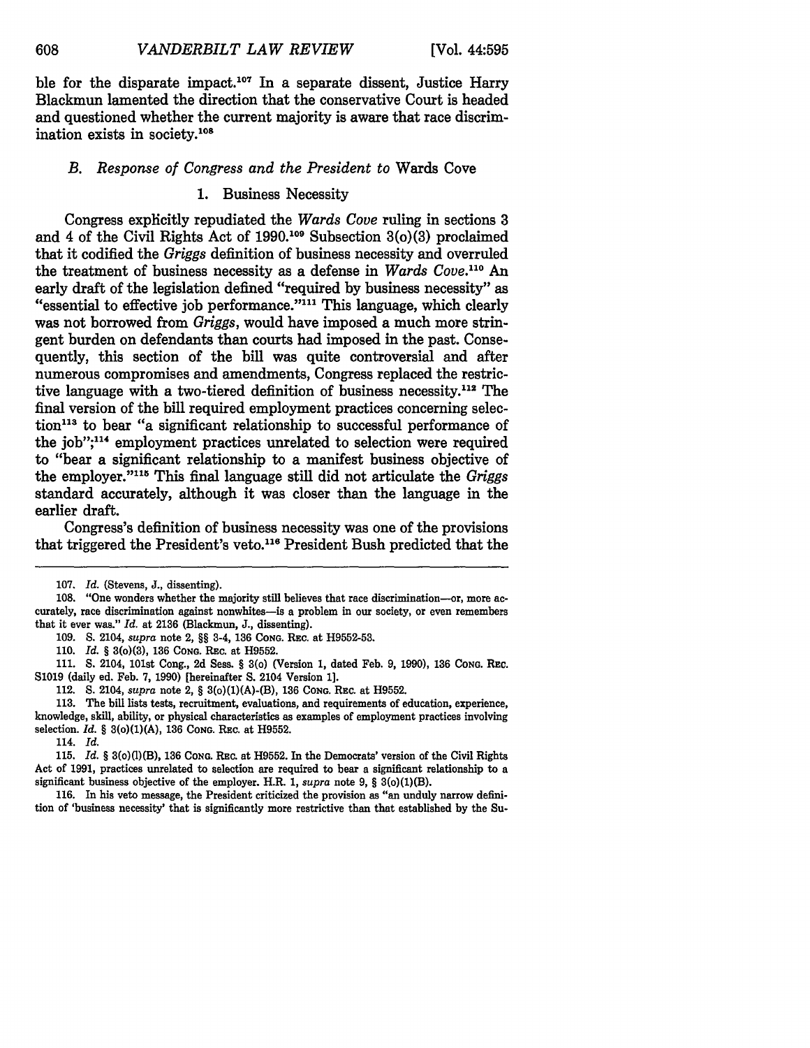ble for the disparate impact.[107] In a separate dissent, Justice Harry Blackmun lamented the direction that the conservative Court is headed and questioned whether the current majority is aware that race discrimination exists in society.[108]

### B. Response of Congress and the President to *Wards Cove*

#### 1. Business Necessity

Congress explicitly repudiated the *Wards Cove* ruling in sections 3 and 4 of the Civil Rights Act of 1990.[109] Subsection 3(o)(3) proclaimed that it codified the *Griggs* definition of business necessity and overruled the treatment of business necessity as a defense in *Wards Cove*.[110] An early draft of the legislation defined "required by business necessity" as "essential to effective job performance."[111] This language, which clearly was not borrowed from *Griggs*, would have imposed a much more stringent burden on defendants than courts had imposed in the past. Consequently, this section of the bill was quite controversial and after numerous compromises and amendments, Congress replaced the restrictive language with a two-tiered definition of business necessity.[112] The final version of the bill required employment practices concerning selection[113] to bear "a significant relationship to successful performance of the job";[114] employment practices unrelated to selection were required to "bear a significant relationship to a manifest business objective of the employer."[115] This final language still did not articulate the *Griggs* standard accurately, although it was closer than the language in the earlier draft.

Congress's definition of business necessity was one of the provisions that triggered the President's veto.[116] President Bush predicted that the

---

107. *Id.* (Stevens, J., dissenting).

108. "One wonders whether the majority still believes that race discrimination—or, more accurately, race discrimination against nonwhites—is a problem in our society, or even remembers that it ever was." *Id.* at 2136 (Blackmun, J., dissenting).

109. S. 2104, *supra* note 2, §§ 3-4, 136 Cong. Rec. at H9552-53.

110. *Id.* § 3(o)(3), 136 Cong. Rec. at H9552.

111. S. 2104, 101st Cong., 2d Sess. § 3(o) (Version 1, dated Feb. 9, 1990), 136 Cong. Rec. S1019 (daily ed. Feb. 7, 1990) [hereinafter S. 2104 Version 1].

112. S. 2104, *supra* note 2, § 3(o)(1)(A)-(B), 136 Cong. Rec. at H9552.

113. The bill lists tests, recruitment, evaluations, and requirements of education, experience, knowledge, skill, ability, or physical characteristics as examples of employment practices involving selection. *Id.* § 3(o)(1)(A), 136 Cong. Rec. at H9552.

114. *Id.*

115. *Id.* § 3(o)(1)(B), 136 Cong. Rec. at H9552. In the Democrats' version of the Civil Rights Act of 1991, practices unrelated to selection are required to bear a significant relationship to a significant business objective of the employer. H.R. 1, *supra* note 9, § 3(o)(1)(B).

116. In his veto message, the President criticized the provision as "an unduly narrow definition of 'business necessity' that is significantly more restrictive than that established by the Su-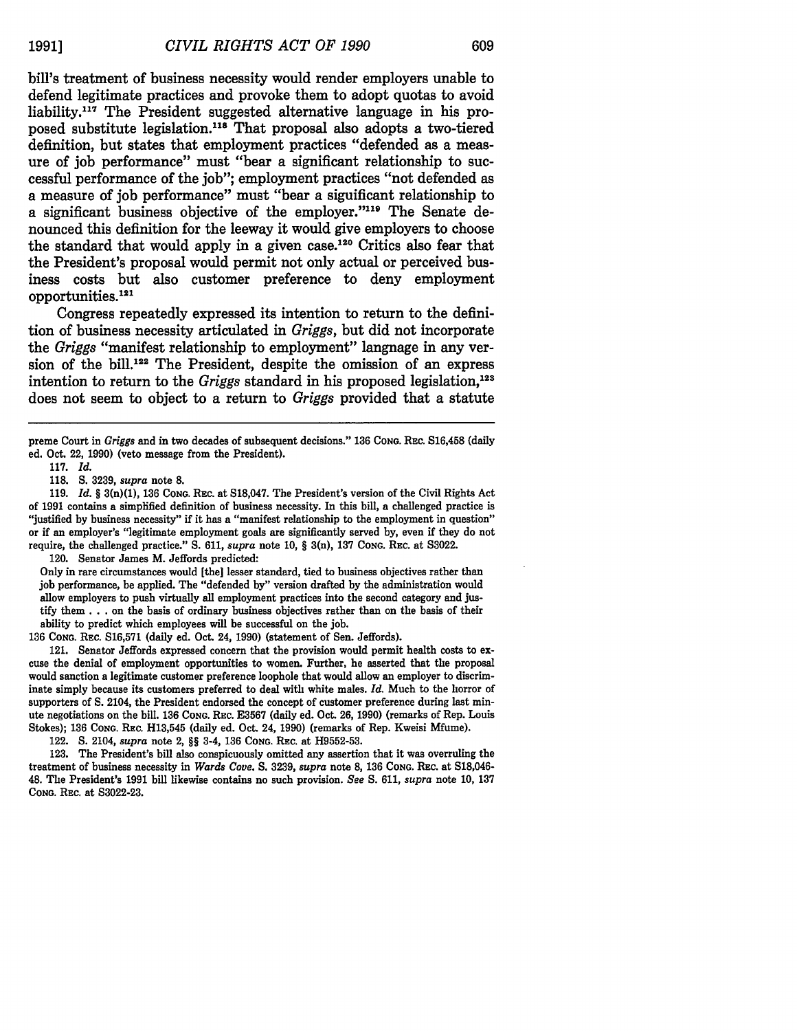bill's treatment of business necessity would render employers unable to defend legitimate practices and provoke them to adopt quotas to avoid liability.[117] The President suggested alternative language in his proposed substitute legislation.[118] That proposal also adopts a two-tiered definition, but states that employment practices "defended as a measure of job performance" must "bear a significant relationship to successful performance of the job"; employment practices "not defended as a measure of job performance" must "bear a siguificant relationship to a significant business objective of the employer."[119] The Senate denounced this definition for the leeway it would give employers to choose the standard that would apply in a given case.[120] Critics also fear that the President's proposal would permit not only actual or perceived business costs but also customer preference to deny employment opportunities.[121]

Congress repeatedly expressed its intention to return to the definition of business necessity articulated in *Griggs*, but did not incorporate the *Griggs* "manifest relationship to employment" langnage in any version of the bill.[122] The President, despite the omission of an express intention to return to the *Griggs* standard in his proposed legislation,[123] does not seem to object to a return to *Griggs* provided that a statute

---

preme Court in *Griggs* and in two decades of subsequent decisions." 136 CONG. REC. S16,458 (daily ed. Oct. 22, 1990) (veto message from the President).

117. *Id.*

118. S. 3239, *supra* note 8.

119. *Id.* § 3(n)(1), 136 CONG. REC. at S18,047. The President's version of the Civil Rights Act of 1991 contains a simplified definition of business necessity. In this bill, a challenged practice is "justified by business necessity" if it has a "manifest relationship to the employment in question" or if an employer's "legitimate employment goals are significantly served by, even if they do not require, the challenged practice." S. 611, *supra* note 10, § 3(n), 137 CONG. REC. at S3022.

120. Senator James M. Jeffords predicted:

> Only in rare circumstances would [the] lesser standard, tied to business objectives rather than job performance, be applied. The "defended by" version drafted by the administration would allow employers to push virtually all employment practices into the second category and justify them . . . on the basis of ordinary business objectives rather than on the basis of their ability to predict which employees will be successful on the job.

136 CONG. REC. S16,571 (daily ed. Oct. 24, 1990) (statement of Sen. Jeffords).

121. Senator Jeffords expressed concern that the provision would permit health costs to excuse the denial of employment opportunities to women. Further, he asserted that the proposal would sanction a legitimate customer preference loophole that would allow an employer to discriminate simply because its customers preferred to deal with white males. *Id.* Much to the horror of supporters of S. 2104, the President endorsed the concept of customer preference during last minute negotiations on the bill. 136 CONG. REC. E3567 (daily ed. Oct. 26, 1990) (remarks of Rep. Louis Stokes); 136 CONG. REC. H13,545 (daily ed. Oct. 24, 1990) (remarks of Rep. Kweisi Mfume).

122. S. 2104, *supra* note 2, §§ 3-4, 136 CONG. REC. at H9552-53.

123. The President's bill also conspicuously omitted any assertion that it was overruling the treatment of business necessity in *Wards Cove*. S. 3239, *supra* note 8, 136 CONG. REC. at S18,046-48. The President's 1991 bill likewise contains no such provision. *See* S. 611, *supra* note 10, 137 CONG. REC. at S3022-23.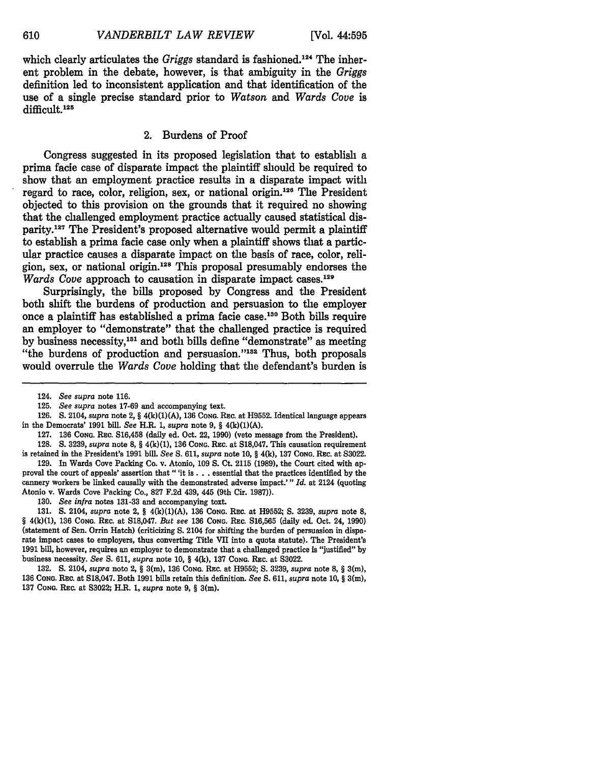which clearly articulates the *Griggs* standard is fashioned.[124] The inherent problem in the debate, however, is that ambiguity in the *Griggs* definition led to inconsistent application and that identification of the use of a single precise standard prior to *Watson* and *Wards Cove* is difficult.[125]

### 2. Burdens of Proof

Congress suggested in its proposed legislation that to establish a prima facie case of disparate impact the plaintiff should be required to show that an employment practice results in a disparate impact with regard to race, color, religion, sex, or national origin.[126] The President objected to this provision on the grounds that it required no showing that the challenged employment practice actually caused statistical disparity.[127] The President's proposed alternative would permit a plaintiff to establish a prima facie case only when a plaintiff shows that a particular practice causes a disparate impact on the basis of race, color, religion, sex, or national origin.[128] This proposal presumably endorses the *Wards Cove* approach to causation in disparate impact cases.[129]

Surprisingly, the bills proposed by Congress and the President both shift the burdens of production and persuasion to the employer once a plaintiff has established a prima facie case.[130] Both bills require an employer to "demonstrate" that the challenged practice is required by business necessity,[131] and both bills define "demonstrate" as meeting "the burdens of production and persuasion."[132] Thus, both proposals would overrule the *Wards Cove* holding that the defendant's burden is

---

124. *See supra* note 116.

125. *See supra* notes 17-69 and accompanying text.

126. S. 2104, *supra* note 2, § 4(k)(1)(A), 136 CONG. REC. at H9552. Identical language appears in the Democrats' 1991 bill. *See* H.R. 1, *supra* note 9, § 4(k)(1)(A).

127. 136 CONG. REC. S16,458 (daily ed. Oct. 22, 1990) (veto message from the President).

128. S. 3239, *supra* note 8, § 4(k)(1), 136 CONG. REC. at S18,047. This causation requirement is retained in the President's 1991 bill. *See* S. 611, *supra* note 10, § 4(k), 137 CONG. REC. at S3022.

129. In Wards Cove Packing Co. v. Atonio, 109 S. Ct. 2115 (1989), the Court cited with approval the court of appeals' assertion that " 'it is . . . essential that the practices identified by the cannery workers be linked causally with the demonstrated adverse impact.' " *Id.* at 2124 (quoting Atonio v. Wards Cove Packing Co., 827 F.2d 439, 445 (9th Cir. 1987)).

130. *See infra* notes 131-33 and accompanying text.

131. S. 2104, *supra* note 2, § 4(k)(1)(A), 136 CONG. REC. at H9552; S. 3239, *supra* note 8, § 4(k)(1), 136 CONG. REC. at S18,047. *But see* 136 CONG. REC. S16,565 (daily ed. Oct. 24, 1990) (statement of Sen. Orrin Hatch) (criticizing S. 2104 for shifting the burden of persuasion in disparate impact cases to employers, thus converting Title VII into a quota statute). The President's 1991 bill, however, requires an employer to demonstrate that a challenged practice is "justified" by business necessity. *See* S. 611, *supra* note 10, § 4(k), 137 CONG. REC. at S3022.

132. S. 2104, *supra* note 2, § 3(m), 136 CONG. REC. at H9552; S. 3239, *supra* note 8, § 3(m), 136 CONG. REC. at S18,047. Both 1991 bills retain this definition. *See* S. 611, *supra* note 10, § 3(m), 137 CONG. REC. at S3022; H.R. 1, *supra* note 9, § 3(m).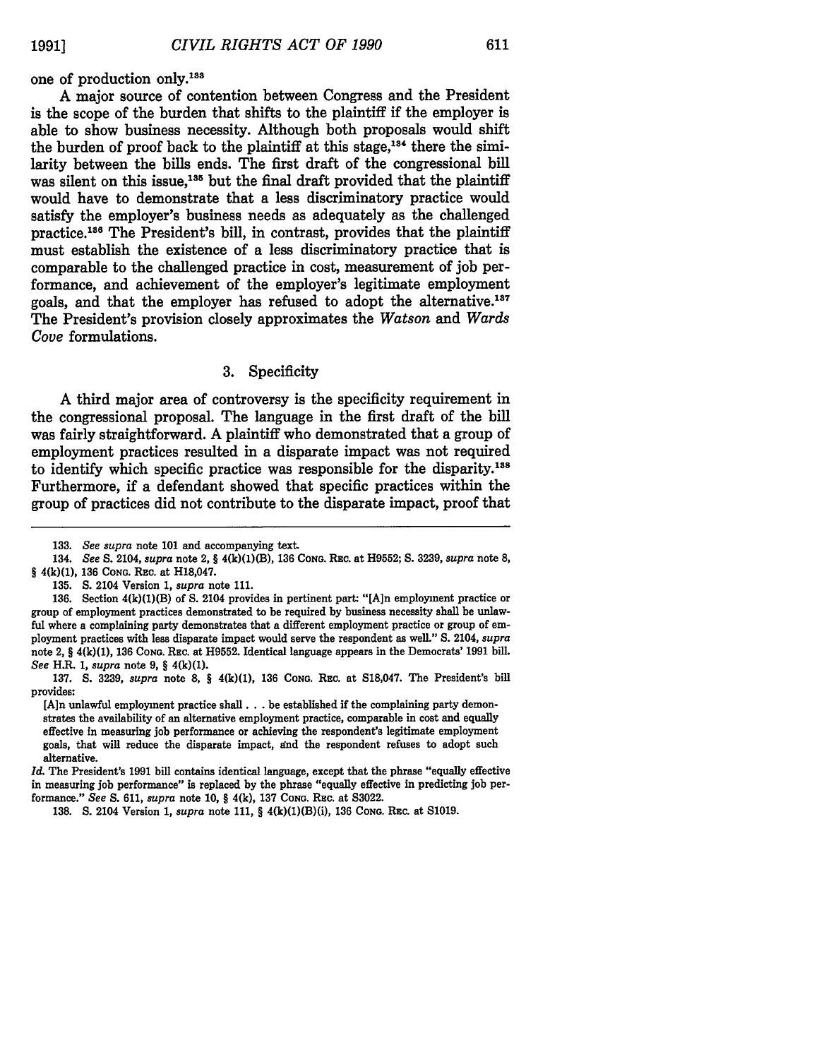one of production only.[133]

A major source of contention between Congress and the President is the scope of the burden that shifts to the plaintiff if the employer is able to show business necessity. Although both proposals would shift the burden of proof back to the plaintiff at this stage,[134] there the similarity between the bills ends. The first draft of the congressional bill was silent on this issue,[135] but the final draft provided that the plaintiff would have to demonstrate that a less discriminatory practice would satisfy the employer's business needs as adequately as the challenged practice.[136] The President's bill, in contrast, provides that the plaintiff must establish the existence of a less discriminatory practice that is comparable to the challenged practice in cost, measurement of job performance, and achievement of the employer's legitimate employment goals, and that the employer has refused to adopt the alternative.[137] The President's provision closely approximates the *Watson* and *Wards Cove* formulations.

### 3. Specificity

A third major area of controversy is the specificity requirement in the congressional proposal. The language in the first draft of the bill was fairly straightforward. A plaintiff who demonstrated that a group of employment practices resulted in a disparate impact was not required to identify which specific practice was responsible for the disparity.[138] Furthermore, if a defendant showed that specific practices within the group of practices did not contribute to the disparate impact, proof that

---

133. *See supra* note 101 and accompanying text.

134. *See* S. 2104, *supra* note 2, § 4(k)(1)(B), 136 CONG. REC. at H9552; S. 3239, *supra* note 8, § 4(k)(1), 136 CONG. REC. at H18,047.

135. S. 2104 Version 1, *supra* note 111.

136. Section 4(k)(1)(B) of S. 2104 provides in pertinent part: "[A]n employment practice or group of employment practices demonstrated to be required by business necessity shall be unlawful where a complaining party demonstrates that a different employment practice or group of employment practices with less disparate impact would serve the respondent as well." S. 2104, *supra* note 2, § 4(k)(1), 136 CONG. REC. at H9552. Identical language appears in the Democrats' 1991 bill. *See* H.R. 1, *supra* note 9, § 4(k)(1).

137. S. 3239, *supra* note 8, § 4(k)(1), 136 CONG. REC. at S18,047. The President's bill provides:

> [A]n unlawful employment practice shall . . . be established if the complaining party demonstrates the availability of an alternative employment practice, comparable in cost and equally effective in measuring job performance or achieving the respondent's legitimate employment goals, that will reduce the disparate impact, and the respondent refuses to adopt such alternative.

*Id.* The President's 1991 bill contains identical language, except that the phrase "equally effective in measuring job performance" is replaced by the phrase "equally effective in predicting job performance." *See* S. 611, *supra* note 10, § 4(k), 137 CONG. REC. at S3022.

138. S. 2104 Version 1, *supra* note 111, § 4(k)(1)(B)(i), 136 CONG. REC. at S1019.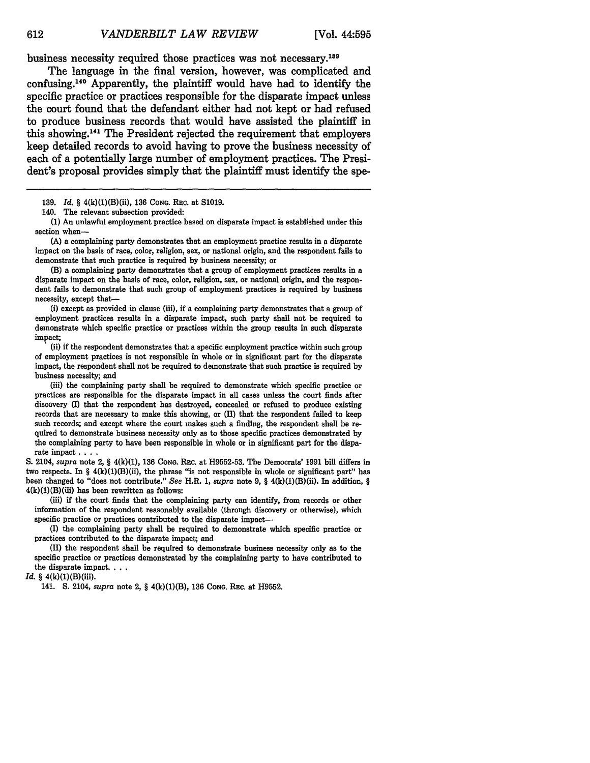business necessity required those practices was not necessary.[139]

The language in the final version, however, was complicated and confusing.[140] Apparently, the plaintiff would have had to identify the specific practice or practices responsible for the disparate impact unless the court found that the defendant either had not kept or had refused to produce business records that would have assisted the plaintiff in this showing.[141] The President rejected the requirement that employers keep detailed records to avoid having to prove the business necessity of each of a potentially large number of employment practices. The President's proposal provides simply that the plaintiff must identify the spe-

---

139. *Id.* § 4(k)(1)(B)(ii), 136 Cong. Rec. at S1019.

140. The relevant subsection provided:

> (1) An unlawful employment practice based on disparate impact is established under this section when—
>
> (A) a complaining party demonstrates that an employment practice results in a disparate impact on the basis of race, color, religion, sex, or national origin, and the respondent fails to demonstrate that such practice is required by business necessity; or
>
> (B) a complaining party demonstrates that a group of employment practices results in a disparate impact on the basis of race, color, religion, sex, or national origin, and the respondent fails to demonstrate that such group of employment practices is required by business necessity, except that—
>
> (i) except as provided in clause (iii), if a complaining party demonstrates that a group of employment practices results in a disparate impact, such party shall not be required to demonstrate which specific practice or practices within the group results in such disparate impact;
>
> (ii) if the respondent demonstrates that a specific employment practice within such group of employment practices is not responsible in whole or in significant part for the disparate impact, the respondent shall not be required to demonstrate that such practice is required by business necessity; and
>
> (iii) the complaining party shall be required to demonstrate which specific practice or practices are responsible for the disparate impact in all cases unless the court finds after discovery (I) that the respondent has destroyed, concealed or refused to produce existing records that are necessary to make this showing, or (II) that the respondent failed to keep such records; and except where the court makes such a finding, the respondent shall be required to demonstrate business necessity only as to those specific practices demonstrated by the complaining party to have been responsible in whole or in significant part for the disparate impact . . . .

S. 2104, *supra* note 2, § 4(k)(1), 136 Cong. Rec. at H9552-53. The Democrats' 1991 bill differs in two respects. In § 4(k)(1)(B)(ii), the phrase "is not responsible in whole or significant part" has been changed to "does not contribute." *See* H.R. 1, *supra* note 9, § 4(k)(1)(B)(ii). In addition, § 4(k)(1)(B)(iii) has been rewritten as follows:

> (iii) if the court finds that the complaining party can identify, from records or other information of the respondent reasonably available (through discovery or otherwise), which specific practice or practices contributed to the disparate impact—
>
> (I) the complaining party shall be required to demonstrate which specific practice or practices contributed to the disparate impact; and
>
> (II) the respondent shall be required to demonstrate business necessity only as to the specific practice or practices demonstrated by the complaining party to have contributed to the disparate impact. . . .

*Id.* § 4(k)(1)(B)(iii).

141. S. 2104, *supra* note 2, § 4(k)(1)(B), 136 Cong. Rec. at H9552.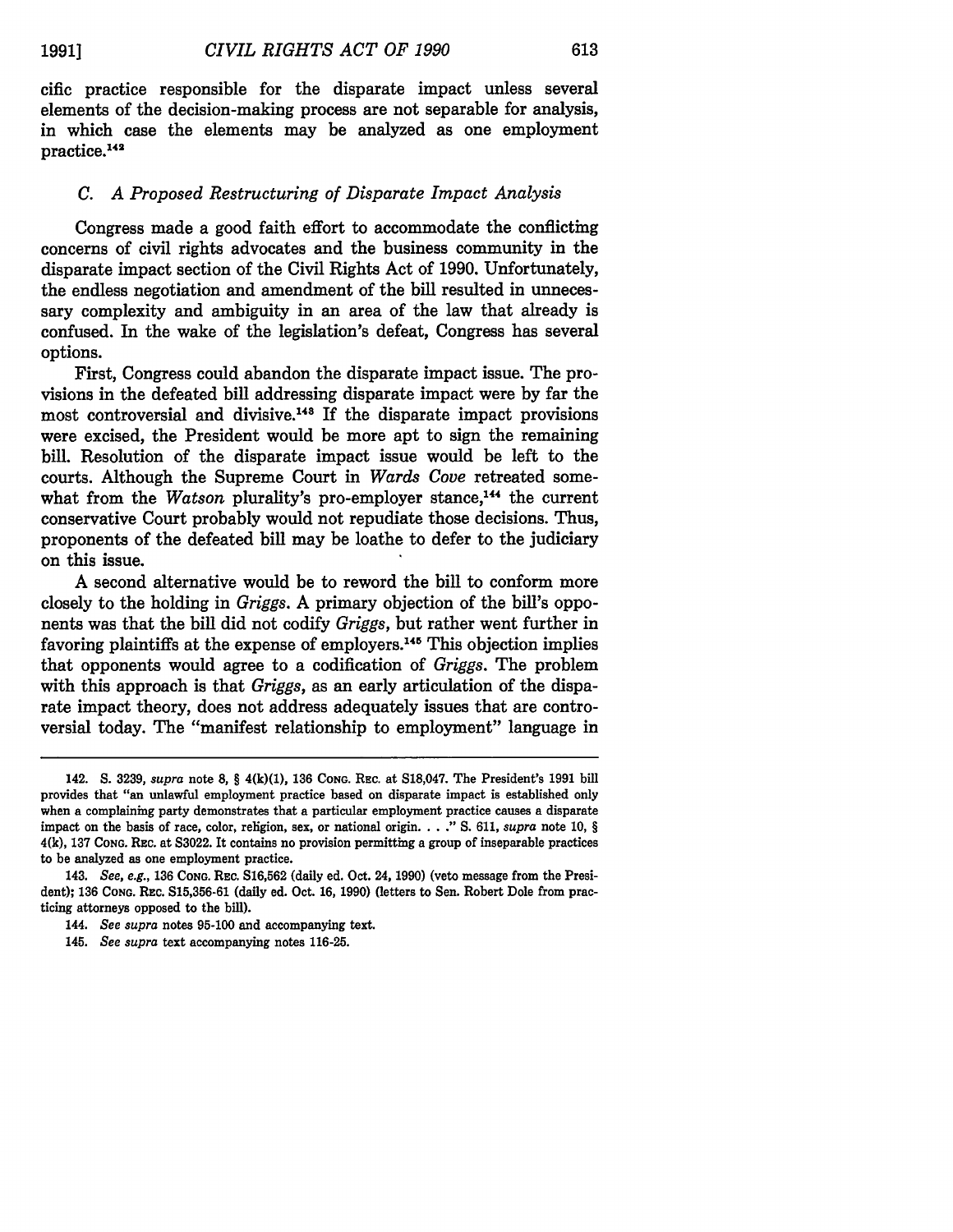cific practice responsible for the disparate impact unless several elements of the decision-making process are not separable for analysis, in which case the elements may be analyzed as one employment practice.[142]

### *C. A Proposed Restructuring of Disparate Impact Analysis*

Congress made a good faith effort to accommodate the conflicting concerns of civil rights advocates and the business community in the disparate impact section of the Civil Rights Act of 1990. Unfortunately, the endless negotiation and amendment of the bill resulted in unnecessary complexity and ambiguity in an area of the law that already is confused. In the wake of the legislation's defeat, Congress has several options.

First, Congress could abandon the disparate impact issue. The provisions in the defeated bill addressing disparate impact were by far the most controversial and divisive.[143] If the disparate impact provisions were excised, the President would be more apt to sign the remaining bill. Resolution of the disparate impact issue would be left to the courts. Although the Supreme Court in *Wards Cove* retreated somewhat from the *Watson* plurality's pro-employer stance,[144] the current conservative Court probably would not repudiate those decisions. Thus, proponents of the defeated bill may be loathe to defer to the judiciary on this issue.

A second alternative would be to reword the bill to conform more closely to the holding in *Griggs*. A primary objection of the bill's opponents was that the bill did not codify *Griggs*, but rather went further in favoring plaintiffs at the expense of employers.[145] This objection implies that opponents would agree to a codification of *Griggs*. The problem with this approach is that *Griggs*, as an early articulation of the disparate impact theory, does not address adequately issues that are controversial today. The "manifest relationship to employment" language in

---

142. S. 3239, *supra* note 8, § 4(k)(1), 136 CONG. REC. at S18,047. The President's 1991 bill provides that "an unlawful employment practice based on disparate impact is established only when a complaining party demonstrates that a particular employment practice causes a disparate impact on the basis of race, color, religion, sex, or national origin. . . ." S. 611, *supra* note 10, § 4(k), 137 CONG. REC. at S3022. It contains no provision permitting a group of inseparable practices to be analyzed as one employment practice.

143. *See, e.g.*, 136 CONG. REC. S16,562 (daily ed. Oct. 24, 1990) (veto message from the President); 136 CONG. REC. S15,356-61 (daily ed. Oct. 16, 1990) (letters to Sen. Robert Dole from practicing attorneys opposed to the bill).

144. *See supra* notes 95-100 and accompanying text.

145. *See supra* text accompanying notes 116-25.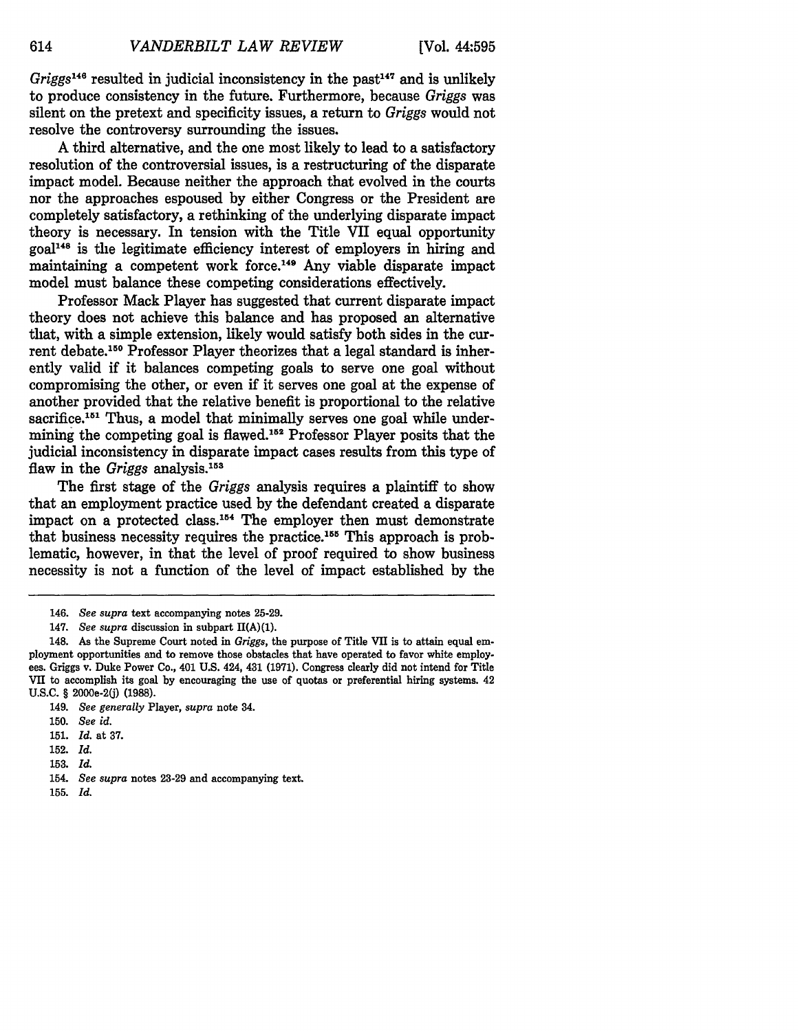*Griggs*[146] resulted in judicial inconsistency in the past[147] and is unlikely to produce consistency in the future. Furthermore, because *Griggs* was silent on the pretext and specificity issues, a return to *Griggs* would not resolve the controversy surrounding the issues.

A third alternative, and the one most likely to lead to a satisfactory resolution of the controversial issues, is a restructuring of the disparate impact model. Because neither the approach that evolved in the courts nor the approaches espoused by either Congress or the President are completely satisfactory, a rethinking of the underlying disparate impact theory is necessary. In tension with the Title VII equal opportunity goal[148] is the legitimate efficiency interest of employers in hiring and maintaining a competent work force.[149] Any viable disparate impact model must balance these competing considerations effectively.

Professor Mack Player has suggested that current disparate impact theory does not achieve this balance and has proposed an alternative that, with a simple extension, likely would satisfy both sides in the current debate.[150] Professor Player theorizes that a legal standard is inherently valid if it balances competing goals to serve one goal without compromising the other, or even if it serves one goal at the expense of another provided that the relative benefit is proportional to the relative sacrifice.[151] Thus, a model that minimally serves one goal while undermining the competing goal is flawed.[152] Professor Player posits that the judicial inconsistency in disparate impact cases results from this type of flaw in the *Griggs* analysis.[153]

The first stage of the *Griggs* analysis requires a plaintiff to show that an employment practice used by the defendant created a disparate impact on a protected class.[154] The employer then must demonstrate that business necessity requires the practice.[155] This approach is problematic, however, in that the level of proof required to show business necessity is not a function of the level of impact established by the

---

146. *See supra* text accompanying notes 25-29.

147. *See supra* discussion in subpart II(A)(1).

148. As the Supreme Court noted in *Griggs*, the purpose of Title VII is to attain equal employment opportunities and to remove those obstacles that have operated to favor white employees. Griggs v. Duke Power Co., 401 U.S. 424, 431 (1971). Congress clearly did not intend for Title VII to accomplish its goal by encouraging the use of quotas or preferential hiring systems. 42 U.S.C. § 2000e-2(j) (1988).

149. *See generally* Player, *supra* note 34.

150. *See id.*

151. *Id.* at 37.

152. *Id.*

153. *Id.*

154. *See supra* notes 23-29 and accompanying text.

155. *Id.*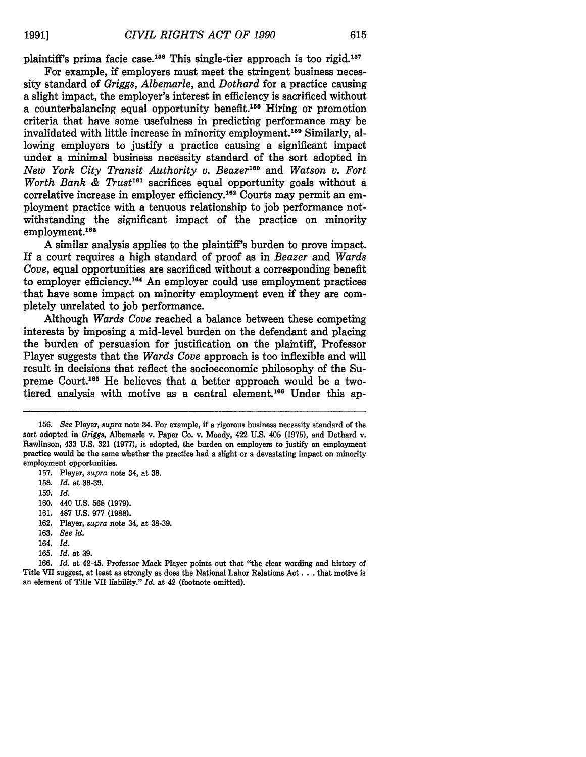plaintiff's prima facie case.[156] This single-tier approach is too rigid.[157]

For example, if employers must meet the stringent business necessity standard of *Griggs*, *Albemarle*, and *Dothard* for a practice causing a slight impact, the employer's interest in efficiency is sacrificed without a counterbalancing equal opportunity benefit.[158] Hiring or promotion criteria that have some usefulness in predicting performance may be invalidated with little increase in minority employment.[159] Similarly, allowing employers to justify a practice causing a significant impact under a minimal business necessity standard of the sort adopted in *New York City Transit Authority v. Beazer*[160] and *Watson v. Fort Worth Bank & Trust*[161] sacrifices equal opportunity goals without a correlative increase in employer efficiency.[162] Courts may permit an employment practice with a tenuous relationship to job performance notwithstanding the significant impact of the practice on minority employment.[163]

A similar analysis applies to the plaintiff's burden to prove impact. If a court requires a high standard of proof as in *Beazer* and *Wards Cove*, equal opportunities are sacrificed without a corresponding benefit to employer efficiency.[164] An employer could use employment practices that have some impact on minority employment even if they are completely unrelated to job performance.

Although *Wards Cove* reached a balance between these competing interests by imposing a mid-level burden on the defendant and placing the burden of persuasion for justification on the plaintiff, Professor Player suggests that the *Wards Cove* approach is too inflexible and will result in decisions that reflect the socioeconomic philosophy of the Supreme Court.[165] He believes that a better approach would be a two-tiered analysis with motive as a central element.[166] Under this ap-

---

156. *See* Player, *supra* note 34. For example, if a rigorous business necessity standard of the sort adopted in *Griggs*, Albemarle v. Paper Co. v. Moody, 422 U.S. 405 (1975), and Dothard v. Rawlinson, 433 U.S. 321 (1977), is adopted, the burden on employers to justify an employment practice would be the same whether the practice had a slight or a devastating impact on minority employment opportunities.

157. Player, *supra* note 34, at 38.

158. *Id.* at 38-39.

159. *Id.*

160. 440 U.S. 568 (1979).

161. 487 U.S. 977 (1988).

162. Player, *supra* note 34, at 38-39.

163. *See id.*

164. *Id.*

165. *Id.* at 39.

166. *Id.* at 42-45. Professor Mack Player points out that "the clear wording and history of Title VII suggest, at least as strongly as does the National Labor Relations Act . . . that motive is an element of Title VII liability." *Id.* at 42 (footnote omitted).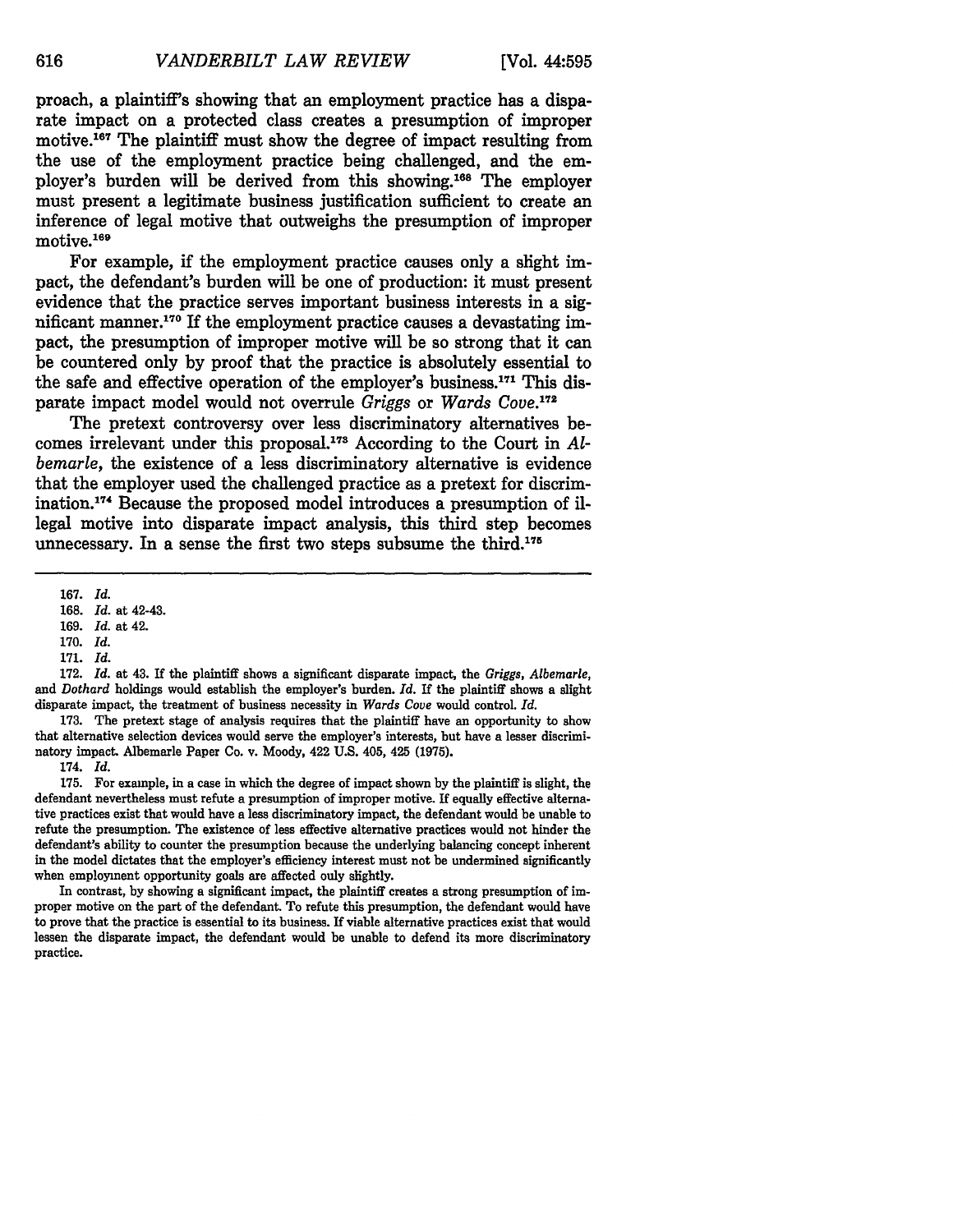proach, a plaintiff's showing that an employment practice has a disparate impact on a protected class creates a presumption of improper motive.[167] The plaintiff must show the degree of impact resulting from the use of the employment practice being challenged, and the employer's burden will be derived from this showing.[168] The employer must present a legitimate business justification sufficient to create an inference of legal motive that outweighs the presumption of improper motive.[169]

For example, if the employment practice causes only a slight impact, the defendant's burden will be one of production: it must present evidence that the practice serves important business interests in a significant manner.[170] If the employment practice causes a devastating impact, the presumption of improper motive will be so strong that it can be countered only by proof that the practice is absolutely essential to the safe and effective operation of the employer's business.[171] This disparate impact model would not overrule *Griggs* or *Wards Cove*.[172]

The pretext controversy over less discriminatory alternatives becomes irrelevant under this proposal.[173] According to the Court in *Albemarle*, the existence of a less discriminatory alternative is evidence that the employer used the challenged practice as a pretext for discrimination.[174] Because the proposed model introduces a presumption of illegal motive into disparate impact analysis, this third step becomes unnecessary. In a sense the first two steps subsume the third.[175]

---

167. *Id.*

168. *Id.* at 42-43.

169. *Id.* at 42.

170. *Id.*

171. *Id.*

172. *Id.* at 43. If the plaintiff shows a significant disparate impact, the *Griggs*, *Albemarle*, and *Dothard* holdings would establish the employer's burden. *Id.* If the plaintiff shows a slight disparate impact, the treatment of business necessity in *Wards Cove* would control. *Id.*

173. The pretext stage of analysis requires that the plaintiff have an opportunity to show that alternative selection devices would serve the employer's interests, but have a lesser discriminatory impact. Albemarle Paper Co. v. Moody, 422 U.S. 405, 425 (1975).

174. *Id.*

175. For example, in a case in which the degree of impact shown by the plaintiff is slight, the defendant nevertheless must refute a presumption of improper motive. If equally effective alternative practices exist that would have a less discriminatory impact, the defendant would be unable to refute the presumption. The existence of less effective alternative practices would not hinder the defendant's ability to counter the presumption because the underlying balancing concept inherent in the model dictates that the employer's efficiency interest must not be undermined significantly when employment opportunity goals are affected only slightly.

In contrast, by showing a significant impact, the plaintiff creates a strong presumption of improper motive on the part of the defendant. To refute this presumption, the defendant would have to prove that the practice is essential to its business. If viable alternative practices exist that would lessen the disparate impact, the defendant would be unable to defend its more discriminatory practice.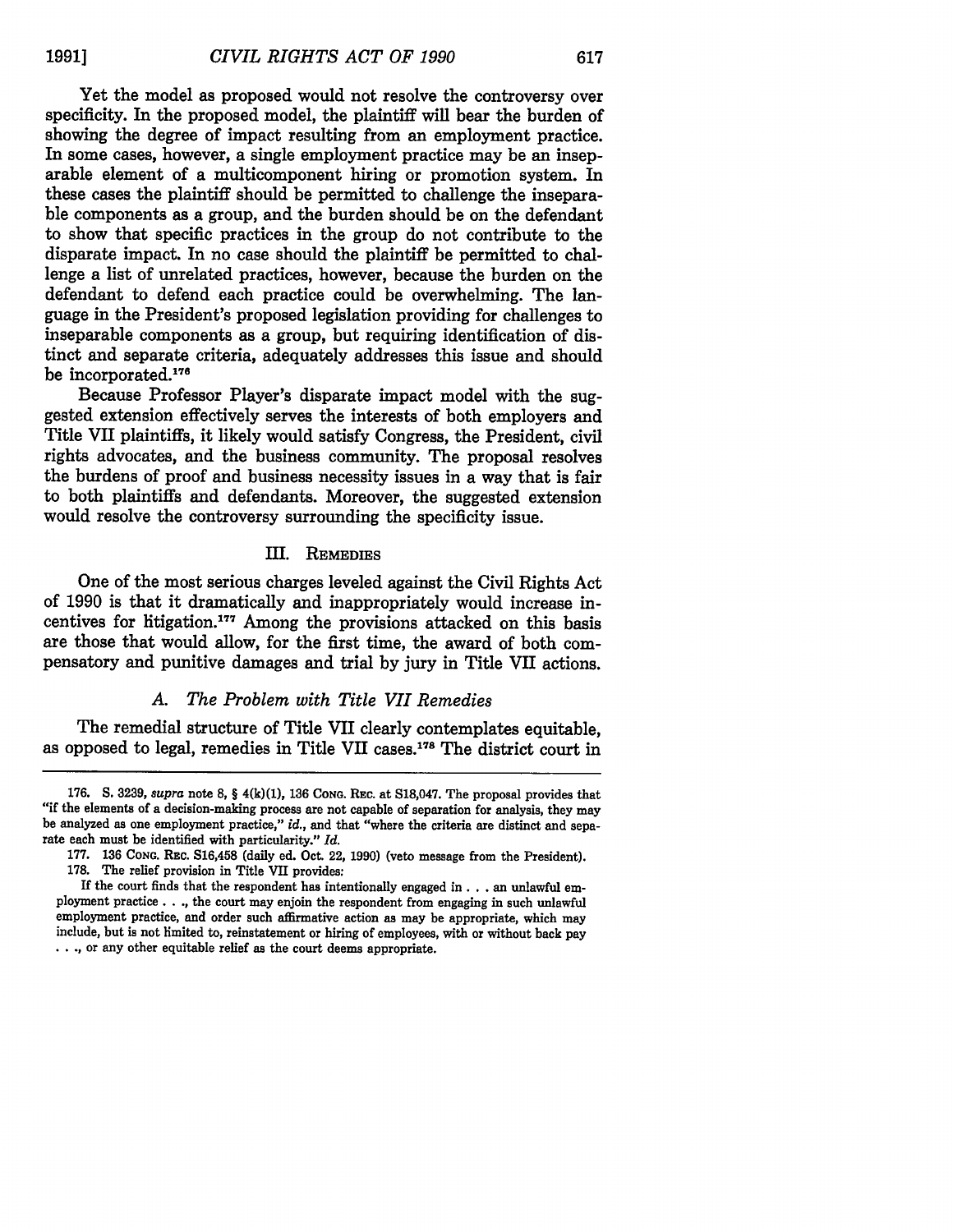Yet the model as proposed would not resolve the controversy over specificity. In the proposed model, the plaintiff will bear the burden of showing the degree of impact resulting from an employment practice. In some cases, however, a single employment practice may be an inseparable element of a multicomponent hiring or promotion system. In these cases the plaintiff should be permitted to challenge the inseparable components as a group, and the burden should be on the defendant to show that specific practices in the group do not contribute to the disparate impact. In no case should the plaintiff be permitted to challenge a list of unrelated practices, however, because the burden on the defendant to defend each practice could be overwhelming. The language in the President's proposed legislation providing for challenges to inseparable components as a group, but requiring identification of distinct and separate criteria, adequately addresses this issue and should be incorporated.[176]

Because Professor Player's disparate impact model with the suggested extension effectively serves the interests of both employers and Title VII plaintiffs, it likely would satisfy Congress, the President, civil rights advocates, and the business community. The proposal resolves the burdens of proof and business necessity issues in a way that is fair to both plaintiffs and defendants. Moreover, the suggested extension would resolve the controversy surrounding the specificity issue.

## III. Remedies

One of the most serious charges leveled against the Civil Rights Act of 1990 is that it dramatically and inappropriately would increase incentives for litigation.[177] Among the provisions attacked on this basis are those that would allow, for the first time, the award of both compensatory and punitive damages and trial by jury in Title VII actions.

### A. *The Problem with Title VII Remedies*

The remedial structure of Title VII clearly contemplates equitable, as opposed to legal, remedies in Title VII cases.[178] The district court in

---

176. S. 3239, *supra* note 8, § 4(k)(1), 136 Cong. Rec. at S18,047. The proposal provides that "if the elements of a decision-making process are not capable of separation for analysis, they may be analyzed as one employment practice," *id.*, and that "where the criteria are distinct and separate each must be identified with particularity." *Id.*

177. 136 Cong. Rec. S16,458 (daily ed. Oct. 22, 1990) (veto message from the President).

178. The relief provision in Title VII provides:

If the court finds that the respondent has intentionally engaged in . . . an unlawful employment practice . . ., the court may enjoin the respondent from engaging in such unlawful employment practice, and order such affirmative action as may be appropriate, which may include, but is not limited to, reinstatement or hiring of employees, with or without back pay . . ., or any other equitable relief as the court deems appropriate.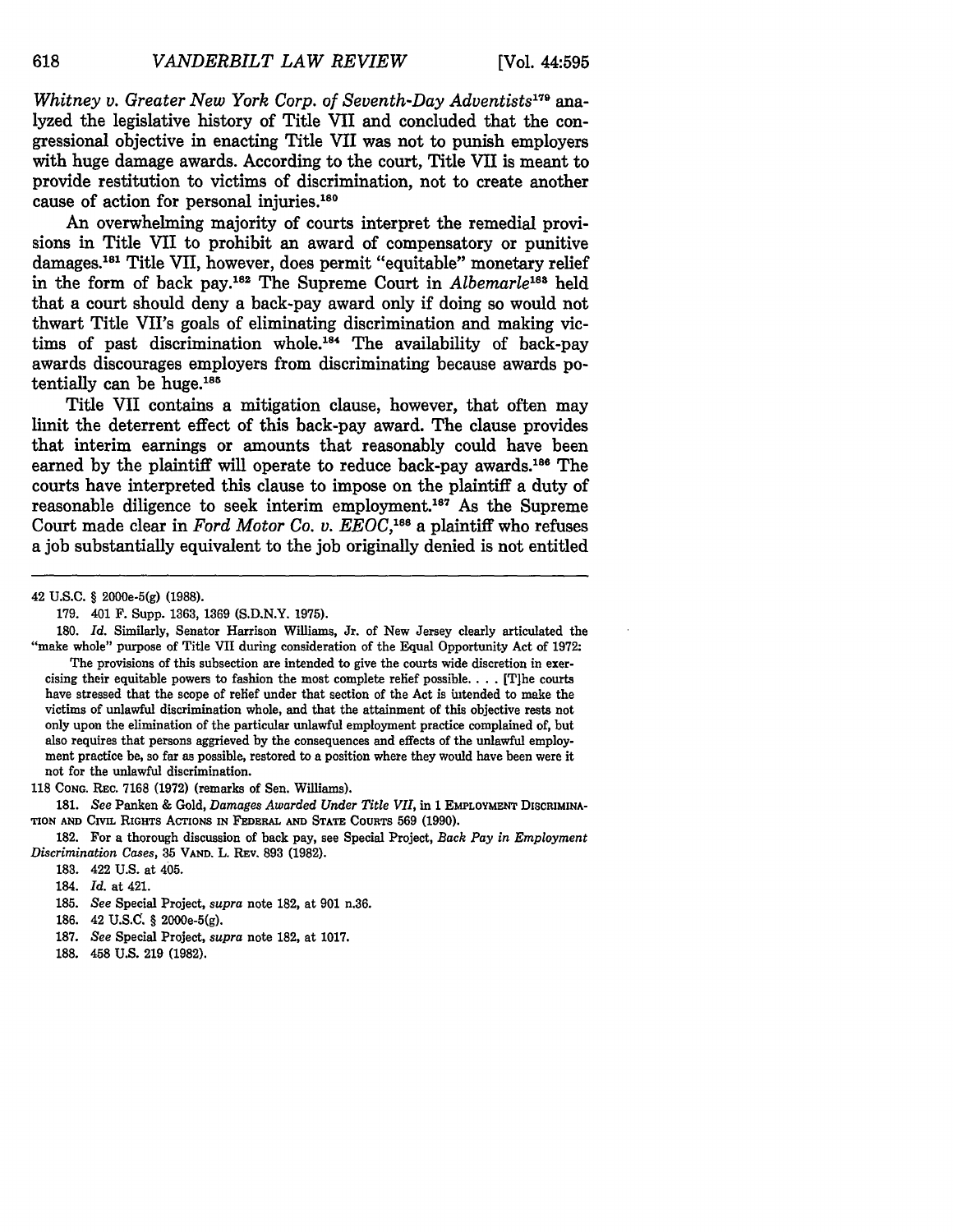*Whitney v. Greater New York Corp. of Seventh-Day Adventists*[179] analyzed the legislative history of Title VII and concluded that the congressional objective in enacting Title VII was not to punish employers with huge damage awards. According to the court, Title VII is meant to provide restitution to victims of discrimination, not to create another cause of action for personal injuries.[180]

An overwhelming majority of courts interpret the remedial provisions in Title VII to prohibit an award of compensatory or punitive damages.[181] Title VII, however, does permit "equitable" monetary relief in the form of back pay.[182] The Supreme Court in *Albemarle*[183] held that a court should deny a back-pay award only if doing so would not thwart Title VII's goals of eliminating discrimination and making victims of past discrimination whole.[184] The availability of back-pay awards discourages employers from discriminating because awards potentially can be huge.[185]

Title VII contains a mitigation clause, however, that often may limit the deterrent effect of this back-pay award. The clause provides that interim earnings or amounts that reasonably could have been earned by the plaintiff will operate to reduce back-pay awards.[186] The courts have interpreted this clause to impose on the plaintiff a duty of reasonable diligence to seek interim employment.[187] As the Supreme Court made clear in *Ford Motor Co. v. EEOC*,[188] a plaintiff who refuses a job substantially equivalent to the job originally denied is not entitled

---

42 U.S.C. § 2000e-5(g) (1988).

179. 401 F. Supp. 1363, 1369 (S.D.N.Y. 1975).

180. *Id.* Similarly, Senator Harrison Williams, Jr. of New Jersey clearly articulated the "make whole" purpose of Title VII during consideration of the Equal Opportunity Act of 1972:

> The provisions of this subsection are intended to give the courts wide discretion in exercising their equitable powers to fashion the most complete relief possible. . . . [T]he courts have stressed that the scope of relief under that section of the Act is intended to make the victims of unlawful discrimination whole, and that the attainment of this objective rests not only upon the elimination of the particular unlawful employment practice complained of, but also requires that persons aggrieved by the consequences and effects of the unlawful employment practice be, so far as possible, restored to a position where they would have been were it not for the unlawful discrimination.

118 Cong. Rec. 7168 (1972) (remarks of Sen. Williams).

181. *See* Panken & Gold, *Damages Awarded Under Title VII*, in 1 Employment Discrimination and Civil Rights Actions in Federal and State Courts 569 (1990).

182. For a thorough discussion of back pay, see Special Project, *Back Pay in Employment Discrimination Cases*, 35 Vand. L. Rev. 893 (1982).

183. 422 U.S. at 405.

184. *Id.* at 421.

185. *See* Special Project, *supra* note 182, at 901 n.36.

186. 42 U.S.C. § 2000e-5(g).

187. *See* Special Project, *supra* note 182, at 1017.

188. 458 U.S. 219 (1982).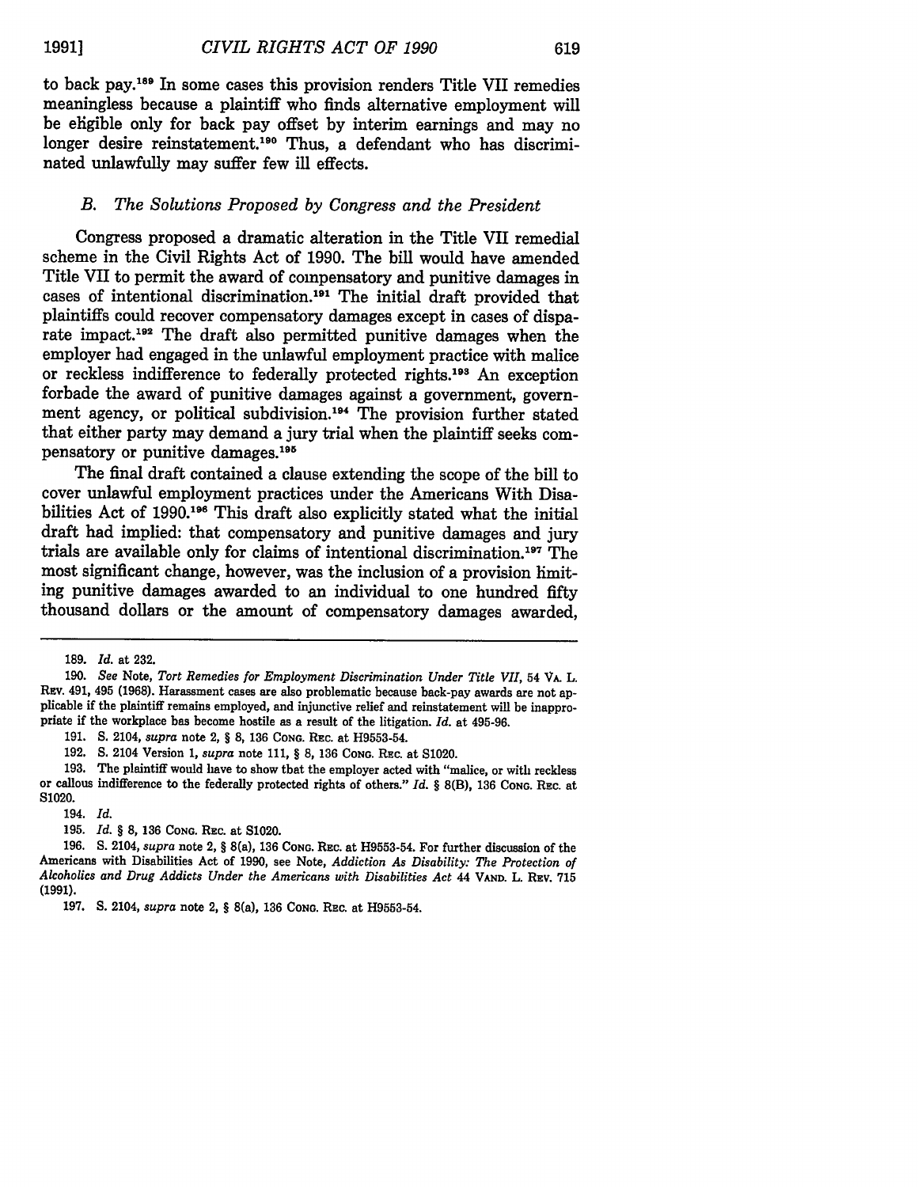to back pay.[189] In some cases this provision renders Title VII remedies meaningless because a plaintiff who finds alternative employment will be eligible only for back pay offset by interim earnings and may no longer desire reinstatement.[190] Thus, a defendant who has discriminated unlawfully may suffer few ill effects.

### B. *The Solutions Proposed by Congress and the President*

Congress proposed a dramatic alteration in the Title VII remedial scheme in the Civil Rights Act of 1990. The bill would have amended Title VII to permit the award of compensatory and punitive damages in cases of intentional discrimination.[191] The initial draft provided that plaintiffs could recover compensatory damages except in cases of disparate impact.[192] The draft also permitted punitive damages when the employer had engaged in the unlawful employment practice with malice or reckless indifference to federally protected rights.[193] An exception forbade the award of punitive damages against a government, government agency, or political subdivision.[194] The provision further stated that either party may demand a jury trial when the plaintiff seeks compensatory or punitive damages.[195]

The final draft contained a clause extending the scope of the bill to cover unlawful employment practices under the Americans With Disabilities Act of 1990.[196] This draft also explicitly stated what the initial draft had implied: that compensatory and punitive damages and jury trials are available only for claims of intentional discrimination.[197] The most significant change, however, was the inclusion of a provision limiting punitive damages awarded to an individual to one hundred fifty thousand dollars or the amount of compensatory damages awarded,

---

189. *Id.* at 232.

190. *See* Note, *Tort Remedies for Employment Discrimination Under Title VII*, 54 VA. L. REV. 491, 495 (1968). Harassment cases are also problematic because back-pay awards are not applicable if the plaintiff remains employed, and injunctive relief and reinstatement will be inappropriate if the workplace has become hostile as a result of the litigation. *Id.* at 495-96.

191. S. 2104, *supra* note 2, § 8, 136 CONG. REC. at H9553-54.

192. S. 2104 Version 1, *supra* note 111, § 8, 136 CONG. REC. at S1020.

193. The plaintiff would have to show that the employer acted with "malice, or with reckless or callous indifference to the federally protected rights of others." *Id.* § 8(B), 136 CONG. REC. at S1020.

194. *Id.*

195. *Id.* § 8, 136 CONG. REC. at S1020.

196. S. 2104, *supra* note 2, § 8(a), 136 CONG. REC. at H9553-54. For further discussion of the Americans with Disabilities Act of 1990, see Note, *Addiction As Disability: The Protection of Alcoholics and Drug Addicts Under the Americans with Disabilities Act* 44 VAND. L. REV. 715 (1991).

197. S. 2104, *supra* note 2, § 8(a), 136 CONG. REC. at H9553-54.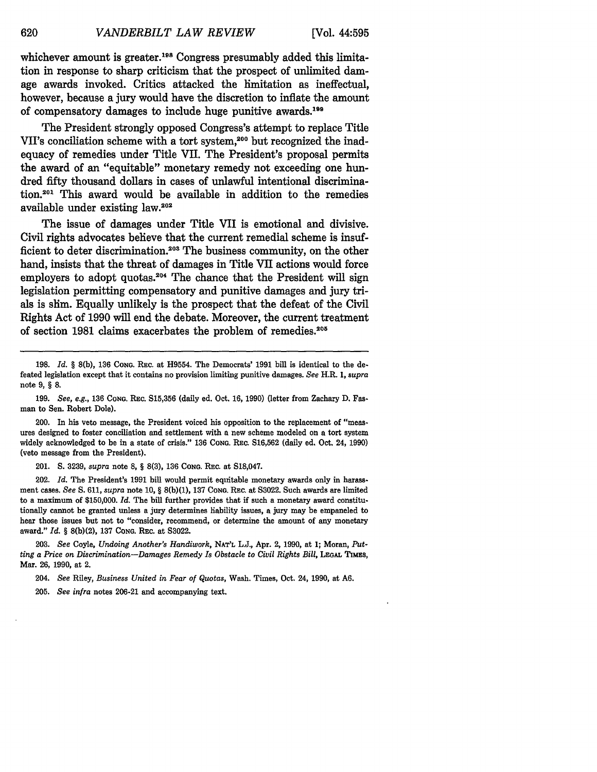whichever amount is greater.[198] Congress presumably added this limitation in response to sharp criticism that the prospect of unlimited damage awards invoked. Critics attacked the limitation as ineffectual, however, because a jury would have the discretion to inflate the amount of compensatory damages to include huge punitive awards.[199]

The President strongly opposed Congress's attempt to replace Title VII's conciliation scheme with a tort system,[200] but recognized the inadequacy of remedies under Title VII. The President's proposal permits the award of an "equitable" monetary remedy not exceeding one hundred fifty thousand dollars in cases of unlawful intentional discrimination.[201] This award would be available in addition to the remedies available under existing law.[202]

The issue of damages under Title VII is emotional and divisive. Civil rights advocates believe that the current remedial scheme is insufficient to deter discrimination.[203] The business community, on the other hand, insists that the threat of damages in Title VII actions would force employers to adopt quotas.[204] The chance that the President will sign legislation permitting compensatory and punitive damages and jury trials is slim. Equally unlikely is the prospect that the defeat of the Civil Rights Act of 1990 will end the debate. Moreover, the current treatment of section 1981 claims exacerbates the problem of remedies.[205]

---

198. *Id.* § 8(b), 136 CONG. REC. at H9554. The Democrats' 1991 bill is identical to the defeated legislation except that it contains no provision limiting punitive damages. *See* H.R. 1, *supra* note 9, § 8.

199. *See, e.g.*, 136 CONG. REC. S15,356 (daily ed. Oct. 16, 1990) (letter from Zachary D. Fasman to Sen. Robert Dole).

200. In his veto message, the President voiced his opposition to the replacement of "measures designed to foster conciliation and settlement with a new scheme modeled on a tort system widely acknowledged to be in a state of crisis." 136 CONG. REC. S16,562 (daily ed. Oct. 24, 1990) (veto message from the President).

201. S. 3239, *supra* note 8, § 8(3), 136 CONG. REC. at S18,047.

202. *Id.* The President's 1991 bill would permit equitable monetary awards only in harassment cases. *See* S. 611, *supra* note 10, § 8(b)(1), 137 CONG. REC. at S3022. Such awards are limited to a maximum of $150,000. *Id.* The bill further provides that if such a monetary award constitutionally cannot be granted unless a jury determines liability issues, a jury may be empaneled to hear those issues but not to "consider, recommend, or determine the amount of any monetary award." *Id.* § 8(b)(2), 137 CONG. REC. at S3022.

203. *See* Coyle, *Undoing Another's Handiwork*, NAT'L L.J., Apr. 2, 1990, at 1; Moran, *Putting a Price on Discrimination—Damages Remedy Is Obstacle to Civil Rights Bill*, LEGAL TIMES, Mar. 26, 1990, at 2.

204. *See* Riley, *Business United in Fear of Quotas*, Wash. Times, Oct. 24, 1990, at A6.

205. *See infra* notes 206-21 and accompanying text.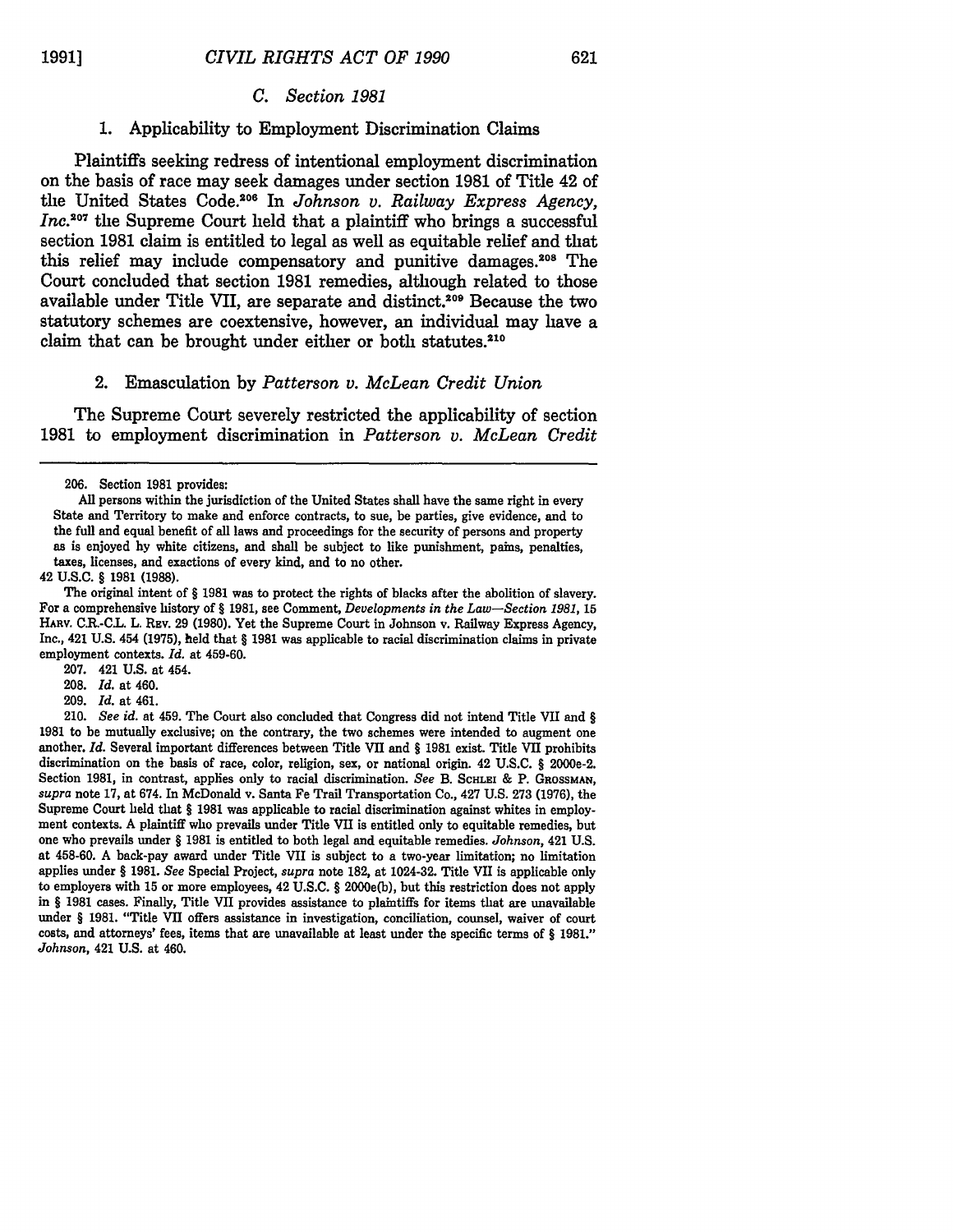### *C. Section 1981*

#### 1. Applicability to Employment Discrimination Claims

Plaintiffs seeking redress of intentional employment discrimination on the basis of race may seek damages under section 1981 of Title 42 of the United States Code.[206] In *Johnson v. Railway Express Agency, Inc.*[207] the Supreme Court held that a plaintiff who brings a successful section 1981 claim is entitled to legal as well as equitable relief and that this relief may include compensatory and punitive damages.[208] The Court concluded that section 1981 remedies, although related to those available under Title VII, are separate and distinct.[209] Because the two statutory schemes are coextensive, however, an individual may have a claim that can be brought under either or both statutes.[210]

#### 2. Emasculation by *Patterson v. McLean Credit Union*

The Supreme Court severely restricted the applicability of section 1981 to employment discrimination in *Patterson v. McLean Credit*

---

206. Section 1981 provides:

> All persons within the jurisdiction of the United States shall have the same right in every State and Territory to make and enforce contracts, to sue, be parties, give evidence, and to the full and equal benefit of all laws and proceedings for the security of persons and property as is enjoyed by white citizens, and shall be subject to like punishment, pains, penalties, taxes, licenses, and exactions of every kind, and to no other.

42 U.S.C. § 1981 (1988).

The original intent of § 1981 was to protect the rights of blacks after the abolition of slavery. For a comprehensive history of § 1981, see Comment, *Developments in the Law—Section 1981*, 15 HARV. C.R.-C.L. L. REV. 29 (1980). Yet the Supreme Court in Johnson v. Railway Express Agency, Inc., 421 U.S. 454 (1975), held that § 1981 was applicable to racial discrimination claims in private employment contexts. *Id.* at 459-60.

207. 421 U.S. at 454.

208. *Id.* at 460.

209. *Id.* at 461.

210. *See id.* at 459. The Court also concluded that Congress did not intend Title VII and § 1981 to be mutually exclusive; on the contrary, the two schemes were intended to augment one another. *Id.* Several important differences between Title VII and § 1981 exist. Title VII prohibits discrimination on the basis of race, color, religion, sex, or national origin. 42 U.S.C. § 2000e-2. Section 1981, in contrast, applies only to racial discrimination. *See* B. SCHLEI & P. GROSSMAN, *supra* note 17, at 674. In McDonald v. Santa Fe Trail Transportation Co., 427 U.S. 273 (1976), the Supreme Court held that § 1981 was applicable to racial discrimination against whites in employment contexts. A plaintiff who prevails under Title VII is entitled only to equitable remedies, but one who prevails under § 1981 is entitled to both legal and equitable remedies. *Johnson*, 421 U.S. at 458-60. A back-pay award under Title VII is subject to a two-year limitation; no limitation applies under § 1981. *See* Special Project, *supra* note 182, at 1024-32. Title VII is applicable only to employers with 15 or more employees, 42 U.S.C. § 2000e(b), but this restriction does not apply in § 1981 cases. Finally, Title VII provides assistance to plaintiffs for items that are unavailable under § 1981. "Title VII offers assistance in investigation, conciliation, counsel, waiver of court costs, and attorneys' fees, items that are unavailable at least under the specific terms of § 1981." *Johnson*, 421 U.S. at 460.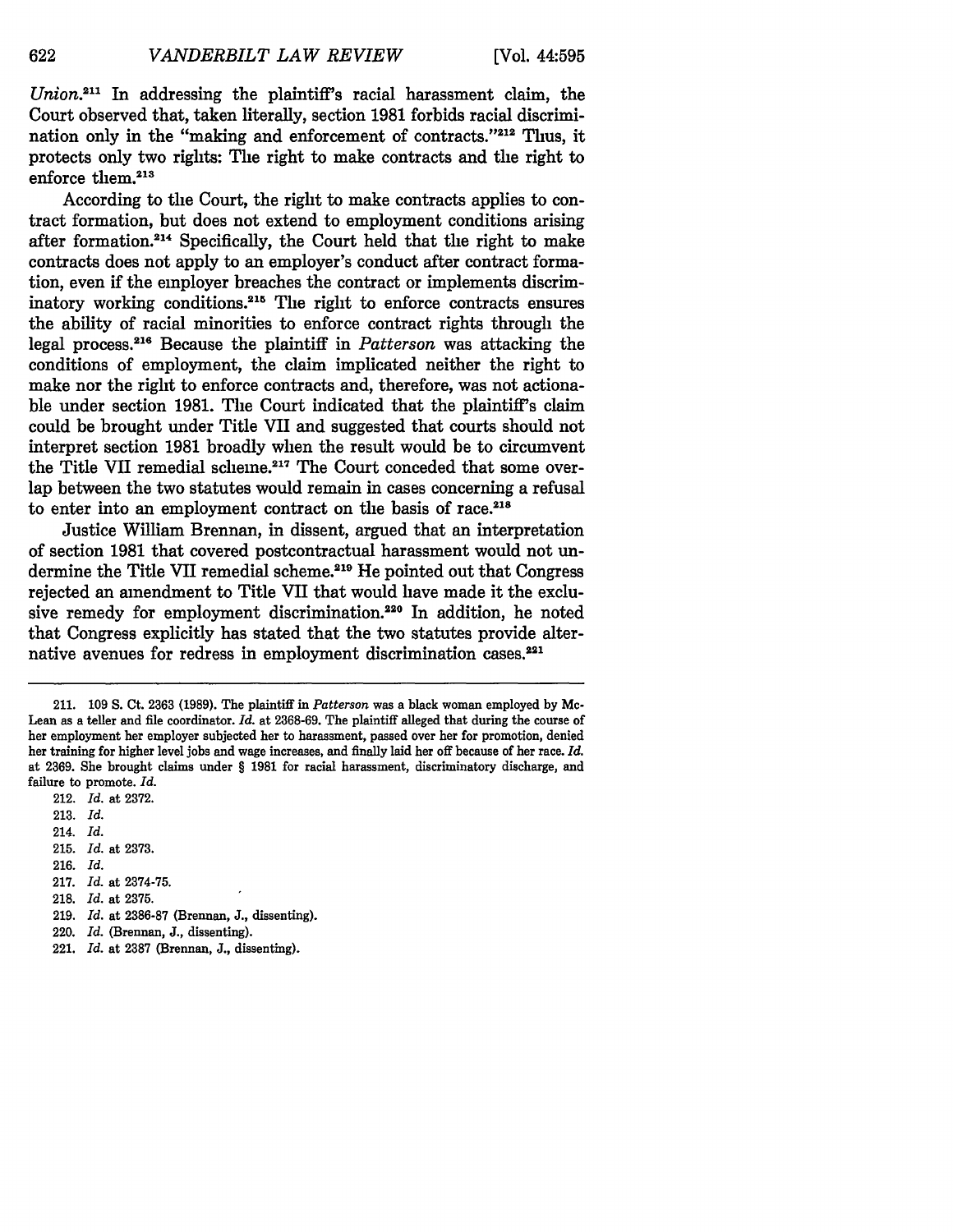*Union*.[211] In addressing the plaintiff's racial harassment claim, the Court observed that, taken literally, section 1981 forbids racial discrimination only in the "making and enforcement of contracts."[212] Thus, it protects only two rights: The right to make contracts and the right to enforce them.[213]

According to the Court, the right to make contracts applies to contract formation, but does not extend to employment conditions arising after formation.[214] Specifically, the Court held that the right to make contracts does not apply to an employer's conduct after contract formation, even if the employer breaches the contract or implements discriminatory working conditions.[215] The right to enforce contracts ensures the ability of racial minorities to enforce contract rights through the legal process.[216] Because the plaintiff in *Patterson* was attacking the conditions of employment, the claim implicated neither the right to make nor the right to enforce contracts and, therefore, was not actionable under section 1981. The Court indicated that the plaintiff's claim could be brought under Title VII and suggested that courts should not interpret section 1981 broadly when the result would be to circumvent the Title VII remedial scheme.[217] The Court conceded that some overlap between the two statutes would remain in cases concerning a refusal to enter into an employment contract on the basis of race.[218]

Justice William Brennan, in dissent, argued that an interpretation of section 1981 that covered postcontractual harassment would not undermine the Title VII remedial scheme.[219] He pointed out that Congress rejected an amendment to Title VII that would have made it the exclusive remedy for employment discrimination.[220] In addition, he noted that Congress explicitly has stated that the two statutes provide alternative avenues for redress in employment discrimination cases.[221]

---

211. 109 S. Ct. 2363 (1989). The plaintiff in *Patterson* was a black woman employed by McLean as a teller and file coordinator. *Id.* at 2368-69. The plaintiff alleged that during the course of her employment her employer subjected her to harassment, passed over her for promotion, denied her training for higher level jobs and wage increases, and finally laid her off because of her race. *Id.* at 2369. She brought claims under § 1981 for racial harassment, discriminatory discharge, and failure to promote. *Id.*

212. *Id.* at 2372.

213. *Id.*

214. *Id.*

215. *Id.* at 2373.

216. *Id.*

217. *Id.* at 2374-75.

218. *Id.* at 2375.

219. *Id.* at 2386-87 (Brennan, J., dissenting).

220. *Id.* (Brennan, J., dissenting).

221. *Id.* at 2387 (Brennan, J., dissenting).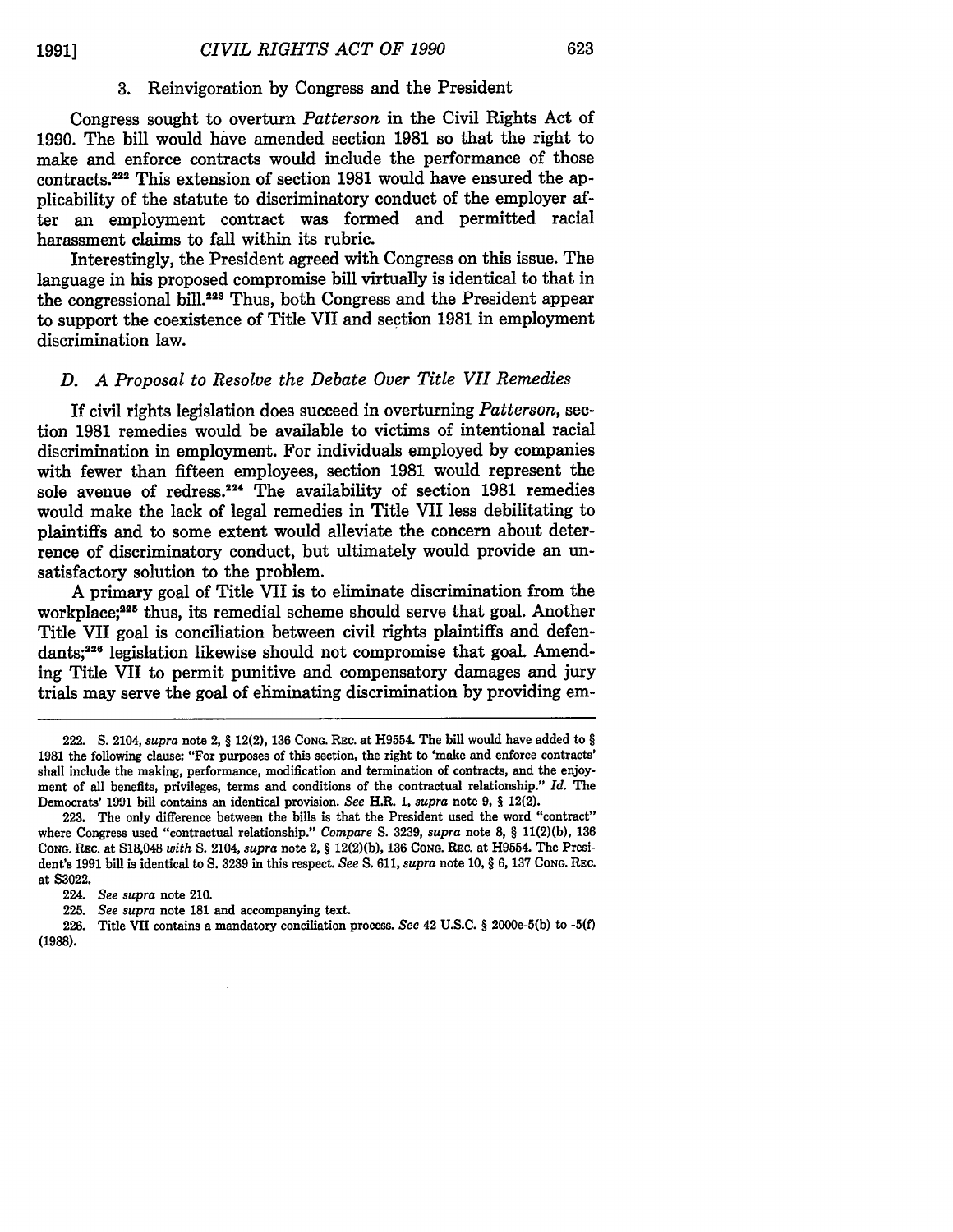### 3. Reinvigoration by Congress and the President

Congress sought to overturn *Patterson* in the Civil Rights Act of 1990. The bill would have amended section 1981 so that the right to make and enforce contracts would include the performance of those contracts.[222] This extension of section 1981 would have ensured the applicability of the statute to discriminatory conduct of the employer after an employment contract was formed and permitted racial harassment claims to fall within its rubric.

Interestingly, the President agreed with Congress on this issue. The language in his proposed compromise bill virtually is identical to that in the congressional bill.[223] Thus, both Congress and the President appear to support the coexistence of Title VII and section 1981 in employment discrimination law.

## *D. A Proposal to Resolve the Debate Over Title VII Remedies*

If civil rights legislation does succeed in overturning *Patterson*, section 1981 remedies would be available to victims of intentional racial discrimination in employment. For individuals employed by companies with fewer than fifteen employees, section 1981 would represent the sole avenue of redress.[224] The availability of section 1981 remedies would make the lack of legal remedies in Title VII less debilitating to plaintiffs and to some extent would alleviate the concern about deterrence of discriminatory conduct, but ultimately would provide an unsatisfactory solution to the problem.

A primary goal of Title VII is to eliminate discrimination from the workplace;[225] thus, its remedial scheme should serve that goal. Another Title VII goal is conciliation between civil rights plaintiffs and defendants;[226] legislation likewise should not compromise that goal. Amending Title VII to permit punitive and compensatory damages and jury trials may serve the goal of eliminating discrimination by providing em-

---

222. S. 2104, *supra* note 2, § 12(2), 136 CONG. REC. at H9554. The bill would have added to § 1981 the following clause: "For purposes of this section, the right to 'make and enforce contracts' shall include the making, performance, modification and termination of contracts, and the enjoyment of all benefits, privileges, terms and conditions of the contractual relationship." *Id.* The Democrats' 1991 bill contains an identical provision. *See* H.R. 1, *supra* note 9, § 12(2).

223. The only difference between the bills is that the President used the word "contract" where Congress used "contractual relationship." *Compare* S. 3239, *supra* note 8, § 11(2)(b), 136 CONG. REC. at S18,048 *with* S. 2104, *supra* note 2, § 12(2)(b), 136 CONG. REC. at H9554. The President's 1991 bill is identical to S. 3239 in this respect. *See* S. 611, *supra* note 10, § 6, 137 CONG. REC. at S3022.

224. *See supra* note 210.

225. *See supra* note 181 and accompanying text.

226. Title VII contains a mandatory conciliation process. *See* 42 U.S.C. § 2000e-5(b) to -5(f) (1988).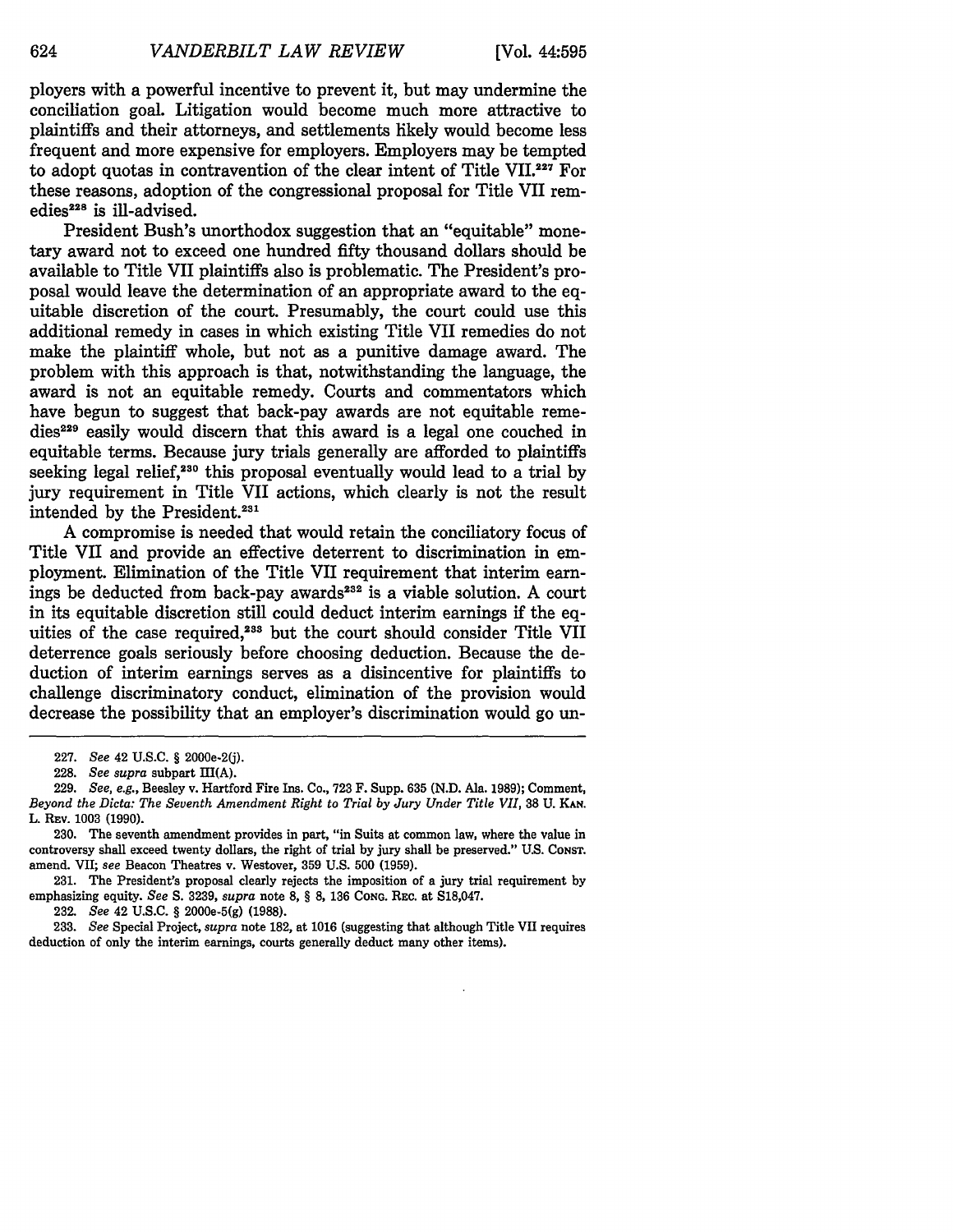ployers with a powerful incentive to prevent it, but may undermine the conciliation goal. Litigation would become much more attractive to plaintiffs and their attorneys, and settlements likely would become less frequent and more expensive for employers. Employers may be tempted to adopt quotas in contravention of the clear intent of Title VII.[227] For these reasons, adoption of the congressional proposal for Title VII remedies[228] is ill-advised.

President Bush's unorthodox suggestion that an "equitable" monetary award not to exceed one hundred fifty thousand dollars should be available to Title VII plaintiffs also is problematic. The President's proposal would leave the determination of an appropriate award to the equitable discretion of the court. Presumably, the court could use this additional remedy in cases in which existing Title VII remedies do not make the plaintiff whole, but not as a punitive damage award. The problem with this approach is that, notwithstanding the language, the award is not an equitable remedy. Courts and commentators which have begun to suggest that back-pay awards are not equitable remedies[229] easily would discern that this award is a legal one couched in equitable terms. Because jury trials generally are afforded to plaintiffs seeking legal relief,[230] this proposal eventually would lead to a trial by jury requirement in Title VII actions, which clearly is not the result intended by the President.[231]

A compromise is needed that would retain the conciliatory focus of Title VII and provide an effective deterrent to discrimination in employment. Elimination of the Title VII requirement that interim earnings be deducted from back-pay awards[232] is a viable solution. A court in its equitable discretion still could deduct interim earnings if the equities of the case required,[233] but the court should consider Title VII deterrence goals seriously before choosing deduction. Because the deduction of interim earnings serves as a disincentive for plaintiffs to challenge discriminatory conduct, elimination of the provision would decrease the possibility that an employer's discrimination would go un-

---

227. *See* 42 U.S.C. § 2000e-2(j).

228. *See supra* subpart III(A).

229. *See, e.g.*, Beesley v. Hartford Fire Ins. Co., 723 F. Supp. 635 (N.D. Ala. 1989); Comment, *Beyond the Dicta: The Seventh Amendment Right to Trial by Jury Under Title VII*, 38 U. KAN. L. REV. 1003 (1990).

230. The seventh amendment provides in part, "in Suits at common law, where the value in controversy shall exceed twenty dollars, the right of trial by jury shall be preserved." U.S. CONST. amend. VII; *see* Beacon Theatres v. Westover, 359 U.S. 500 (1959).

231. The President's proposal clearly rejects the imposition of a jury trial requirement by emphasizing equity. *See* S. 3239, *supra* note 8, § 8, 136 CONG. REC. at S18,047.

232. *See* 42 U.S.C. § 2000e-5(g) (1988).

233. *See* Special Project, *supra* note 182, at 1016 (suggesting that although Title VII requires deduction of only the interim earnings, courts generally deduct many other items).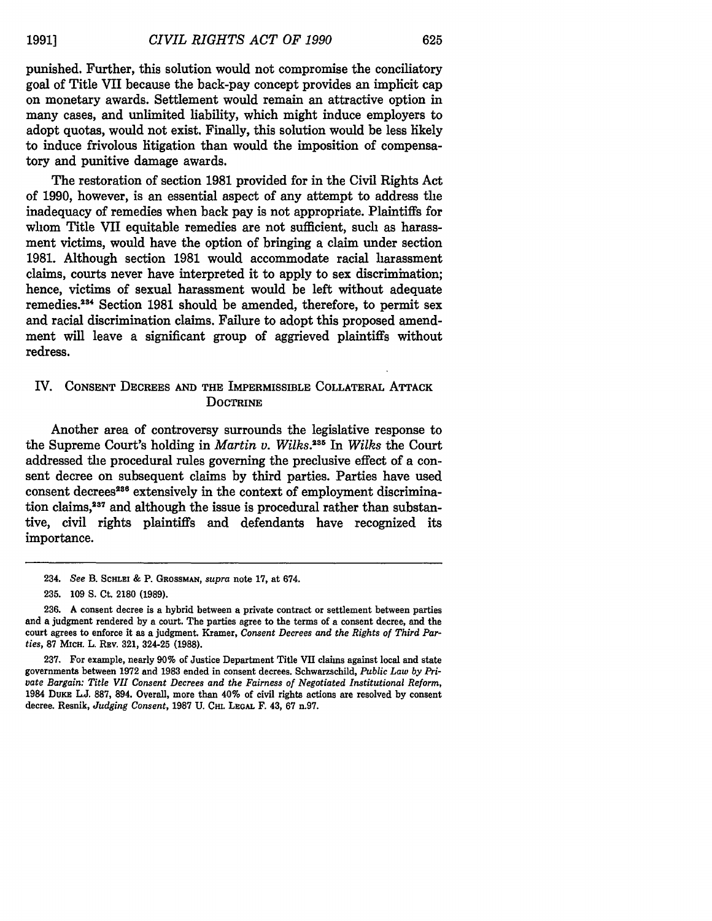punished. Further, this solution would not compromise the conciliatory goal of Title VII because the back-pay concept provides an implicit cap on monetary awards. Settlement would remain an attractive option in many cases, and unlimited liability, which might induce employers to adopt quotas, would not exist. Finally, this solution would be less likely to induce frivolous litigation than would the imposition of compensatory and punitive damage awards.

The restoration of section 1981 provided for in the Civil Rights Act of 1990, however, is an essential aspect of any attempt to address the inadequacy of remedies when back pay is not appropriate. Plaintiffs for whom Title VII equitable remedies are not sufficient, such as harassment victims, would have the option of bringing a claim under section 1981. Although section 1981 would accommodate racial harassment claims, courts never have interpreted it to apply to sex discrimination; hence, victims of sexual harassment would be left without adequate remedies.[234] Section 1981 should be amended, therefore, to permit sex and racial discrimination claims. Failure to adopt this proposed amendment will leave a significant group of aggrieved plaintiffs without redress.

## IV. Consent Decrees and the Impermissible Collateral Attack Doctrine

Another area of controversy surrounds the legislative response to the Supreme Court's holding in *Martin v. Wilks*.[235] In *Wilks* the Court addressed the procedural rules governing the preclusive effect of a consent decree on subsequent claims by third parties. Parties have used consent decrees[236] extensively in the context of employment discrimination claims,[237] and although the issue is procedural rather than substantive, civil rights plaintiffs and defendants have recognized its importance.

---

234. *See* B. Schlei & P. Grossman, *supra* note 17, at 674.

235. 109 S. Ct. 2180 (1989).

236. A consent decree is a hybrid between a private contract or settlement between parties and a judgment rendered by a court. The parties agree to the terms of a consent decree, and the court agrees to enforce it as a judgment. Kramer, *Consent Decrees and the Rights of Third Parties*, 87 Mich. L. Rev. 321, 324-25 (1988).

237. For example, nearly 90% of Justice Department Title VII claims against local and state governments between 1972 and 1983 ended in consent decrees. Schwarzschild, *Public Law by Private Bargain: Title VII Consent Decrees and the Fairness of Negotiated Institutional Reform*, 1984 Duke L.J. 887, 894. Overall, more than 40% of civil rights actions are resolved by consent decree. Resnik, *Judging Consent*, 1987 U. Chi. Legal F. 43, 67 n.97.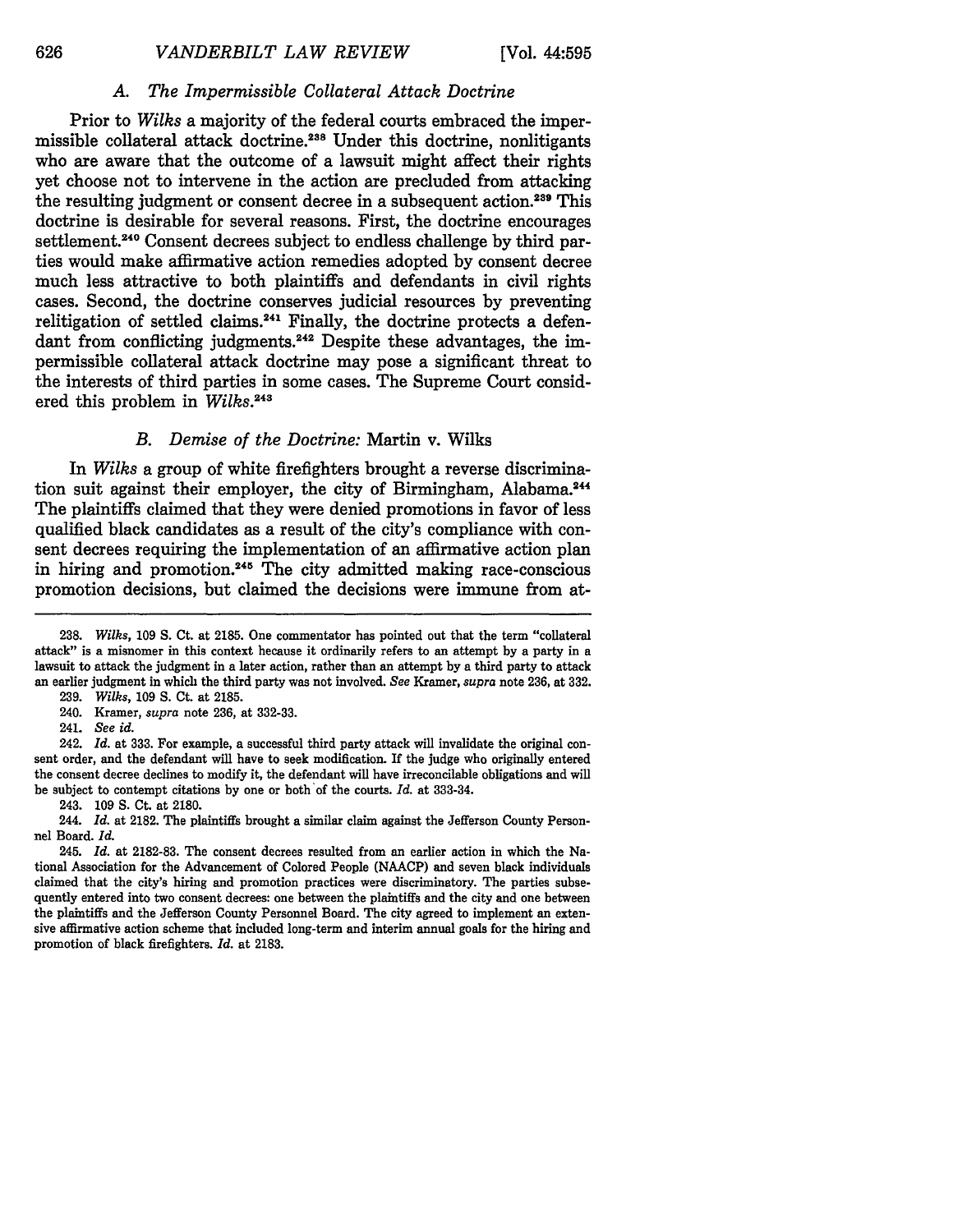### *A. The Impermissible Collateral Attack Doctrine*

Prior to *Wilks* a majority of the federal courts embraced the impermissible collateral attack doctrine.[238] Under this doctrine, nonlitigants who are aware that the outcome of a lawsuit might affect their rights yet choose not to intervene in the action are precluded from attacking the resulting judgment or consent decree in a subsequent action.[239] This doctrine is desirable for several reasons. First, the doctrine encourages settlement.[240] Consent decrees subject to endless challenge by third parties would make affirmative action remedies adopted by consent decree much less attractive to both plaintiffs and defendants in civil rights cases. Second, the doctrine conserves judicial resources by preventing relitigation of settled claims.[241] Finally, the doctrine protects a defendant from conflicting judgments.[242] Despite these advantages, the impermissible collateral attack doctrine may pose a significant threat to the interests of third parties in some cases. The Supreme Court considered this problem in *Wilks*.[243]

### *B. Demise of the Doctrine:* Martin v. Wilks

In *Wilks* a group of white firefighters brought a reverse discrimination suit against their employer, the city of Birmingham, Alabama.[244] The plaintiffs claimed that they were denied promotions in favor of less qualified black candidates as a result of the city's compliance with consent decrees requiring the implementation of an affirmative action plan in hiring and promotion.[245] The city admitted making race-conscious promotion decisions, but claimed the decisions were immune from at-

---

238. *Wilks*, 109 S. Ct. at 2185. One commentator has pointed out that the term "collateral attack" is a misnomer in this context because it ordinarily refers to an attempt by a party in a lawsuit to attack the judgment in a later action, rather than an attempt by a third party to attack an earlier judgment in which the third party was not involved. *See* Kramer, *supra* note 236, at 332.

239. *Wilks*, 109 S. Ct. at 2185.

240. Kramer, *supra* note 236, at 332-33.

241. *See id.*

242. *Id.* at 333. For example, a successful third party attack will invalidate the original consent order, and the defendant will have to seek modification. If the judge who originally entered the consent decree declines to modify it, the defendant will have irreconcilable obligations and will be subject to contempt citations by one or both of the courts. *Id.* at 333-34.

243. 109 S. Ct. at 2180.

244. *Id.* at 2182. The plaintiffs brought a similar claim against the Jefferson County Personnel Board. *Id.*

245. *Id.* at 2182-83. The consent decrees resulted from an earlier action in which the National Association for the Advancement of Colored People (NAACP) and seven black individuals claimed that the city's hiring and promotion practices were discriminatory. The parties subsequently entered into two consent decrees: one between the plaintiffs and the city and one between the plaintiffs and the Jefferson County Personnel Board. The city agreed to implement an extensive affirmative action scheme that included long-term and interim annual goals for the hiring and promotion of black firefighters. *Id.* at 2183.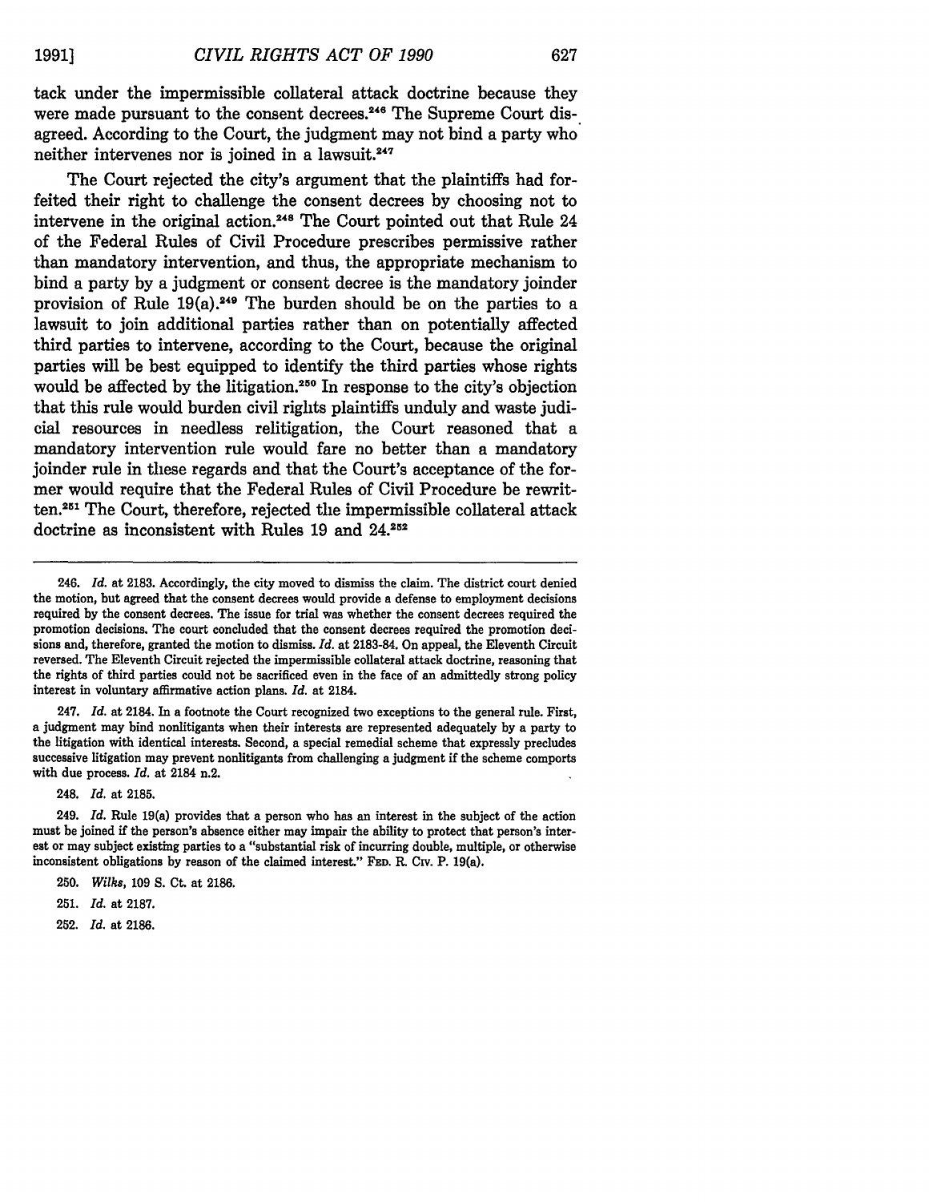tack under the impermissible collateral attack doctrine because they were made pursuant to the consent decrees.[246] The Supreme Court disagreed. According to the Court, the judgment may not bind a party who neither intervenes nor is joined in a lawsuit.[247]

The Court rejected the city's argument that the plaintiffs had forfeited their right to challenge the consent decrees by choosing not to intervene in the original action.[248] The Court pointed out that Rule 24 of the Federal Rules of Civil Procedure prescribes permissive rather than mandatory intervention, and thus, the appropriate mechanism to bind a party by a judgment or consent decree is the mandatory joinder provision of Rule 19(a).[249] The burden should be on the parties to a lawsuit to join additional parties rather than on potentially affected third parties to intervene, according to the Court, because the original parties will be best equipped to identify the third parties whose rights would be affected by the litigation.[250] In response to the city's objection that this rule would burden civil rights plaintiffs unduly and waste judicial resources in needless relitigation, the Court reasoned that a mandatory intervention rule would fare no better than a mandatory joinder rule in these regards and that the Court's acceptance of the former would require that the Federal Rules of Civil Procedure be rewritten.[251] The Court, therefore, rejected the impermissible collateral attack doctrine as inconsistent with Rules 19 and 24.[252]

---

246. *Id.* at 2183. Accordingly, the city moved to dismiss the claim. The district court denied the motion, but agreed that the consent decrees would provide a defense to employment decisions required by the consent decrees. The issue for trial was whether the consent decrees required the promotion decisions. The court concluded that the consent decrees required the promotion decisions and, therefore, granted the motion to dismiss. *Id.* at 2183-84. On appeal, the Eleventh Circuit reversed. The Eleventh Circuit rejected the impermissible collateral attack doctrine, reasoning that the rights of third parties could not be sacrificed even in the face of an admittedly strong policy interest in voluntary affirmative action plans. *Id.* at 2184.

247. *Id.* at 2184. In a footnote the Court recognized two exceptions to the general rule. First, a judgment may bind nonlitigants when their interests are represented adequately by a party to the litigation with identical interests. Second, a special remedial scheme that expressly precludes successive litigation may prevent nonlitigants from challenging a judgment if the scheme comports with due process. *Id.* at 2184 n.2.

248. *Id.* at 2185.

249. *Id.* Rule 19(a) provides that a person who has an interest in the subject of the action must be joined if the person's absence either may impair the ability to protect that person's interest or may subject existing parties to a "substantial risk of incurring double, multiple, or otherwise inconsistent obligations by reason of the claimed interest." FED. R. CIV. P. 19(a).

250. *Wilks*, 109 S. Ct. at 2186.

251. *Id.* at 2187.

252. *Id.* at 2186.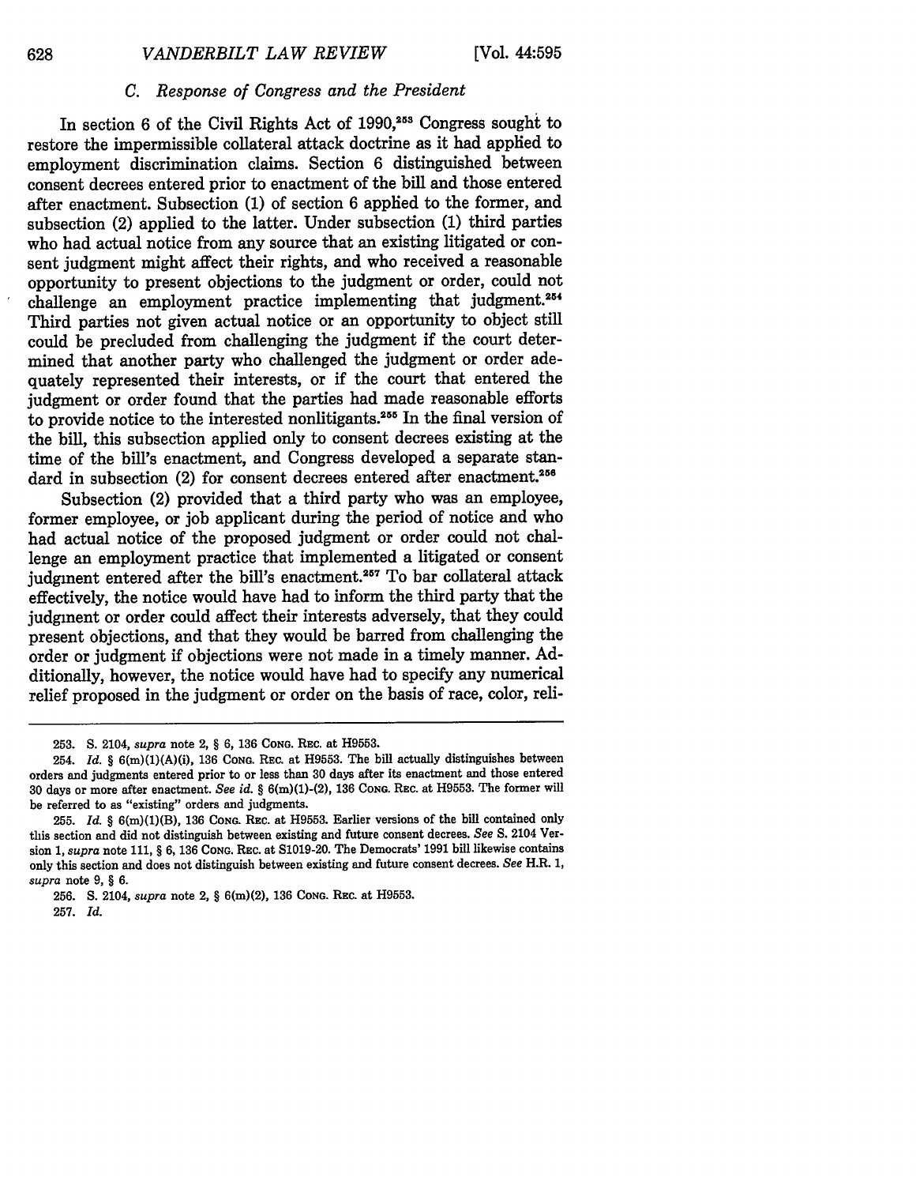### C. *Response of Congress and the President*

In section 6 of the Civil Rights Act of 1990,[253] Congress sought to restore the impermissible collateral attack doctrine as it had applied to employment discrimination claims. Section 6 distinguished between consent decrees entered prior to enactment of the bill and those entered after enactment. Subsection (1) of section 6 applied to the former, and subsection (2) applied to the latter. Under subsection (1) third parties who had actual notice from any source that an existing litigated or consent judgment might affect their rights, and who received a reasonable opportunity to present objections to the judgment or order, could not challenge an employment practice implementing that judgment.[254] Third parties not given actual notice or an opportunity to object still could be precluded from challenging the judgment if the court determined that another party who challenged the judgment or order adequately represented their interests, or if the court that entered the judgment or order found that the parties had made reasonable efforts to provide notice to the interested nonlitigants.[255] In the final version of the bill, this subsection applied only to consent decrees existing at the time of the bill's enactment, and Congress developed a separate standard in subsection (2) for consent decrees entered after enactment.[256]

Subsection (2) provided that a third party who was an employee, former employee, or job applicant during the period of notice and who had actual notice of the proposed judgment or order could not challenge an employment practice that implemented a litigated or consent judgment entered after the bill's enactment.[257] To bar collateral attack effectively, the notice would have had to inform the third party that the judgment or order could affect their interests adversely, that they could present objections, and that they would be barred from challenging the order or judgment if objections were not made in a timely manner. Additionally, however, the notice would have had to specify any numerical relief proposed in the judgment or order on the basis of race, color, reli-

---

253. S. 2104, *supra* note 2, § 6, 136 CONG. REC. at H9553.

254. *Id.* § 6(m)(1)(A)(i), 136 CONG. REC. at H9553. The bill actually distinguishes between orders and judgments entered prior to or less than 30 days after its enactment and those entered 30 days or more after enactment. *See id.* § 6(m)(1)-(2), 136 CONG. REC. at H9553. The former will be referred to as "existing" orders and judgments.

255. *Id.* § 6(m)(1)(B), 136 CONG. REC. at H9553. Earlier versions of the bill contained only this section and did not distinguish between existing and future consent decrees. *See* S. 2104 Version 1, *supra* note 111, § 6, 136 CONG. REC. at S1019-20. The Democrats' 1991 bill likewise contains only this section and does not distinguish between existing and future consent decrees. *See* H.R. 1, *supra* note 9, § 6.

256. S. 2104, *supra* note 2, § 6(m)(2), 136 CONG. REC. at H9553.

257. *Id.*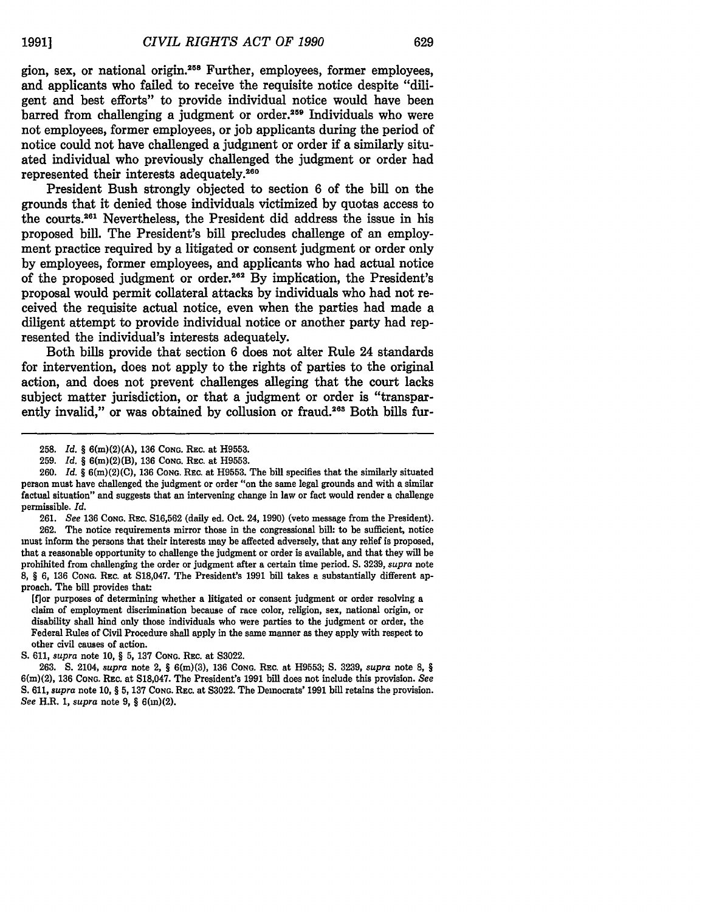gion, sex, or national origin.[258] Further, employees, former employees, and applicants who failed to receive the requisite notice despite "diligent and best efforts" to provide individual notice would have been barred from challenging a judgment or order.[259] Individuals who were not employees, former employees, or job applicants during the period of notice could not have challenged a judgment or order if a similarly situated individual who previously challenged the judgment or order had represented their interests adequately.[260]

President Bush strongly objected to section 6 of the bill on the grounds that it denied those individuals victimized by quotas access to the courts.[261] Nevertheless, the President did address the issue in his proposed bill. The President's bill precludes challenge of an employment practice required by a litigated or consent judgment or order only by employees, former employees, and applicants who had actual notice of the proposed judgment or order.[262] By implication, the President's proposal would permit collateral attacks by individuals who had not received the requisite actual notice, even when the parties had made a diligent attempt to provide individual notice or another party had represented the individual's interests adequately.

Both bills provide that section 6 does not alter Rule 24 standards for intervention, does not apply to the rights of parties to the original action, and does not prevent challenges alleging that the court lacks subject matter jurisdiction, or that a judgment or order is "transparently invalid," or was obtained by collusion or fraud.[263] Both bills fur-

---

258. *Id.* § 6(m)(2)(A), 136 CONG. REC. at H9553.

259. *Id.* § 6(m)(2)(B), 136 CONG. REC. at H9553.

260. *Id.* § 6(m)(2)(C), 136 CONG. REC. at H9553. The bill specifies that the similarly situated person must have challenged the judgment or order "on the same legal grounds and with a similar factual situation" and suggests that an intervening change in law or fact would render a challenge permissible. *Id.*

261. *See* 136 CONG. REC. S16,562 (daily ed. Oct. 24, 1990) (veto message from the President).

262. The notice requirements mirror those in the congressional bill: to be sufficient, notice must inform the persons that their interests may be affected adversely, that any relief is proposed, that a reasonable opportunity to challenge the judgment or order is available, and that they will be prohibited from challenging the order or judgment after a certain time period. S. 3239, *supra* note 8, § 6, 136 CONG. REC. at S18,047. The President's 1991 bill takes a substantially different approach. The bill provides that:

> [f]or purposes of determining whether a litigated or consent judgment or order resolving a claim of employment discrimination because of race color, religion, sex, national origin, or disability shall bind only those individuals who were parties to the judgment or order, the Federal Rules of Civil Procedure shall apply in the same manner as they apply with respect to other civil causes of action.

S. 611, *supra* note 10, § 5, 137 CONG. REC. at S3022.

263. S. 2104, *supra* note 2, § 6(m)(3), 136 CONG. REC. at H9553; S. 3239, *supra* note 8, § 6(m)(2), 136 CONG. REC. at S18,047. The President's 1991 bill does not include this provision. *See* S. 611, *supra* note 10, § 5, 137 CONG. REC. at S3022. The Democrats' 1991 bill retains the provision. *See* H.R. 1, *supra* note 9, § 6(m)(2).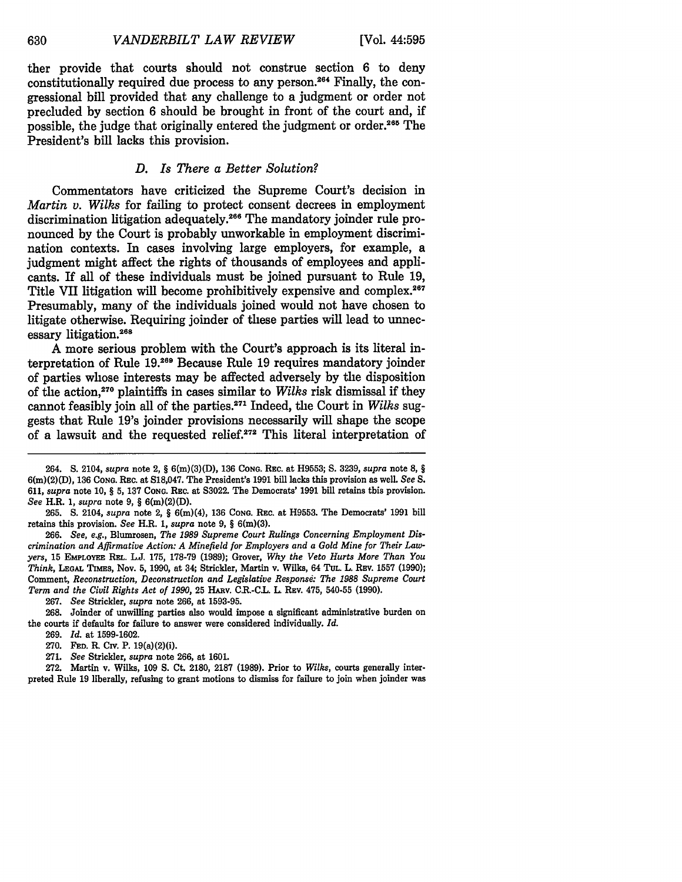ther provide that courts should not construe section 6 to deny constitutionally required due process to any person.[264] Finally, the congressional bill provided that any challenge to a judgment or order not precluded by section 6 should be brought in front of the court and, if possible, the judge that originally entered the judgment or order.[265] The President's bill lacks this provision.

### *D. Is There a Better Solution?*

Commentators have criticized the Supreme Court's decision in *Martin v. Wilks* for failing to protect consent decrees in employment discrimination litigation adequately.[266] The mandatory joinder rule pronounced by the Court is probably unworkable in employment discrimination contexts. In cases involving large employers, for example, a judgment might affect the rights of thousands of employees and applicants. If all of these individuals must be joined pursuant to Rule 19, Title VII litigation will become prohibitively expensive and complex.[267] Presumably, many of the individuals joined would not have chosen to litigate otherwise. Requiring joinder of these parties will lead to unnecessary litigation.[268]

A more serious problem with the Court's approach is its literal interpretation of Rule 19.[269] Because Rule 19 requires mandatory joinder of parties whose interests may be affected adversely by the disposition of the action,[270] plaintiffs in cases similar to *Wilks* risk dismissal if they cannot feasibly join all of the parties.[271] Indeed, the Court in *Wilks* suggests that Rule 19's joinder provisions necessarily will shape the scope of a lawsuit and the requested relief.[272] This literal interpretation of

---

264. S. 2104, *supra* note 2, § 6(m)(3)(D), 136 CONG. REC. at H9553; S. 3239, *supra* note 8, § 6(m)(2)(D), 136 CONG. REC. at S18,047. The President's 1991 bill lacks this provision as well. *See* S. 611, *supra* note 10, § 5, 137 CONG. REC. at S3022. The Democrats' 1991 bill retains this provision. *See* H.R. 1, *supra* note 9, § 6(m)(2)(D).

265. S. 2104, *supra* note 2, § 6(m)(4), 136 CONG. REC. at H9553. The Democrats' 1991 bill retains this provision. *See* H.R. 1, *supra* note 9, § 6(m)(3).

266. *See, e.g.*, Blumrosen, *The 1989 Supreme Court Rulings Concerning Employment Discrimination and Affirmative Action: A Minefield for Employers and a Gold Mine for Their Lawyers*, 15 EMPLOYEE REL. L.J. 175, 178-79 (1989); Grover, *Why the Veto Hurts More Than You Think*, LEGAL TIMES, Nov. 5, 1990, at 34; Strickler, Martin v. Wilks, 64 TUL. L. REV. 1557 (1990); Comment, *Reconstruction, Deconstruction and Legislative Response: The 1988 Supreme Court Term and the Civil Rights Act of 1990*, 25 HARV. C.R.-C.L. L. REV. 475, 540-55 (1990).

267. *See* Strickler, *supra* note 266, at 1593-95.

268. Joinder of unwilling parties also would impose a significant administrative burden on the courts if defaults for failure to answer were considered individually. *Id.*

269. *Id.* at 1599-1602.

270. FED. R. CIV. P. 19(a)(2)(i).

271. *See* Strickler, *supra* note 266, at 1601.

272. Martin v. Wilks, 109 S. Ct. 2180, 2187 (1989). Prior to *Wilks*, courts generally interpreted Rule 19 liberally, refusing to grant motions to dismiss for failure to join when joinder was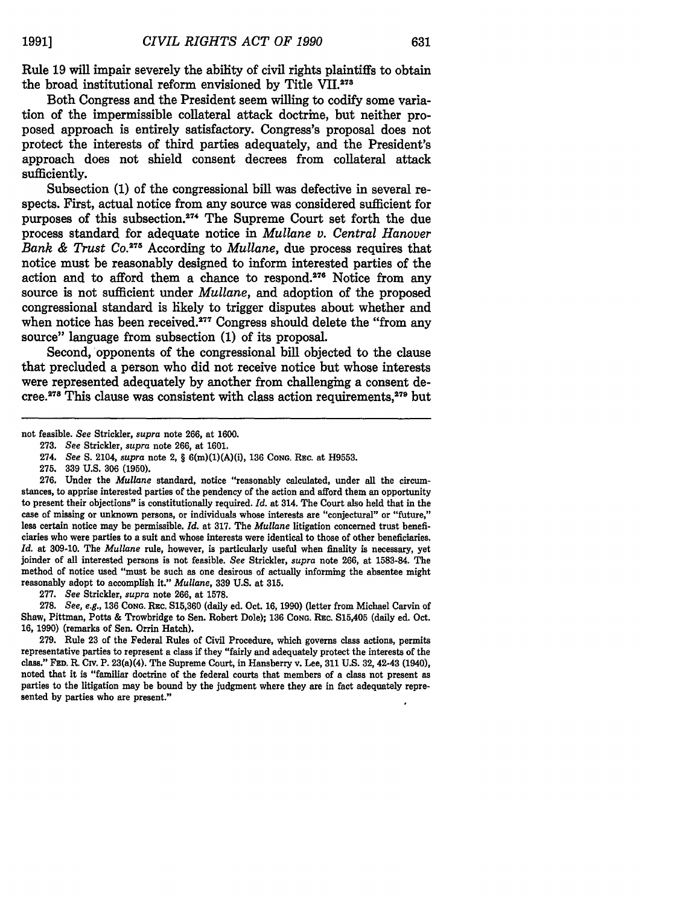Rule 19 will impair severely the ability of civil rights plaintiffs to obtain the broad institutional reform envisioned by Title VII.[273]

Both Congress and the President seem willing to codify some variation of the impermissible collateral attack doctrine, but neither proposed approach is entirely satisfactory. Congress's proposal does not protect the interests of third parties adequately, and the President's approach does not shield consent decrees from collateral attack sufficiently.

Subsection (1) of the congressional bill was defective in several respects. First, actual notice from any source was considered sufficient for purposes of this subsection.[274] The Supreme Court set forth the due process standard for adequate notice in *Mullane v. Central Hanover Bank & Trust Co.*[275] According to *Mullane*, due process requires that notice must be reasonably designed to inform interested parties of the action and to afford them a chance to respond.[276] Notice from any source is not sufficient under *Mullane*, and adoption of the proposed congressional standard is likely to trigger disputes about whether and when notice has been received.[277] Congress should delete the "from any source" language from subsection (1) of its proposal.

Second, opponents of the congressional bill objected to the clause that precluded a person who did not receive notice but whose interests were represented adequately by another from challenging a consent decree.[278] This clause was consistent with class action requirements,[279] but

---

not feasible. *See* Strickler, *supra* note 266, at 1600.

273. *See* Strickler, *supra* note 266, at 1601.

274. *See* S. 2104, *supra* note 2, § 6(m)(1)(A)(i), 136 CONG. REC. at H9553.

275. 339 U.S. 306 (1950).

276. Under the *Mullane* standard, notice "reasonably calculated, under all the circumstances, to apprise interested parties of the pendency of the action and afford them an opportunity to present their objections" is constitutionally required. *Id.* at 314. The Court also held that in the case of missing or unknown persons, or individuals whose interests are "conjectural" or "future," less certain notice may be permissible. *Id.* at 317. The *Mullane* litigation concerned trust beneficiaries who were parties to a suit and whose interests were identical to those of other beneficiaries. *Id.* at 309-10. The *Mullane* rule, however, is particularly useful when finality is necessary, yet joinder of all interested persons is not feasible. *See* Strickler, *supra* note 266, at 1583-84. The method of notice used "must be such as one desirous of actually informing the absentee might reasonably adopt to accomplish it." *Mullane*, 339 U.S. at 315.

277. *See* Strickler, *supra* note 266, at 1578.

278. *See, e.g.*, 136 CONG. REC. S15,360 (daily ed. Oct. 16, 1990) (letter from Michael Carvin of Shaw, Pittman, Potts & Trowbridge to Sen. Robert Dole); 136 CONG. REC. S15,405 (daily ed. Oct. 16, 1990) (remarks of Sen. Orrin Hatch).

279. Rule 23 of the Federal Rules of Civil Procedure, which governs class actions, permits representative parties to represent a class if they "fairly and adequately protect the interests of the class." FED. R. CIV. P. 23(a)(4). The Supreme Court, in Hansberry v. Lee, 311 U.S. 32, 42-43 (1940), noted that it is "familiar doctrine of the federal courts that members of a class not present as parties to the litigation may be bound by the judgment where they are in fact adequately represented by parties who are present."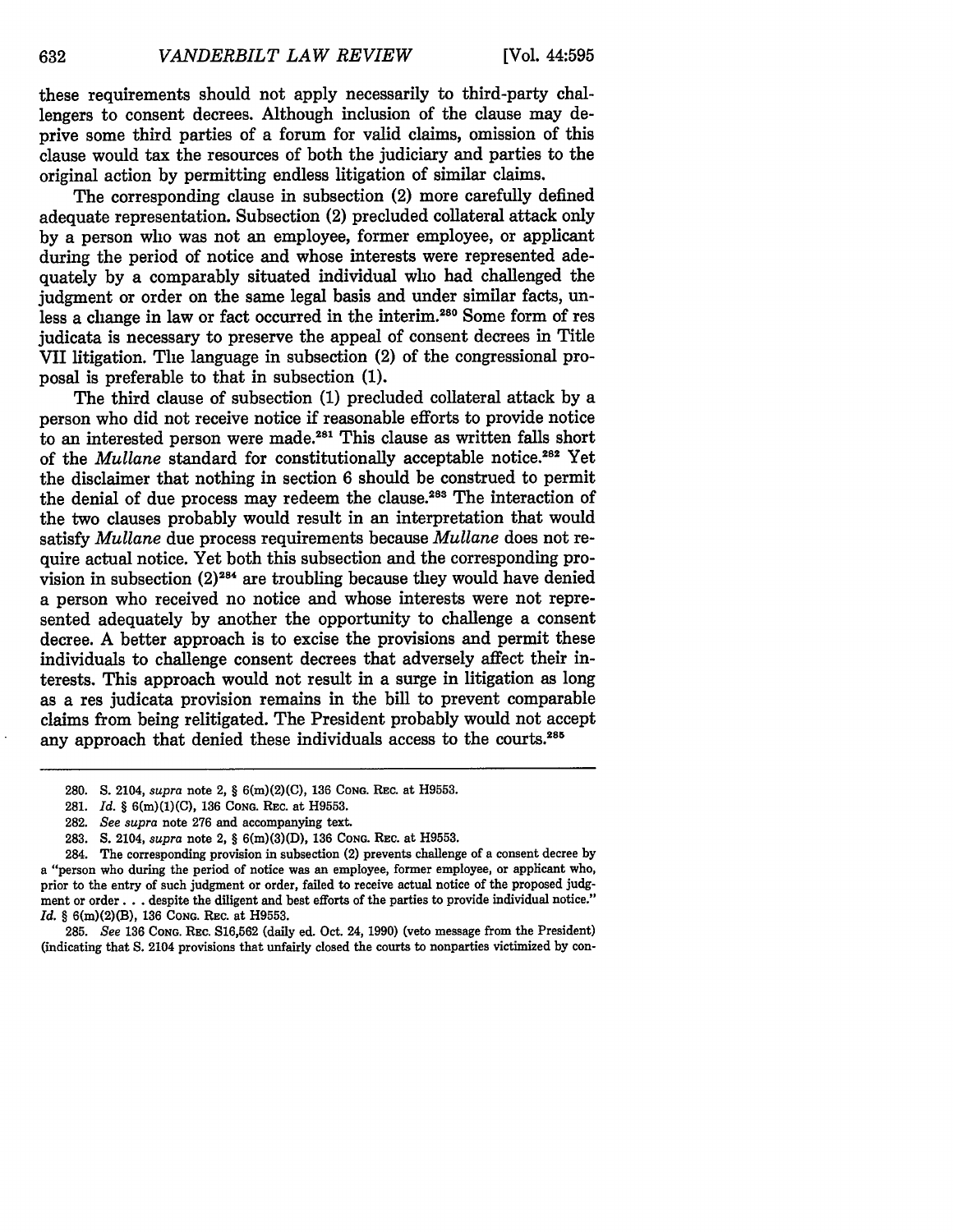these requirements should not apply necessarily to third-party challengers to consent decrees. Although inclusion of the clause may deprive some third parties of a forum for valid claims, omission of this clause would tax the resources of both the judiciary and parties to the original action by permitting endless litigation of similar claims.

The corresponding clause in subsection (2) more carefully defined adequate representation. Subsection (2) precluded collateral attack only by a person who was not an employee, former employee, or applicant during the period of notice and whose interests were represented adequately by a comparably situated individual who had challenged the judgment or order on the same legal basis and under similar facts, unless a change in law or fact occurred in the interim.[280] Some form of res judicata is necessary to preserve the appeal of consent decrees in Title VII litigation. The language in subsection (2) of the congressional proposal is preferable to that in subsection (1).

The third clause of subsection (1) precluded collateral attack by a person who did not receive notice if reasonable efforts to provide notice to an interested person were made.[281] This clause as written falls short of the *Mullane* standard for constitutionally acceptable notice.[282] Yet the disclaimer that nothing in section 6 should be construed to permit the denial of due process may redeem the clause.[283] The interaction of the two clauses probably would result in an interpretation that would satisfy *Mullane* due process requirements because *Mullane* does not require actual notice. Yet both this subsection and the corresponding provision in subsection (2)[284] are troubling because they would have denied a person who received no notice and whose interests were not represented adequately by another the opportunity to challenge a consent decree. A better approach is to excise the provisions and permit these individuals to challenge consent decrees that adversely affect their interests. This approach would not result in a surge in litigation as long as a res judicata provision remains in the bill to prevent comparable claims from being relitigated. The President probably would not accept any approach that denied these individuals access to the courts.[285]

---

280. S. 2104, *supra* note 2, § 6(m)(2)(C), 136 CONG. REC. at H9553.

281. *Id.* § 6(m)(1)(C), 136 CONG. REC. at H9553.

282. *See supra* note 276 and accompanying text.

283. S. 2104, *supra* note 2, § 6(m)(3)(D), 136 CONG. REC. at H9553.

284. The corresponding provision in subsection (2) prevents challenge of a consent decree by a "person who during the period of notice was an employee, former employee, or applicant who, prior to the entry of such judgment or order, failed to receive actual notice of the proposed judgment or order . . . despite the diligent and best efforts of the parties to provide individual notice." *Id.* § 6(m)(2)(B), 136 CONG. REC. at H9553.

285. *See* 136 CONG. REC. S16,562 (daily ed. Oct. 24, 1990) (veto message from the President) (indicating that S. 2104 provisions that unfairly closed the courts to nonparties victimized by con-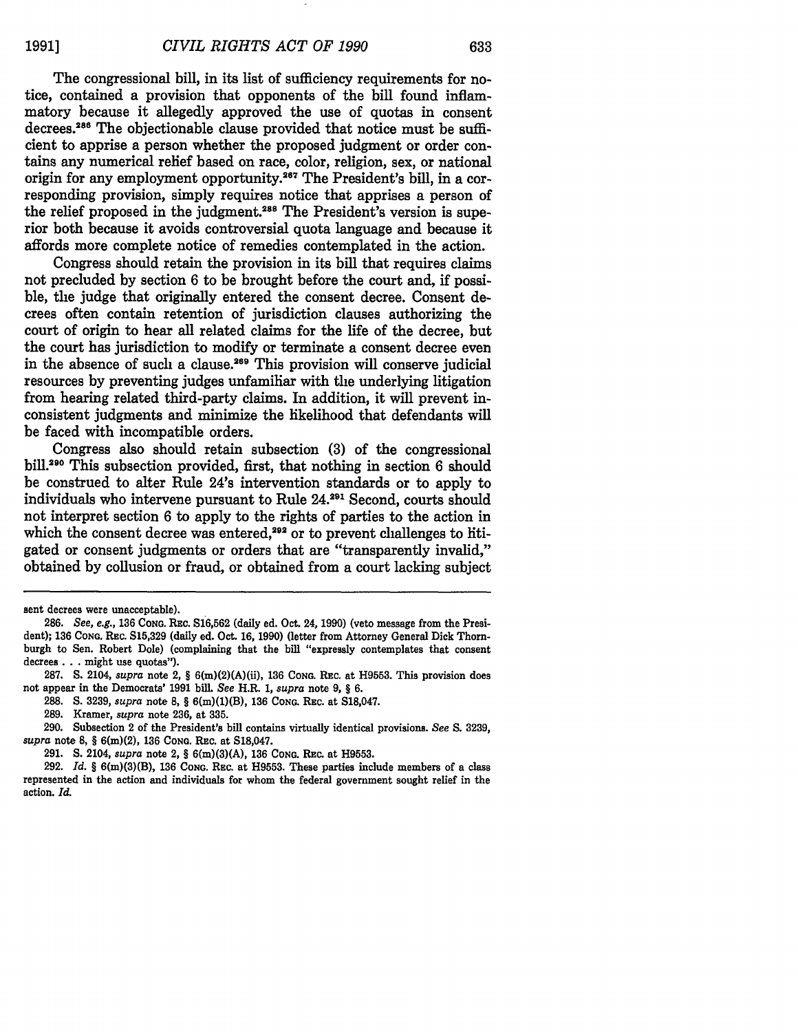The congressional bill, in its list of sufficiency requirements for notice, contained a provision that opponents of the bill found inflammatory because it allegedly approved the use of quotas in consent decrees.[286] The objectionable clause provided that notice must be sufficient to apprise a person whether the proposed judgment or order contains any numerical relief based on race, color, religion, sex, or national origin for any employment opportunity.[287] The President's bill, in a corresponding provision, simply requires notice that apprises a person of the relief proposed in the judgment.[288] The President's version is superior both because it avoids controversial quota language and because it affords more complete notice of remedies contemplated in the action.

Congress should retain the provision in its bill that requires claims not precluded by section 6 to be brought before the court and, if possible, the judge that originally entered the consent decree. Consent decrees often contain retention of jurisdiction clauses authorizing the court of origin to hear all related claims for the life of the decree, but the court has jurisdiction to modify or terminate a consent decree even in the absence of such a clause.[289] This provision will conserve judicial resources by preventing judges unfamiliar with the underlying litigation from hearing related third-party claims. In addition, it will prevent inconsistent judgments and minimize the likelihood that defendants will be faced with incompatible orders.

Congress also should retain subsection (3) of the congressional bill.[290] This subsection provided, first, that nothing in section 6 should be construed to alter Rule 24's intervention standards or to apply to individuals who intervene pursuant to Rule 24.[291] Second, courts should not interpret section 6 to apply to the rights of parties to the action in which the consent decree was entered,[292] or to prevent challenges to litigated or consent judgments or orders that are "transparently invalid," obtained by collusion or fraud, or obtained from a court lacking subject

---

sent decrees were unacceptable).

286. *See, e.g.*, 136 CONG. REC. S16,562 (daily ed. Oct. 24, 1990) (veto message from the President); 136 CONG. REC. S15,329 (daily ed. Oct. 16, 1990) (letter from Attorney General Dick Thornburgh to Sen. Robert Dole) (complaining that the bill "expressly contemplates that consent decrees . . . might use quotas").

287. S. 2104, *supra* note 2, § 6(m)(2)(A)(ii), 136 CONG. REC. at H9553. This provision does not appear in the Democrats' 1991 bill. *See* H.R. 1, *supra* note 9, § 6.

288. S. 3239, *supra* note 8, § 6(m)(1)(B), 136 CONG. REC. at S18,047.

289. Kramer, *supra* note 236, at 335.

290. Subsection 2 of the President's bill contains virtually identical provisions. *See* S. 3239, *supra* note 8, § 6(m)(2), 136 CONG. REC. at S18,047.

291. S. 2104, *supra* note 2, § 6(m)(3)(A), 136 CONG. REC. at H9553.

292. *Id.* § 6(m)(3)(B), 136 CONG. REC. at H9553. These parties include members of a class represented in the action and individuals for whom the federal government sought relief in the action. *Id.*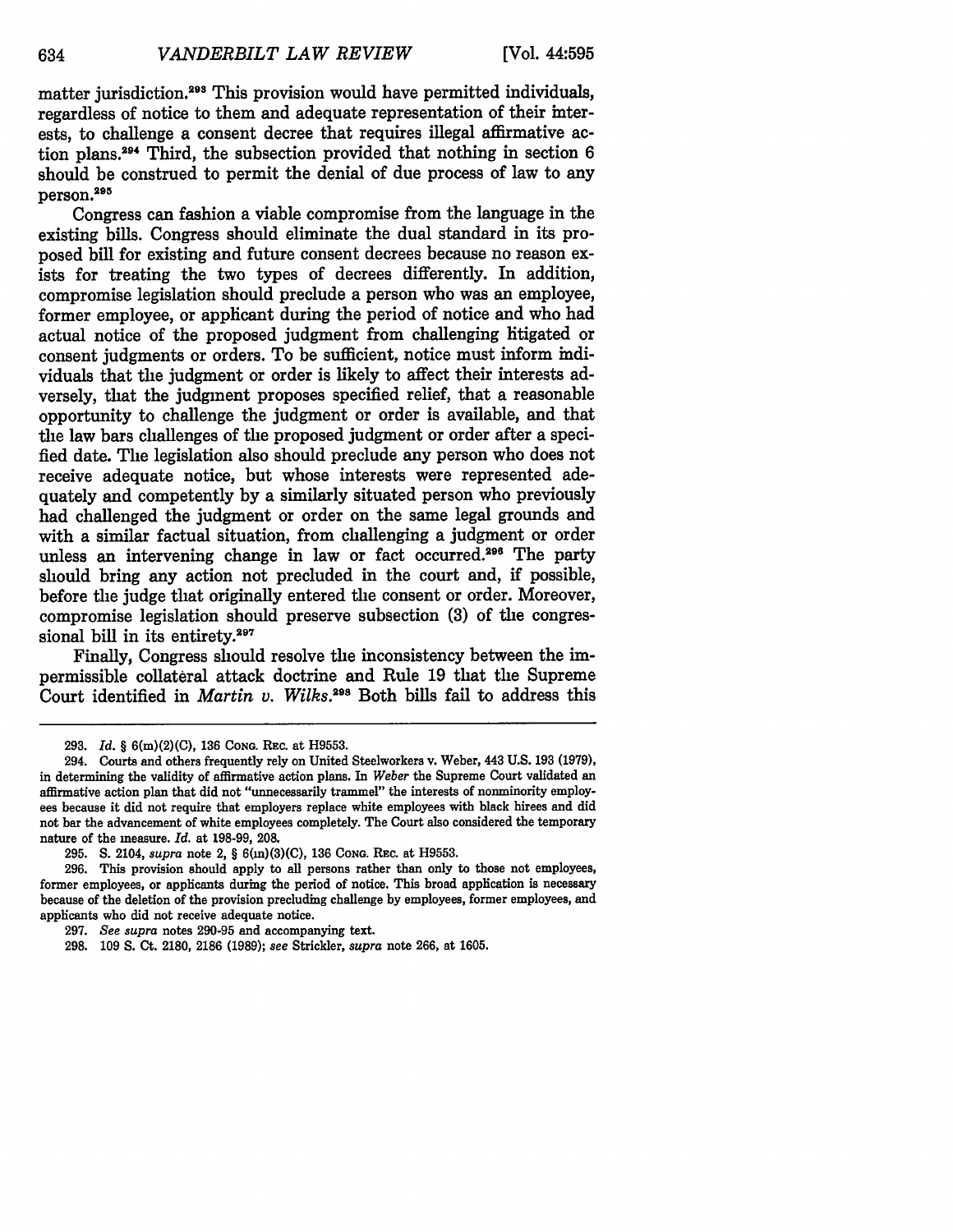matter jurisdiction.[293] This provision would have permitted individuals, regardless of notice to them and adequate representation of their interests, to challenge a consent decree that requires illegal affirmative action plans.[294] Third, the subsection provided that nothing in section 6 should be construed to permit the denial of due process of law to any person.[295]

Congress can fashion a viable compromise from the language in the existing bills. Congress should eliminate the dual standard in its proposed bill for existing and future consent decrees because no reason exists for treating the two types of decrees differently. In addition, compromise legislation should preclude a person who was an employee, former employee, or applicant during the period of notice and who had actual notice of the proposed judgment from challenging litigated or consent judgments or orders. To be sufficient, notice must inform individuals that the judgment or order is likely to affect their interests adversely, that the judgment proposes specified relief, that a reasonable opportunity to challenge the judgment or order is available, and that the law bars challenges of the proposed judgment or order after a specified date. The legislation also should preclude any person who does not receive adequate notice, but whose interests were represented adequately and competently by a similarly situated person who previously had challenged the judgment or order on the same legal grounds and with a similar factual situation, from challenging a judgment or order unless an intervening change in law or fact occurred.[296] The party should bring any action not precluded in the court and, if possible, before the judge that originally entered the consent or order. Moreover, compromise legislation should preserve subsection (3) of the congressional bill in its entirety.[297]

Finally, Congress should resolve the inconsistency between the impermissible collateral attack doctrine and Rule 19 that the Supreme Court identified in *Martin v. Wilks*.[298] Both bills fail to address this

---

293. *Id.* § 6(m)(2)(C), 136 Cong. Rec. at H9553.

294. Courts and others frequently rely on United Steelworkers v. Weber, 443 U.S. 193 (1979), in determining the validity of affirmative action plans. In *Weber* the Supreme Court validated an affirmative action plan that did not "unnecessarily trammel" the interests of nonminority employees because it did not require that employers replace white employees with black hirees and did not bar the advancement of white employees completely. The Court also considered the temporary nature of the measure. *Id.* at 198-99, 208.

295. S. 2104, *supra* note 2, § 6(m)(3)(C), 136 Cong. Rec. at H9553.

296. This provision should apply to all persons rather than only to those not employees, former employees, or applicants during the period of notice. This broad application is necessary because of the deletion of the provision precluding challenge by employees, former employees, and applicants who did not receive adequate notice.

297. *See supra* notes 290-95 and accompanying text.

298. 109 S. Ct. 2180, 2186 (1989); *see* Strickler, *supra* note 266, at 1605.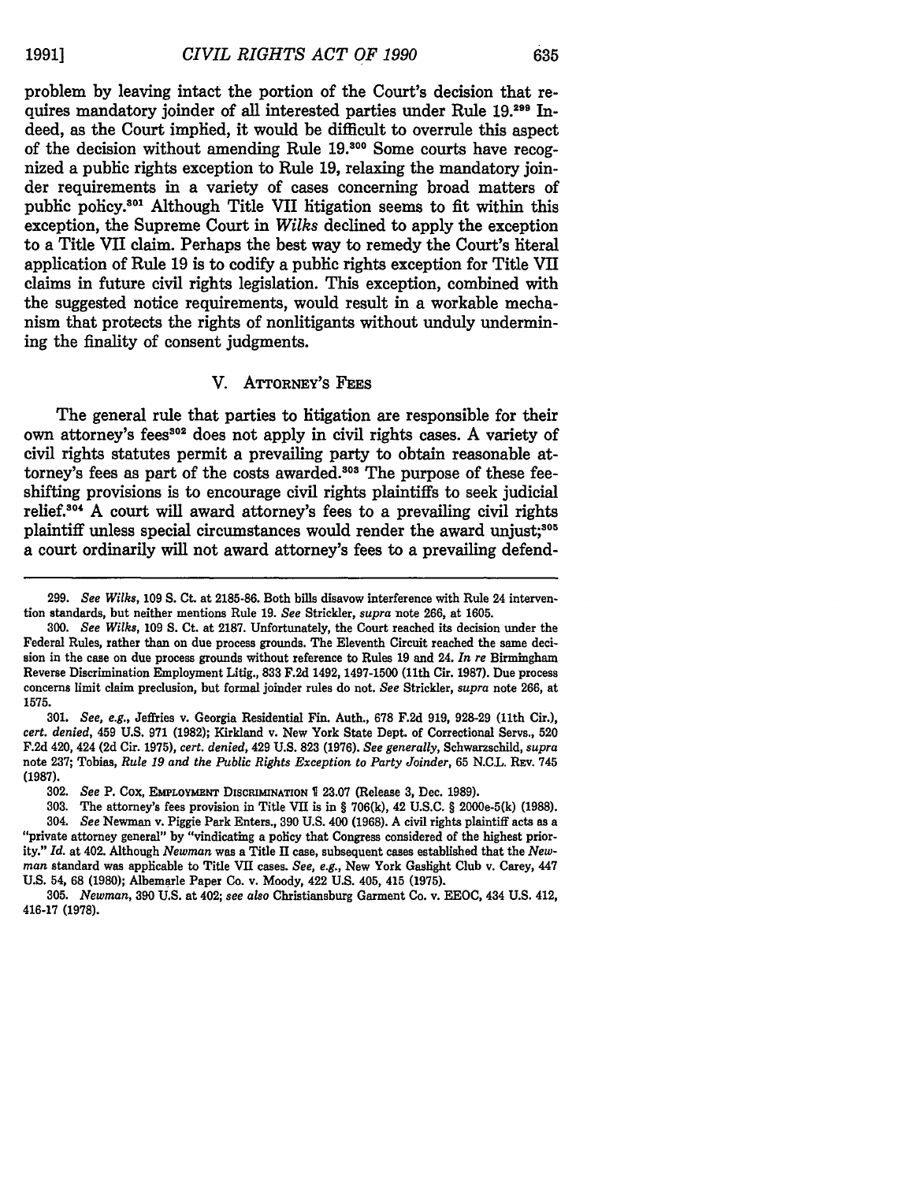problem by leaving intact the portion of the Court's decision that requires mandatory joinder of all interested parties under Rule 19.[299] Indeed, as the Court implied, it would be difficult to overrule this aspect of the decision without amending Rule 19.[300] Some courts have recognized a public rights exception to Rule 19, relaxing the mandatory joinder requirements in a variety of cases concerning broad matters of public policy.[301] Although Title VII litigation seems to fit within this exception, the Supreme Court in *Wilks* declined to apply the exception to a Title VII claim. Perhaps the best way to remedy the Court's literal application of Rule 19 is to codify a public rights exception for Title VII claims in future civil rights legislation. This exception, combined with the suggested notice requirements, would result in a workable mechanism that protects the rights of nonlitigants without unduly undermining the finality of consent judgments.

## V. Attorney's Fees

The general rule that parties to litigation are responsible for their own attorney's fees[302] does not apply in civil rights cases. A variety of civil rights statutes permit a prevailing party to obtain reasonable attorney's fees as part of the costs awarded.[303] The purpose of these fee-shifting provisions is to encourage civil rights plaintiffs to seek judicial relief.[304] A court will award attorney's fees to a prevailing civil rights plaintiff unless special circumstances would render the award unjust;[305] a court ordinarily will not award attorney's fees to a prevailing defend-

---

299. *See Wilks*, 109 S. Ct. at 2185-86. Both bills disavow interference with Rule 24 intervention standards, but neither mentions Rule 19. *See* Strickler, *supra* note 266, at 1605.

300. *See Wilks*, 109 S. Ct. at 2187. Unfortunately, the Court reached its decision under the Federal Rules, rather than on due process grounds. The Eleventh Circuit reached the same decision in the case on due process grounds without reference to Rules 19 and 24. *In re* Birmingham Reverse Discrimination Employment Litig., 833 F.2d 1492, 1497-1500 (11th Cir. 1987). Due process concerns limit claim preclusion, but formal joinder rules do not. *See* Strickler, *supra* note 266, at 1575.

301. *See, e.g.*, Jeffries v. Georgia Residential Fin. Auth., 678 F.2d 919, 928-29 (11th Cir.), *cert. denied*, 459 U.S. 971 (1982); Kirkland v. New York State Dept. of Correctional Servs., 520 F.2d 420, 424 (2d Cir. 1975), *cert. denied*, 429 U.S. 823 (1976). *See generally*, Schwarzschild, *supra* note 237; Tobias, *Rule 19 and the Public Rights Exception to Party Joinder*, 65 N.C.L. Rev. 745 (1987).

302. *See* P. Cox, Employment Discrimination ¶ 23.07 (Release 3, Dec. 1989).

303. The attorney's fees provision in Title VII is in § 706(k), 42 U.S.C. § 2000e-5(k) (1988).

304. *See* Newman v. Piggie Park Enters., 390 U.S. 400 (1968). A civil rights plaintiff acts as a "private attorney general" by "vindicating a policy that Congress considered of the highest priority." *Id.* at 402. Although *Newman* was a Title II case, subsequent cases established that the *Newman* standard was applicable to Title VII cases. *See, e.g.*, New York Gaslight Club v. Carey, 447 U.S. 54, 68 (1980); Albemarle Paper Co. v. Moody, 422 U.S. 405, 415 (1975).

305. *Newman*, 390 U.S. at 402; *see also* Christiansburg Garment Co. v. EEOC, 434 U.S. 412, 416-17 (1978).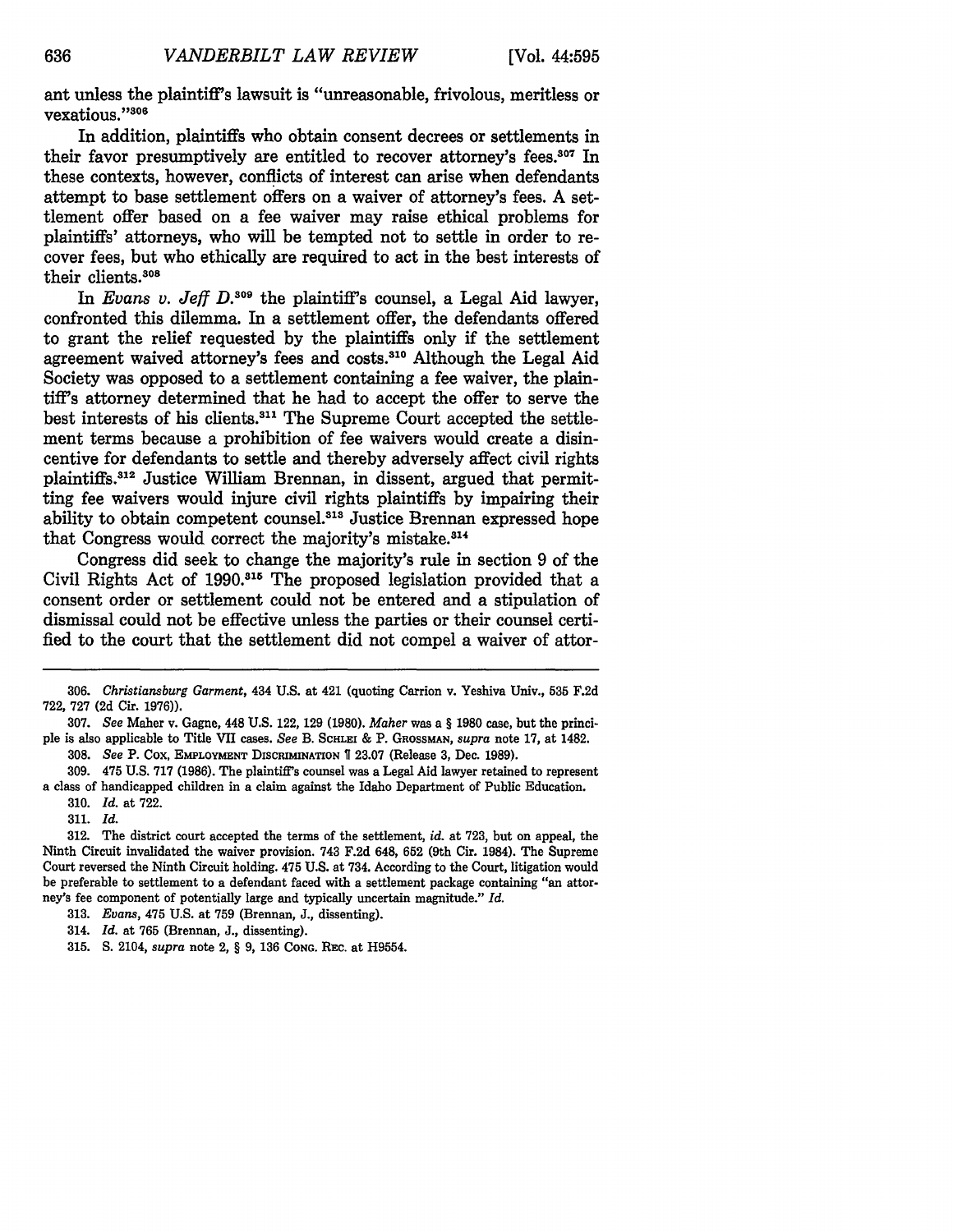ant unless the plaintiff's lawsuit is "unreasonable, frivolous, meritless or vexatious."[306]

In addition, plaintiffs who obtain consent decrees or settlements in their favor presumptively are entitled to recover attorney's fees.[307] In these contexts, however, conflicts of interest can arise when defendants attempt to base settlement offers on a waiver of attorney's fees. A settlement offer based on a fee waiver may raise ethical problems for plaintiffs' attorneys, who will be tempted not to settle in order to recover fees, but who ethically are required to act in the best interests of their clients.[308]

In *Evans v. Jeff D.*[309] the plaintiff's counsel, a Legal Aid lawyer, confronted this dilemma. In a settlement offer, the defendants offered to grant the relief requested by the plaintiffs only if the settlement agreement waived attorney's fees and costs.[310] Although the Legal Aid Society was opposed to a settlement containing a fee waiver, the plaintiff's attorney determined that he had to accept the offer to serve the best interests of his clients.[311] The Supreme Court accepted the settlement terms because a prohibition of fee waivers would create a disincentive for defendants to settle and thereby adversely affect civil rights plaintiffs.[312] Justice William Brennan, in dissent, argued that permitting fee waivers would injure civil rights plaintiffs by impairing their ability to obtain competent counsel.[313] Justice Brennan expressed hope that Congress would correct the majority's mistake.[314]

Congress did seek to change the majority's rule in section 9 of the Civil Rights Act of 1990.[315] The proposed legislation provided that a consent order or settlement could not be entered and a stipulation of dismissal could not be effective unless the parties or their counsel certified to the court that the settlement did not compel a waiver of attor-

---

306. *Christiansburg Garment*, 434 U.S. at 421 (quoting Carrion v. Yeshiva Univ., 535 F.2d 722, 727 (2d Cir. 1976)).

307. *See* Maher v. Gagne, 448 U.S. 122, 129 (1980). *Maher* was a § 1980 case, but the principle is also applicable to Title VII cases. *See* B. SCHLEI & P. GROSSMAN, *supra* note 17, at 1482.

308. *See* P. COX, EMPLOYMENT DISCRIMINATION ¶ 23.07 (Release 3, Dec. 1989).

309. 475 U.S. 717 (1986). The plaintiff's counsel was a Legal Aid lawyer retained to represent a class of handicapped children in a claim against the Idaho Department of Public Education.

310. *Id.* at 722.

311. *Id.*

312. The district court accepted the terms of the settlement, *id.* at 723, but on appeal, the Ninth Circuit invalidated the waiver provision. 743 F.2d 648, 652 (9th Cir. 1984). The Supreme Court reversed the Ninth Circuit holding. 475 U.S. at 734. According to the Court, litigation would be preferable to settlement to a defendant faced with a settlement package containing "an attorney's fee component of potentially large and typically uncertain magnitude." *Id.*

313. *Evans*, 475 U.S. at 759 (Brennan, J., dissenting).

314. *Id.* at 765 (Brennan, J., dissenting).

315. S. 2104, *supra* note 2, § 9, 136 CONG. REC. at H9554.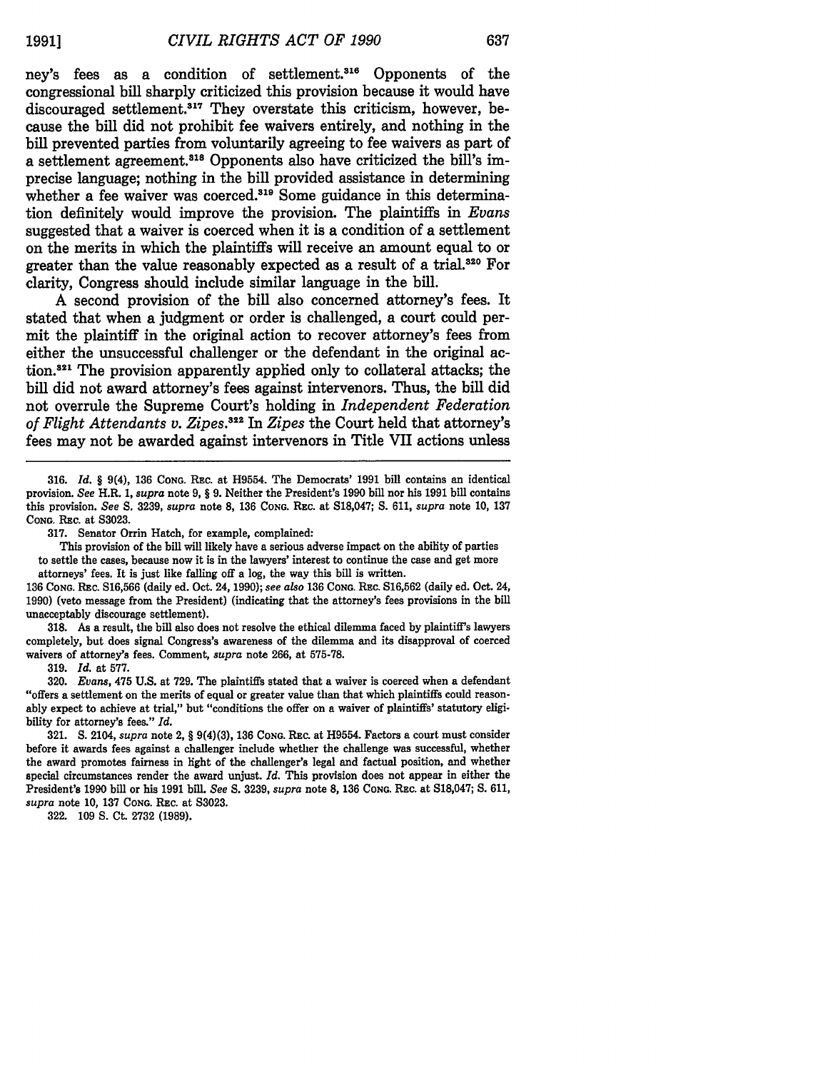ney's fees as a condition of settlement.[316] Opponents of the congressional bill sharply criticized this provision because it would have discouraged settlement.[317] They overstate this criticism, however, because the bill did not prohibit fee waivers entirely, and nothing in the bill prevented parties from voluntarily agreeing to fee waivers as part of a settlement agreement.[318] Opponents also have criticized the bill's imprecise language; nothing in the bill provided assistance in determining whether a fee waiver was coerced.[319] Some guidance in this determination definitely would improve the provision. The plaintiffs in *Evans* suggested that a waiver is coerced when it is a condition of a settlement on the merits in which the plaintiffs will receive an amount equal to or greater than the value reasonably expected as a result of a trial.[320] For clarity, Congress should include similar language in the bill.

A second provision of the bill also concerned attorney's fees. It stated that when a judgment or order is challenged, a court could permit the plaintiff in the original action to recover attorney's fees from either the unsuccessful challenger or the defendant in the original action.[321] The provision apparently applied only to collateral attacks; the bill did not award attorney's fees against intervenors. Thus, the bill did not overrule the Supreme Court's holding in *Independent Federation of Flight Attendants v. Zipes*.[322] In *Zipes* the Court held that attorney's fees may not be awarded against intervenors in Title VII actions unless

---

316. *Id.* § 9(4), 136 CONG. REC. at H9554. The Democrats' 1991 bill contains an identical provision. *See* H.R. 1, *supra* note 9, § 9. Neither the President's 1990 bill nor his 1991 bill contains this provision. *See* S. 3239, *supra* note 8, 136 CONG. REC. at S18,047; S. 611, *supra* note 10, 137 CONG. REC. at S3023.

317. Senator Orrin Hatch, for example, complained:

> This provision of the bill will likely have a serious adverse impact on the ability of parties to settle the cases, because now it is in the lawyers' interest to continue the case and get more attorneys' fees. It is just like falling off a log, the way this bill is written.

136 CONG. REC. S16,566 (daily ed. Oct. 24, 1990); *see also* 136 CONG. REC. S16,562 (daily ed. Oct. 24, 1990) (veto message from the President) (indicating that the attorney's fees provisions in the bill unacceptably discourage settlement).

318. As a result, the bill also does not resolve the ethical dilemma faced by plaintiff's lawyers completely, but does signal Congress's awareness of the dilemma and its disapproval of coerced waivers of attorney's fees. Comment, *supra* note 266, at 575-78.

319. *Id.* at 577.

320. *Evans*, 475 U.S. at 729. The plaintiffs stated that a waiver is coerced when a defendant "offers a settlement on the merits of equal or greater value than that which plaintiffs could reasonably expect to achieve at trial," but "conditions the offer on a waiver of plaintiffs' statutory eligibility for attorney's fees." *Id.*

321. S. 2104, *supra* note 2, § 9(4)(3), 136 CONG. REC. at H9554. Factors a court must consider before it awards fees against a challenger include whether the challenge was successful, whether the award promotes fairness in light of the challenger's legal and factual position, and whether special circumstances render the award unjust. *Id.* This provision does not appear in either the President's 1990 bill or his 1991 bill. *See* S. 3239, *supra* note 8, 136 CONG. REC. at S18,047; S. 611, *supra* note 10, 137 CONG. REC. at S3023.

322. 109 S. Ct. 2732 (1989).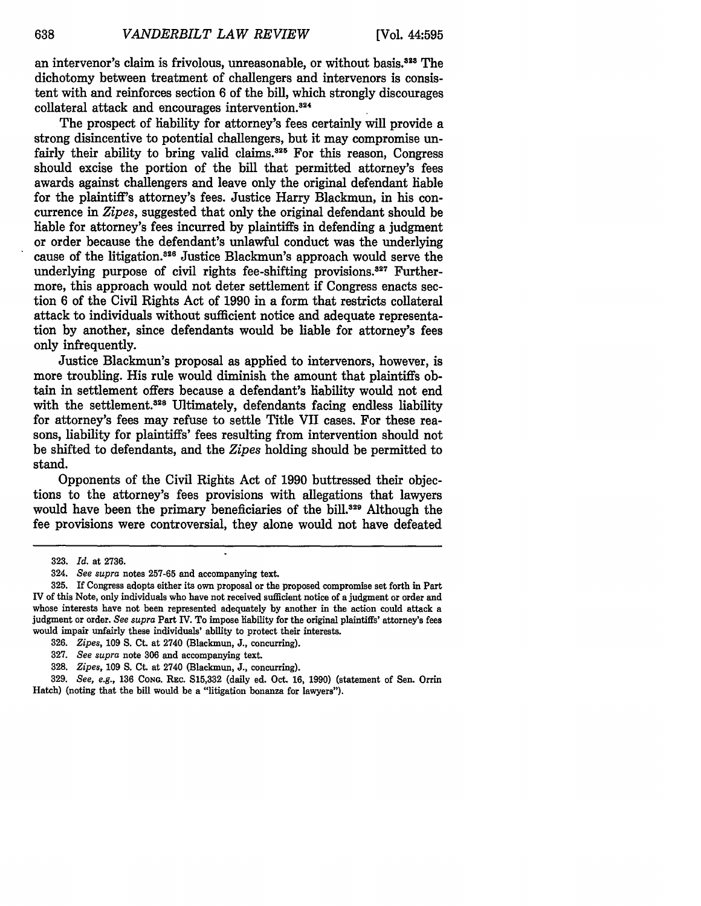an intervenor's claim is frivolous, unreasonable, or without basis.[323] The dichotomy between treatment of challengers and intervenors is consistent with and reinforces section 6 of the bill, which strongly discourages collateral attack and encourages intervention.[324]

The prospect of liability for attorney's fees certainly will provide a strong disincentive to potential challengers, but it may compromise unfairly their ability to bring valid claims.[325] For this reason, Congress should excise the portion of the bill that permitted attorney's fees awards against challengers and leave only the original defendant liable for the plaintiff's attorney's fees. Justice Harry Blackmun, in his concurrence in *Zipes*, suggested that only the original defendant should be liable for attorney's fees incurred by plaintiffs in defending a judgment or order because the defendant's unlawful conduct was the underlying cause of the litigation.[326] Justice Blackmun's approach would serve the underlying purpose of civil rights fee-shifting provisions.[327] Furthermore, this approach would not deter settlement if Congress enacts section 6 of the Civil Rights Act of 1990 in a form that restricts collateral attack to individuals without sufficient notice and adequate representation by another, since defendants would be liable for attorney's fees only infrequently.

Justice Blackmun's proposal as applied to intervenors, however, is more troubling. His rule would diminish the amount that plaintiffs obtain in settlement offers because a defendant's liability would not end with the settlement.[328] Ultimately, defendants facing endless liability for attorney's fees may refuse to settle Title VII cases. For these reasons, liability for plaintiffs' fees resulting from intervention should not be shifted to defendants, and the *Zipes* holding should be permitted to stand.

Opponents of the Civil Rights Act of 1990 buttressed their objections to the attorney's fees provisions with allegations that lawyers would have been the primary beneficiaries of the bill.[329] Although the fee provisions were controversial, they alone would not have defeated

---

323. *Id.* at 2736.

324. *See supra* notes 257-65 and accompanying text.

325. If Congress adopts either its own proposal or the proposed compromise set forth in Part IV of this Note, only individuals who have not received sufficient notice of a judgment or order and whose interests have not been represented adequately by another in the action could attack a judgment or order. *See supra* Part IV. To impose liability for the original plaintiffs' attorney's fees would impair unfairly these individuals' ability to protect their interests.

326. *Zipes*, 109 S. Ct. at 2740 (Blackmun, J., concurring).

327. *See supra* note 306 and accompanying text.

328. *Zipes*, 109 S. Ct. at 2740 (Blackmun, J., concurring).

329. *See, e.g.*, 136 CONG. REC. S15,332 (daily ed. Oct. 16, 1990) (statement of Sen. Orrin Hatch) (noting that the bill would be a "litigation bonanza for lawyers").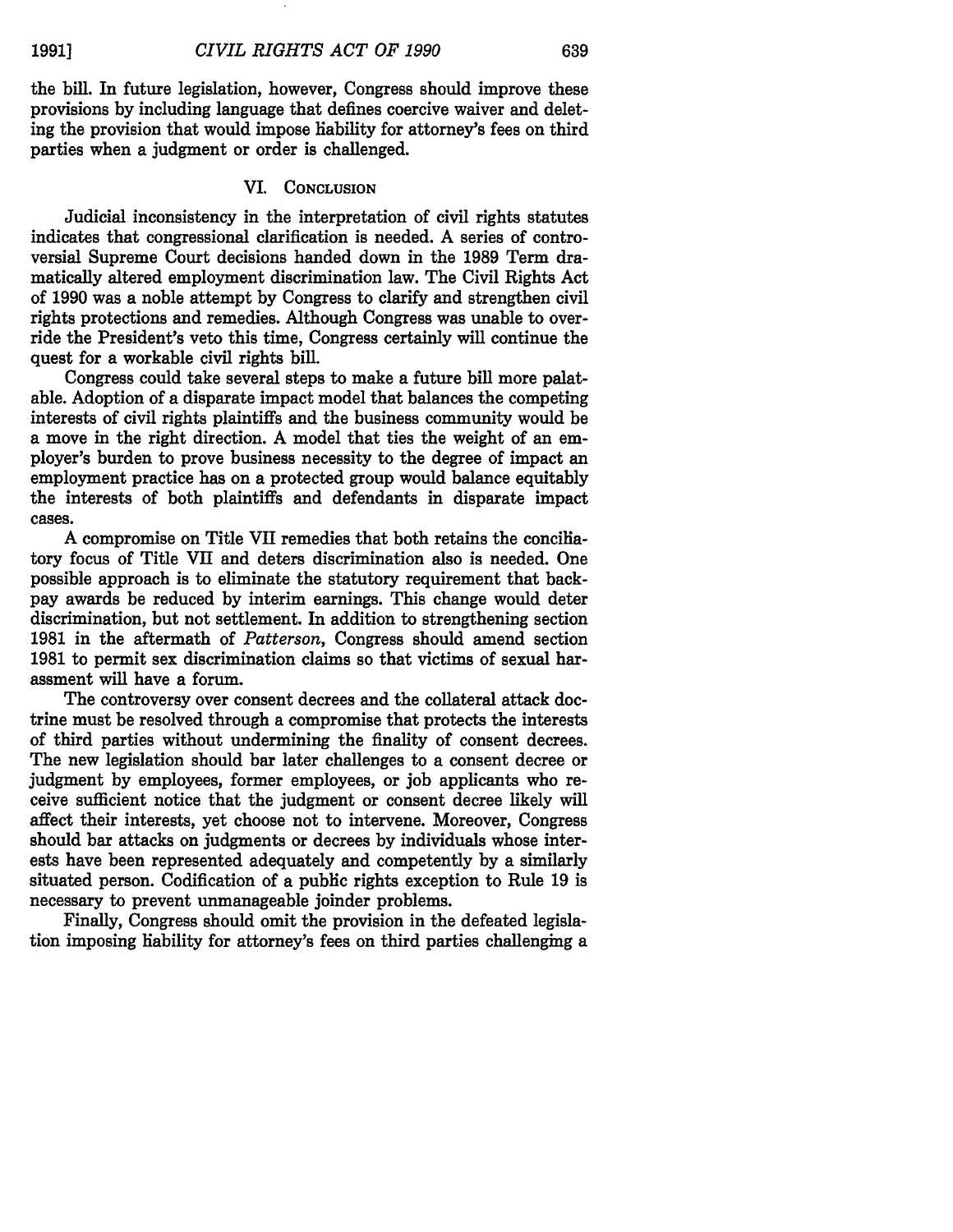the bill. In future legislation, however, Congress should improve these provisions by including language that defines coercive waiver and deleting the provision that would impose liability for attorney's fees on third parties when a judgment or order is challenged.

## VI. Conclusion

Judicial inconsistency in the interpretation of civil rights statutes indicates that congressional clarification is needed. A series of controversial Supreme Court decisions handed down in the 1989 Term dramatically altered employment discrimination law. The Civil Rights Act of 1990 was a noble attempt by Congress to clarify and strengthen civil rights protections and remedies. Although Congress was unable to override the President's veto this time, Congress certainly will continue the quest for a workable civil rights bill.

Congress could take several steps to make a future bill more palatable. Adoption of a disparate impact model that balances the competing interests of civil rights plaintiffs and the business community would be a move in the right direction. A model that ties the weight of an employer's burden to prove business necessity to the degree of impact an employment practice has on a protected group would balance equitably the interests of both plaintiffs and defendants in disparate impact cases.

A compromise on Title VII remedies that both retains the conciliatory focus of Title VII and deters discrimination also is needed. One possible approach is to eliminate the statutory requirement that backpay awards be reduced by interim earnings. This change would deter discrimination, but not settlement. In addition to strengthening section 1981 in the aftermath of *Patterson*, Congress should amend section 1981 to permit sex discrimination claims so that victims of sexual harassment will have a forum.

The controversy over consent decrees and the collateral attack doctrine must be resolved through a compromise that protects the interests of third parties without undermining the finality of consent decrees. The new legislation should bar later challenges to a consent decree or judgment by employees, former employees, or job applicants who receive sufficient notice that the judgment or consent decree likely will affect their interests, yet choose not to intervene. Moreover, Congress should bar attacks on judgments or decrees by individuals whose interests have been represented adequately and competently by a similarly situated person. Codification of a public rights exception to Rule 19 is necessary to prevent unmanageable joinder problems.

Finally, Congress should omit the provision in the defeated legislation imposing liability for attorney's fees on third parties challenging a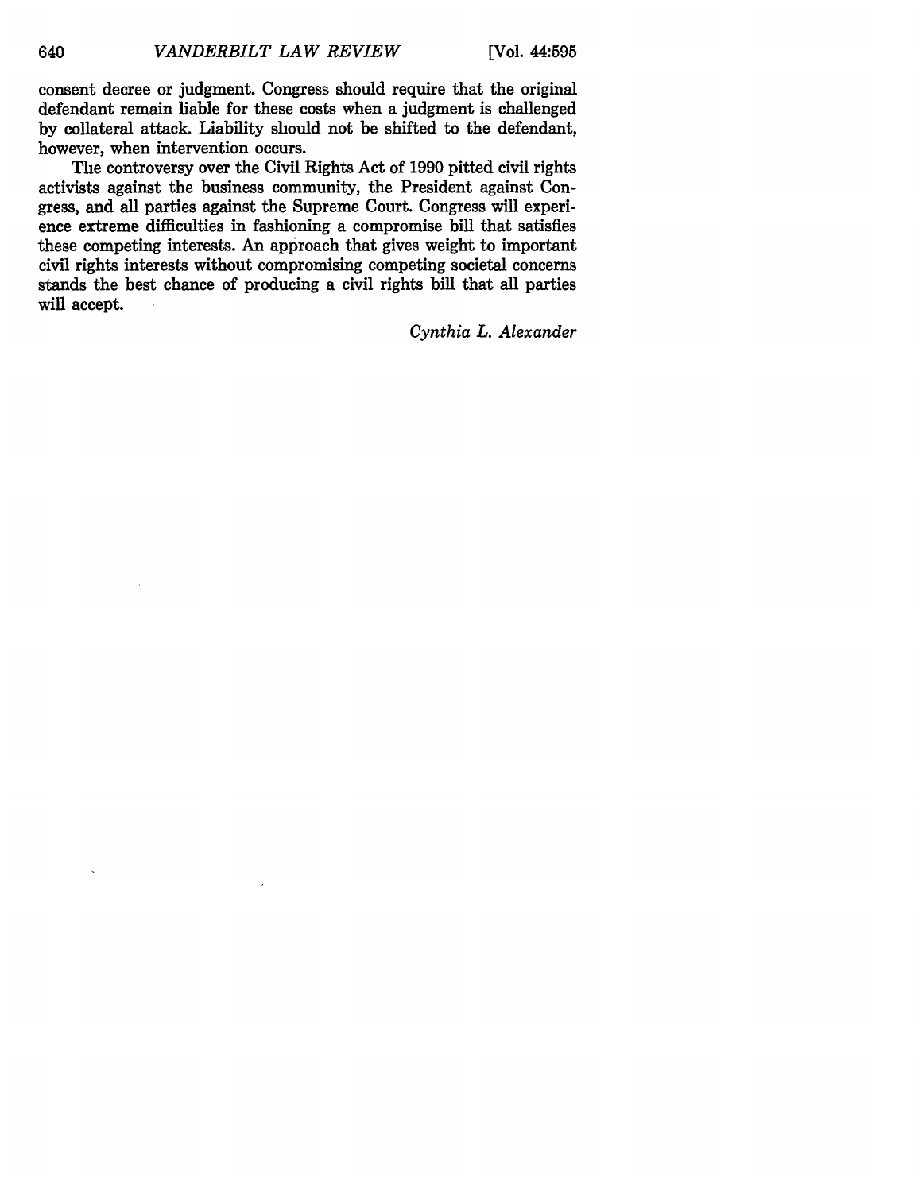consent decree or judgment. Congress should require that the original defendant remain liable for these costs when a judgment is challenged by collateral attack. Liability should not be shifted to the defendant, however, when intervention occurs.

The controversy over the Civil Rights Act of 1990 pitted civil rights activists against the business community, the President against Congress, and all parties against the Supreme Court. Congress will experience extreme difficulties in fashioning a compromise bill that satisfies these competing interests. An approach that gives weight to important civil rights interests without compromising competing societal concerns stands the best chance of producing a civil rights bill that all parties will accept.

*Cynthia L. Alexander*